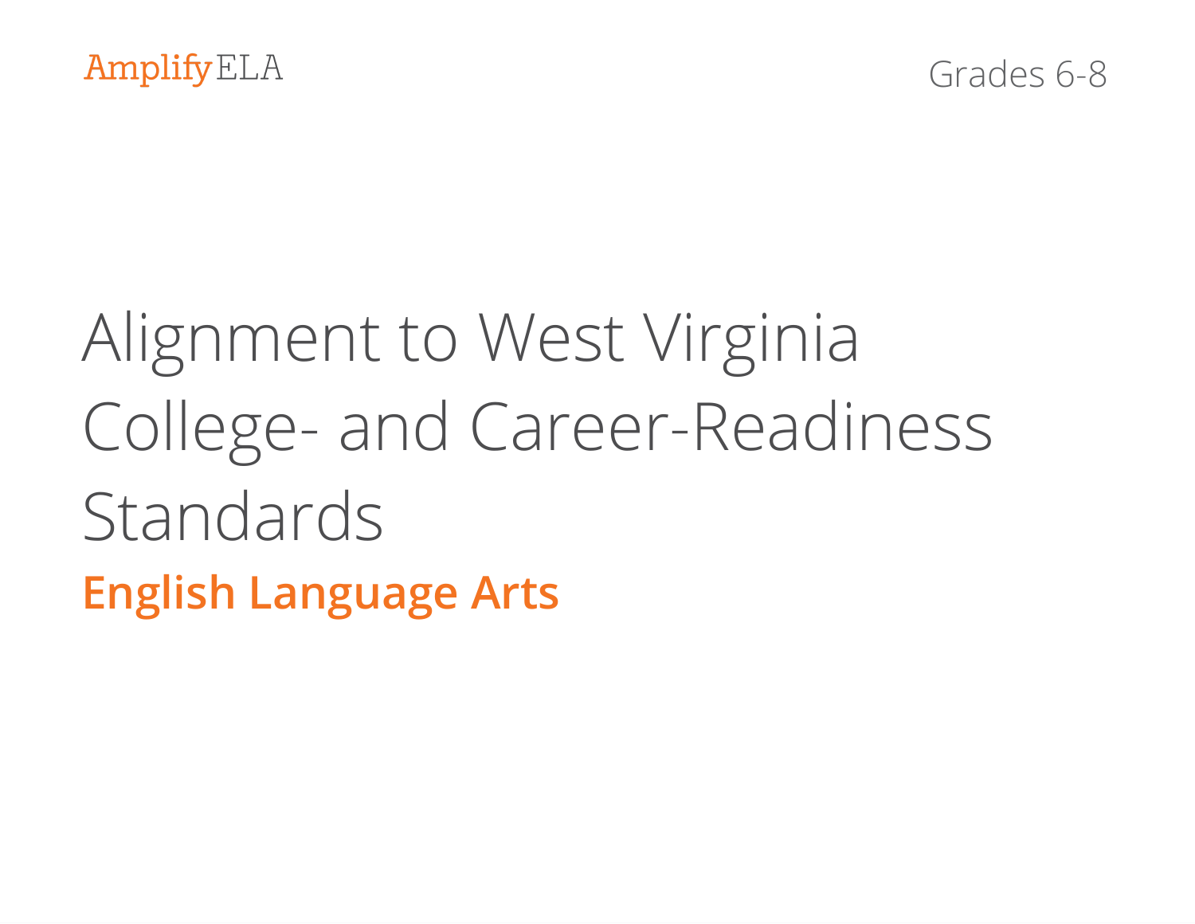Amplify ELA

Grades 6-8

# Alignment to West Virginia College- and Career-Readiness Standards

## English Language Arts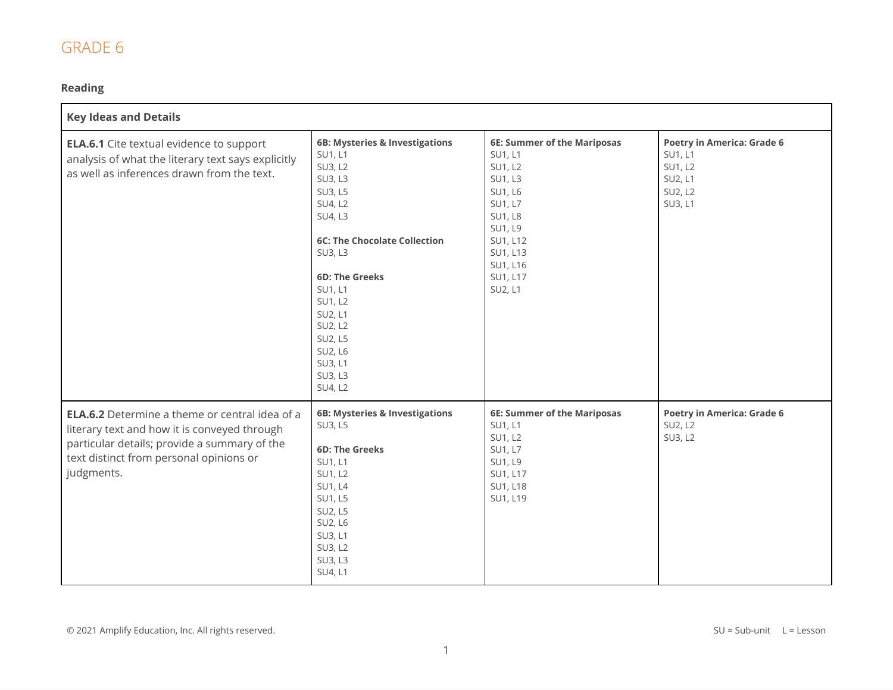# GRADE 6

## Reading

| Key Ideas and Details | | | |
|---|---|---|---|
| **ELA.6.1** Cite textual evidence to support analysis of what the literary text says explicitly as well as inferences drawn from the text. | **6B: Mysteries & Investigations**<br>SU1, L1<br>SU3, L2<br>SU3, L3<br>SU3, L5<br>SU4, L2<br>SU4, L3<br><br>**6C: The Chocolate Collection**<br>SU3, L3<br><br>**6D: The Greeks**<br>SU1, L1<br>SU1, L2<br>SU2, L1<br>SU2, L2<br>SU2, L5<br>SU2, L6<br>SU3, L1<br>SU3, L3<br>SU4, L2 | **6E: Summer of the Mariposas**<br>SU1, L1<br>SU1, L2<br>SU1, L3<br>SU1, L6<br>SU1, L7<br>SU1, L8<br>SU1, L9<br>SU1, L12<br>SU1, L13<br>SU1, L16<br>SU1, L17<br>SU2, L1 | **Poetry in America: Grade 6**<br>SU1, L1<br>SU1, L2<br>SU2, L1<br>SU2, L2<br>SU3, L1 |
| **ELA.6.2** Determine a theme or central idea of a literary text and how it is conveyed through particular details; provide a summary of the text distinct from personal opinions or judgments. | **6B: Mysteries & Investigations**<br>SU3, L5<br><br>**6D: The Greeks**<br>SU1, L1<br>SU1, L2<br>SU1, L4<br>SU1, L5<br>SU2, L5<br>SU2, L6<br>SU3, L1<br>SU3, L2<br>SU3, L3<br>SU4, L1 | **6E: Summer of the Mariposas**<br>SU1, L1<br>SU1, L2<br>SU1, L7<br>SU1, L9<br>SU1, L17<br>SU1, L18<br>SU1, L19 | **Poetry in America: Grade 6**<br>SU2, L2<br>SU3, L2 |

© 2021 Amplify Education, Inc. All rights reserved.

SU = Sub-unit L = Lesson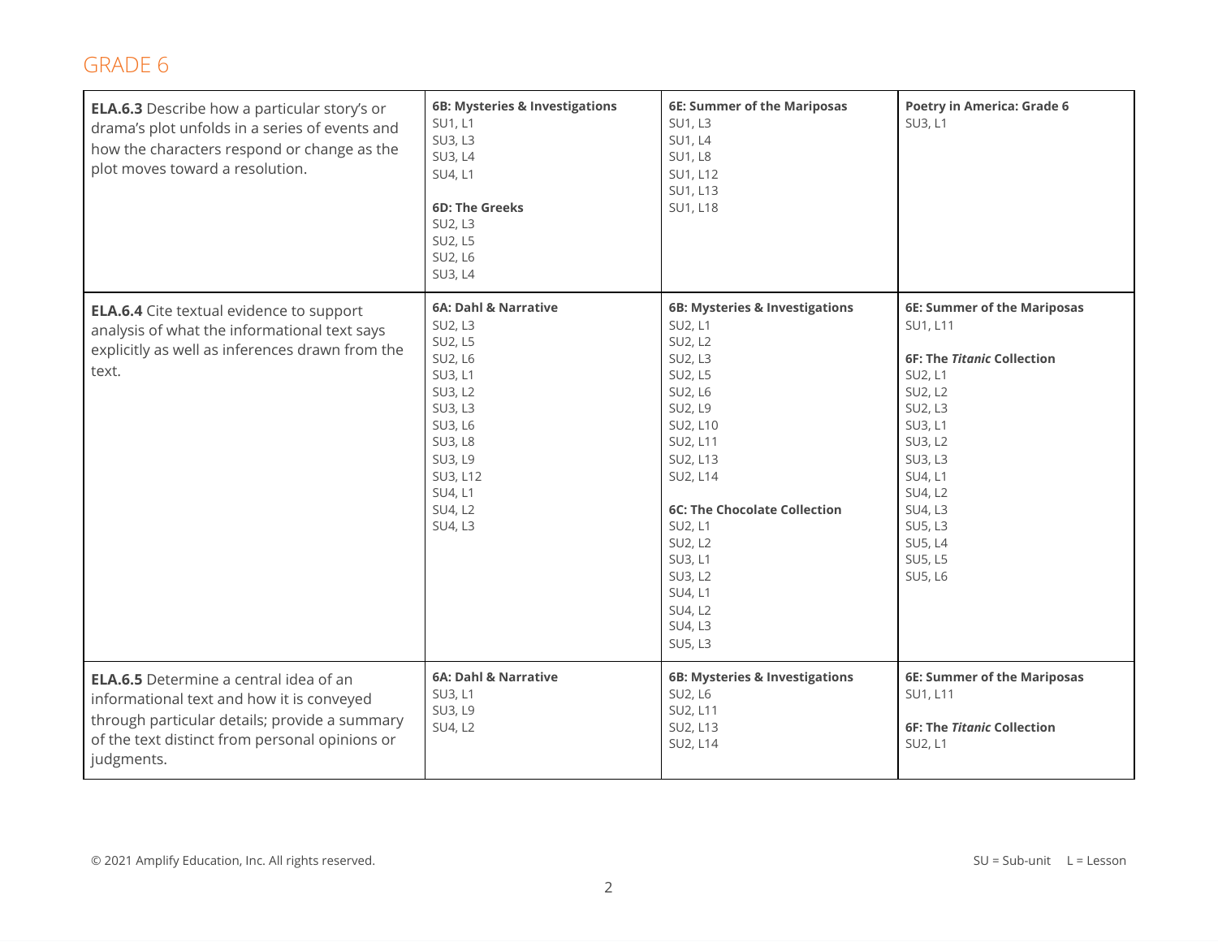# GRADE 6

| Standard | | | |
|---|---|---|---|
| **ELA.6.3** Describe how a particular story's or drama's plot unfolds in a series of events and how the characters respond or change as the plot moves toward a resolution. | **6B: Mysteries & Investigations**<br>SU1, L1<br>SU3, L3<br>SU3, L4<br>SU4, L1<br><br>**6D: The Greeks**<br>SU2, L3<br>SU2, L5<br>SU2, L6<br>SU3, L4 | **6E: Summer of the Mariposas**<br>SU1, L3<br>SU1, L4<br>SU1, L8<br>SU1, L12<br>SU1, L13<br>SU1, L18 | **Poetry in America: Grade 6**<br>SU3, L1 |
| **ELA.6.4** Cite textual evidence to support analysis of what the informational text says explicitly as well as inferences drawn from the text. | **6A: Dahl & Narrative**<br>SU2, L3<br>SU2, L5<br>SU2, L6<br>SU3, L1<br>SU3, L2<br>SU3, L3<br>SU3, L6<br>SU3, L8<br>SU3, L9<br>SU3, L12<br>SU4, L1<br>SU4, L2<br>SU4, L3 | **6B: Mysteries & Investigations**<br>SU2, L1<br>SU2, L2<br>SU2, L3<br>SU2, L5<br>SU2, L6<br>SU2, L9<br>SU2, L10<br>SU2, L11<br>SU2, L13<br>SU2, L14<br><br>**6C: The Chocolate Collection**<br>SU2, L1<br>SU2, L2<br>SU3, L1<br>SU3, L2<br>SU4, L1<br>SU4, L2<br>SU4, L3<br>SU5, L3 | **6E: Summer of the Mariposas**<br>SU1, L11<br><br>**6F: The *Titanic* Collection**<br>SU2, L1<br>SU2, L2<br>SU2, L3<br>SU3, L1<br>SU3, L2<br>SU3, L3<br>SU4, L1<br>SU4, L2<br>SU4, L3<br>SU5, L3<br>SU5, L4<br>SU5, L5<br>SU5, L6 |
| **ELA.6.5** Determine a central idea of an informational text and how it is conveyed through particular details; provide a summary of the text distinct from personal opinions or judgments. | **6A: Dahl & Narrative**<br>SU3, L1<br>SU3, L9<br>SU4, L2 | **6B: Mysteries & Investigations**<br>SU2, L6<br>SU2, L11<br>SU2, L13<br>SU2, L14 | **6E: Summer of the Mariposas**<br>SU1, L11<br><br>**6F: The *Titanic* Collection**<br>SU2, L1 |

© 2021 Amplify Education, Inc. All rights reserved.

SU = Sub-unit L = Lesson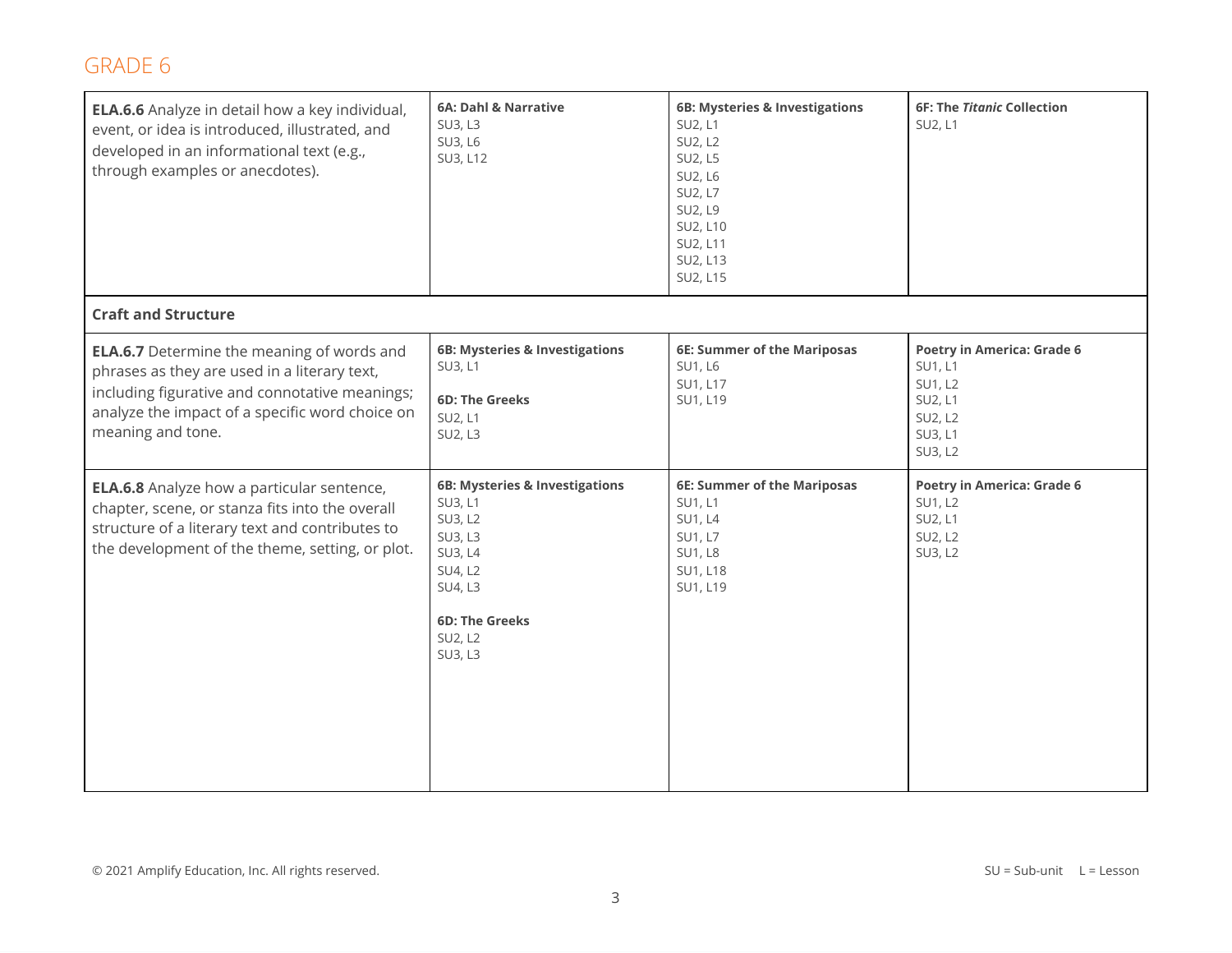## GRADE 6

| Standard | | | |
|---|---|---|---|
| **ELA.6.6** Analyze in detail how a key individual, event, or idea is introduced, illustrated, and developed in an informational text (e.g., through examples or anecdotes). | **6A: Dahl & Narrative**<br>SU3, L3<br>SU3, L6<br>SU3, L12 | **6B: Mysteries & Investigations**<br>SU2, L1<br>SU2, L2<br>SU2, L5<br>SU2, L6<br>SU2, L7<br>SU2, L9<br>SU2, L10<br>SU2, L11<br>SU2, L13<br>SU2, L15 | **6F: The *Titanic* Collection**<br>SU2, L1 |
| **Craft and Structure** | | | |
| **ELA.6.7** Determine the meaning of words and phrases as they are used in a literary text, including figurative and connotative meanings; analyze the impact of a specific word choice on meaning and tone. | **6B: Mysteries & Investigations**<br>SU3, L1<br><br>**6D: The Greeks**<br>SU2, L1<br>SU2, L3 | **6E: Summer of the Mariposas**<br>SU1, L6<br>SU1, L17<br>SU1, L19 | **Poetry in America: Grade 6**<br>SU1, L1<br>SU1, L2<br>SU2, L1<br>SU2, L2<br>SU3, L1<br>SU3, L2 |
| **ELA.6.8** Analyze how a particular sentence, chapter, scene, or stanza fits into the overall structure of a literary text and contributes to the development of the theme, setting, or plot. | **6B: Mysteries & Investigations**<br>SU3, L1<br>SU3, L2<br>SU3, L3<br>SU3, L4<br>SU4, L2<br>SU4, L3<br><br>**6D: The Greeks**<br>SU2, L2<br>SU3, L3 | **6E: Summer of the Mariposas**<br>SU1, L1<br>SU1, L4<br>SU1, L7<br>SU1, L8<br>SU1, L18<br>SU1, L19 | **Poetry in America: Grade 6**<br>SU1, L2<br>SU2, L1<br>SU2, L2<br>SU3, L2 |

© 2021 Amplify Education, Inc. All rights reserved.

SU = Sub-unit L = Lesson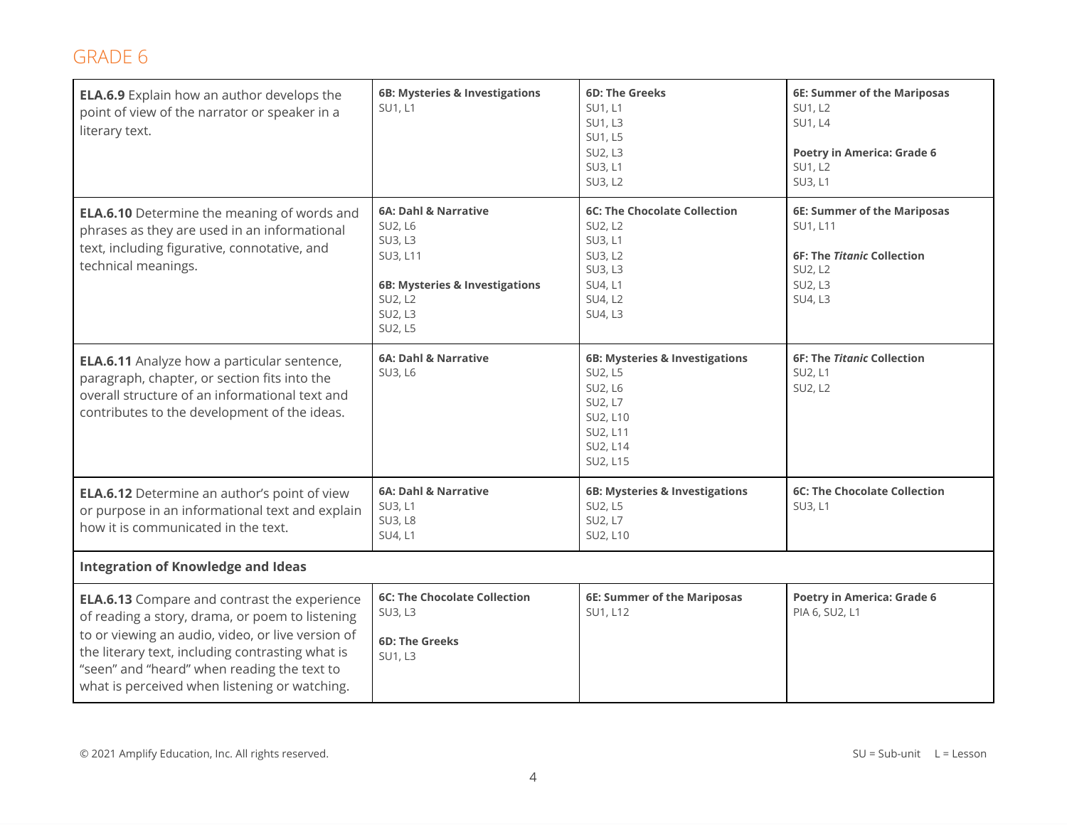## GRADE 6

| | | | |
|---|---|---|---|
| **ELA.6.9** Explain how an author develops the point of view of the narrator or speaker in a literary text. | **6B: Mysteries & Investigations**<br>SU1, L1 | **6D: The Greeks**<br>SU1, L1<br>SU1, L3<br>SU1, L5<br>SU2, L3<br>SU3, L1<br>SU3, L2 | **6E: Summer of the Mariposas**<br>SU1, L2<br>SU1, L4<br><br>**Poetry in America: Grade 6**<br>SU1, L2<br>SU3, L1 |
| **ELA.6.10** Determine the meaning of words and phrases as they are used in an informational text, including figurative, connotative, and technical meanings. | **6A: Dahl & Narrative**<br>SU2, L6<br>SU3, L3<br>SU3, L11<br><br>**6B: Mysteries & Investigations**<br>SU2, L2<br>SU2, L3<br>SU2, L5 | **6C: The Chocolate Collection**<br>SU2, L2<br>SU3, L1<br>SU3, L2<br>SU3, L3<br>SU4, L1<br>SU4, L2<br>SU4, L3 | **6E: Summer of the Mariposas**<br>SU1, L11<br><br>**6F: The *Titanic* Collection**<br>SU2, L2<br>SU2, L3<br>SU4, L3 |
| **ELA.6.11** Analyze how a particular sentence, paragraph, chapter, or section fits into the overall structure of an informational text and contributes to the development of the ideas. | **6A: Dahl & Narrative**<br>SU3, L6 | **6B: Mysteries & Investigations**<br>SU2, L5<br>SU2, L6<br>SU2, L7<br>SU2, L10<br>SU2, L11<br>SU2, L14<br>SU2, L15 | **6F: The *Titanic* Collection**<br>SU2, L1<br>SU2, L2 |
| **ELA.6.12** Determine an author's point of view or purpose in an informational text and explain how it is communicated in the text. | **6A: Dahl & Narrative**<br>SU3, L1<br>SU3, L8<br>SU4, L1 | **6B: Mysteries & Investigations**<br>SU2, L5<br>SU2, L7<br>SU2, L10 | **6C: The Chocolate Collection**<br>SU3, L1 |
| **Integration of Knowledge and Ideas** | | | |
| **ELA.6.13** Compare and contrast the experience of reading a story, drama, or poem to listening to or viewing an audio, video, or live version of the literary text, including contrasting what is "seen" and "heard" when reading the text to what is perceived when listening or watching. | **6C: The Chocolate Collection**<br>SU3, L3<br><br>**6D: The Greeks**<br>SU1, L3 | **6E: Summer of the Mariposas**<br>SU1, L12 | **Poetry in America: Grade 6**<br>PIA 6, SU2, L1 |

© 2021 Amplify Education, Inc. All rights reserved.

SU = Sub-unit L = Lesson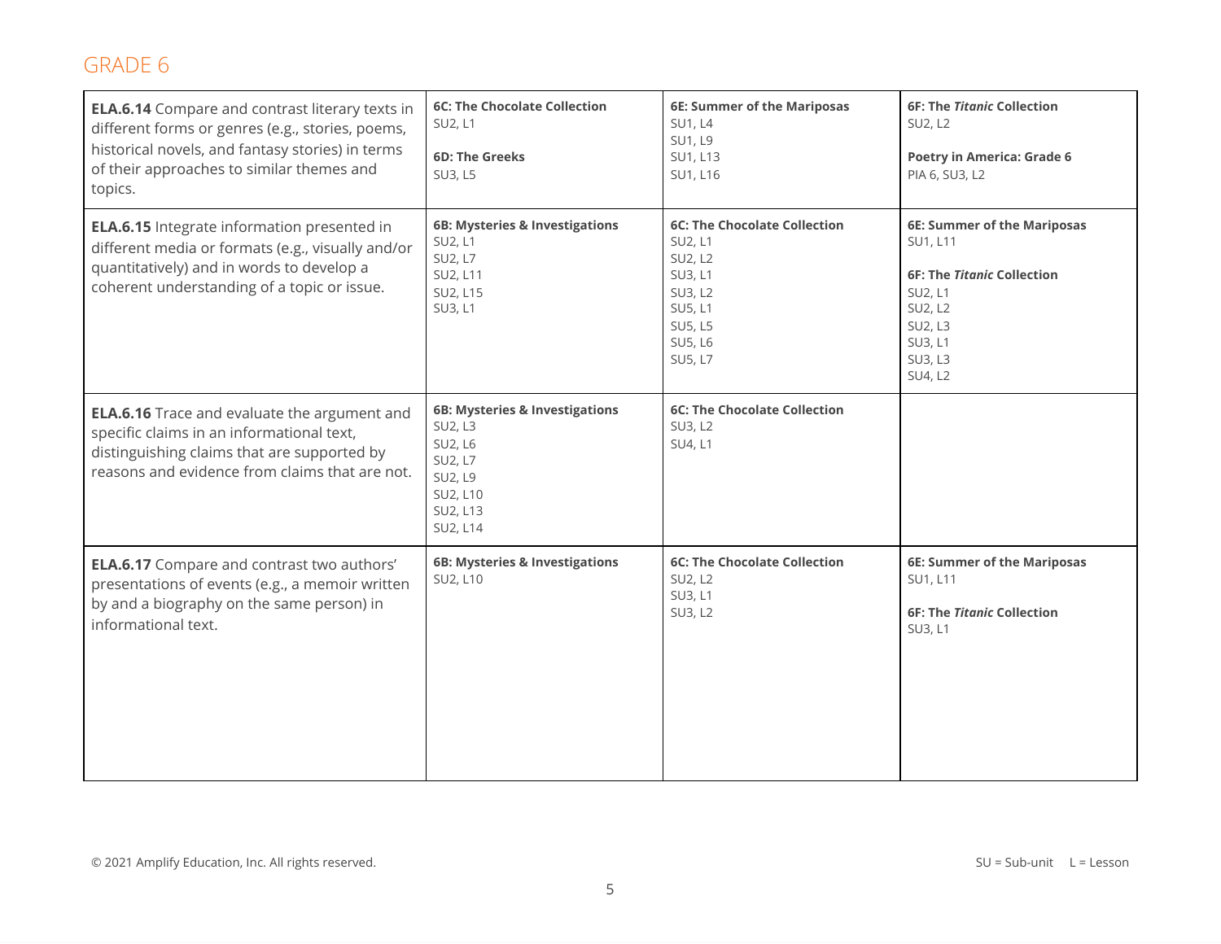## GRADE 6

| Standard | | | |
|---|---|---|---|
| **ELA.6.14** Compare and contrast literary texts in different forms or genres (e.g., stories, poems, historical novels, and fantasy stories) in terms of their approaches to similar themes and topics. | **6C: The Chocolate Collection**<br>SU2, L1<br><br>**6D: The Greeks**<br>SU3, L5 | **6E: Summer of the Mariposas**<br>SU1, L4<br>SU1, L9<br>SU1, L13<br>SU1, L16 | **6F: The *Titanic* Collection**<br>SU2, L2<br><br>**Poetry in America: Grade 6**<br>PIA 6, SU3, L2 |
| **ELA.6.15** Integrate information presented in different media or formats (e.g., visually and/or quantitatively) and in words to develop a coherent understanding of a topic or issue. | **6B: Mysteries & Investigations**<br>SU2, L1<br>SU2, L7<br>SU2, L11<br>SU2, L15<br>SU3, L1 | **6C: The Chocolate Collection**<br>SU2, L1<br>SU2, L2<br>SU3, L1<br>SU3, L2<br>SU5, L1<br>SU5, L5<br>SU5, L6<br>SU5, L7 | **6E: Summer of the Mariposas**<br>SU1, L11<br><br>**6F: The *Titanic* Collection**<br>SU2, L1<br>SU2, L2<br>SU2, L3<br>SU3, L1<br>SU3, L3<br>SU4, L2 |
| **ELA.6.16** Trace and evaluate the argument and specific claims in an informational text, distinguishing claims that are supported by reasons and evidence from claims that are not. | **6B: Mysteries & Investigations**<br>SU2, L3<br>SU2, L6<br>SU2, L7<br>SU2, L9<br>SU2, L10<br>SU2, L13<br>SU2, L14 | **6C: The Chocolate Collection**<br>SU3, L2<br>SU4, L1 | |
| **ELA.6.17** Compare and contrast two authors' presentations of events (e.g., a memoir written by and a biography on the same person) in informational text. | **6B: Mysteries & Investigations**<br>SU2, L10 | **6C: The Chocolate Collection**<br>SU2, L2<br>SU3, L1<br>SU3, L2 | **6E: Summer of the Mariposas**<br>SU1, L11<br><br>**6F: The *Titanic* Collection**<br>SU3, L1 |

© 2021 Amplify Education, Inc. All rights reserved.

SU = Sub-unit L = Lesson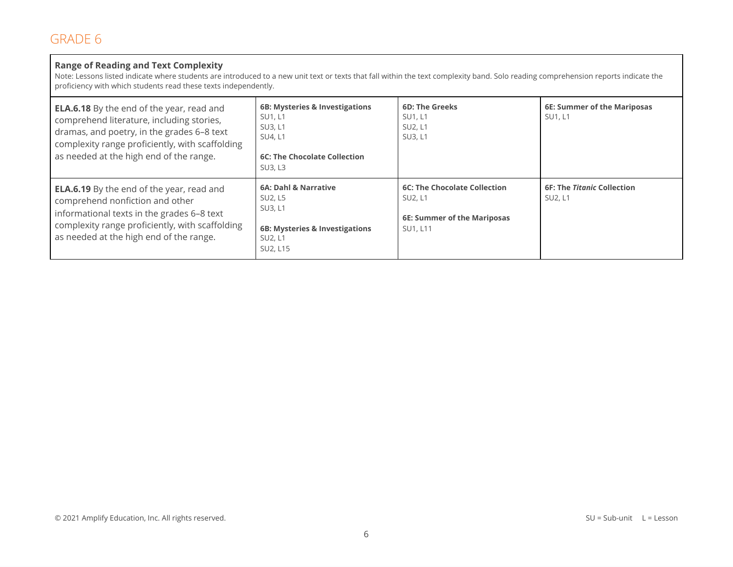## GRADE 6

| Range of Reading and Text Complexity<br>Note: Lessons listed indicate where students are introduced to a new unit text or texts that fall within the text complexity band. Solo reading comprehension reports indicate the proficiency with which students read these texts independently. | | | |
|---|---|---|---|
| **ELA.6.18** By the end of the year, read and comprehend literature, including stories, dramas, and poetry, in the grades 6–8 text complexity range proficiently, with scaffolding as needed at the high end of the range. | **6B: Mysteries & Investigations**<br>SU1, L1<br>SU3, L1<br>SU4, L1<br><br>**6C: The Chocolate Collection**<br>SU3, L3 | **6D: The Greeks**<br>SU1, L1<br>SU2, L1<br>SU3, L1 | **6E: Summer of the Mariposas**<br>SU1, L1 |
| **ELA.6.19** By the end of the year, read and comprehend nonfiction and other informational texts in the grades 6–8 text complexity range proficiently, with scaffolding as needed at the high end of the range. | **6A: Dahl & Narrative**<br>SU2, L5<br>SU3, L1<br><br>**6B: Mysteries & Investigations**<br>SU2, L1<br>SU2, L15 | **6C: The Chocolate Collection**<br>SU2, L1<br><br>**6E: Summer of the Mariposas**<br>SU1, L11 | **6F: The *Titanic* Collection**<br>SU2, L1 |

© 2021 Amplify Education, Inc. All rights reserved.

SU = Sub-unit L = Lesson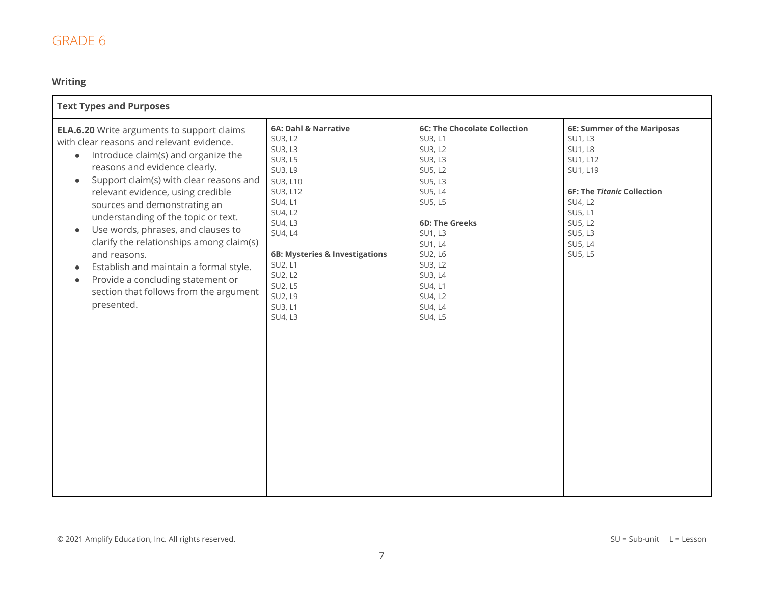# GRADE 6

## Writing

| Text Types and Purposes | | | |
|---|---|---|---|
| **ELA.6.20** Write arguments to support claims with clear reasons and relevant evidence.<br>• Introduce claim(s) and organize the reasons and evidence clearly.<br>• Support claim(s) with clear reasons and relevant evidence, using credible sources and demonstrating an understanding of the topic or text.<br>• Use words, phrases, and clauses to clarify the relationships among claim(s) and reasons.<br>• Establish and maintain a formal style.<br>• Provide a concluding statement or section that follows from the argument presented. | **6A: Dahl & Narrative**<br>SU3, L2<br>SU3, L3<br>SU3, L5<br>SU3, L9<br>SU3, L10<br>SU3, L12<br>SU4, L1<br>SU4, L2<br>SU4, L3<br>SU4, L4<br><br>**6B: Mysteries & Investigations**<br>SU2, L1<br>SU2, L2<br>SU2, L5<br>SU2, L9<br>SU3, L1<br>SU4, L3 | **6C: The Chocolate Collection**<br>SU3, L1<br>SU3, L2<br>SU3, L3<br>SU5, L2<br>SU5, L3<br>SU5, L4<br>SU5, L5<br><br>**6D: The Greeks**<br>SU1, L3<br>SU1, L4<br>SU2, L6<br>SU3, L2<br>SU3, L4<br>SU4, L1<br>SU4, L2<br>SU4, L4<br>SU4, L5 | **6E: Summer of the Mariposas**<br>SU1, L3<br>SU1, L8<br>SU1, L12<br>SU1, L19<br><br>**6F: The *Titanic* Collection**<br>SU4, L2<br>SU5, L1<br>SU5, L2<br>SU5, L3<br>SU5, L4<br>SU5, L5 |

© 2021 Amplify Education, Inc. All rights reserved.

SU = Sub-unit L = Lesson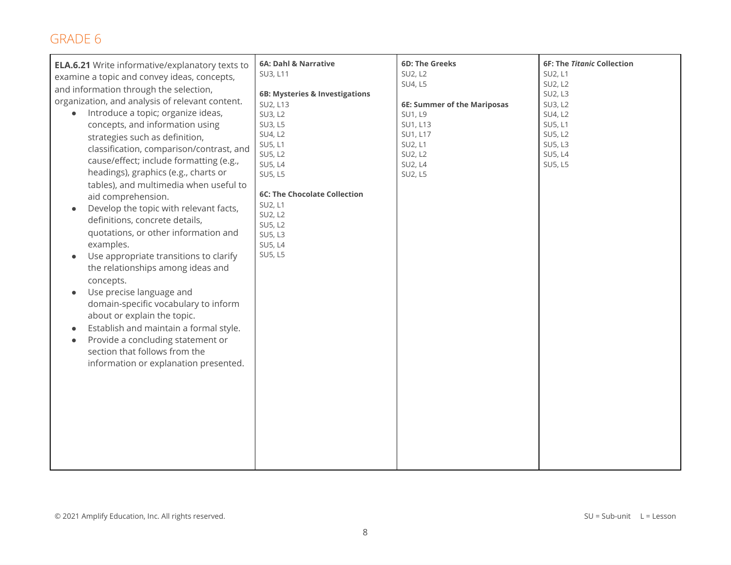## GRADE 6

| | | | |
|---|---|---|---|
| **ELA.6.21** Write informative/explanatory texts to examine a topic and convey ideas, concepts, and information through the selection, organization, and analysis of relevant content.<br>• Introduce a topic; organize ideas, concepts, and information using strategies such as definition, classification, comparison/contrast, and cause/effect; include formatting (e.g., headings), graphics (e.g., charts or tables), and multimedia when useful to aid comprehension.<br>• Develop the topic with relevant facts, definitions, concrete details, quotations, or other information and examples.<br>• Use appropriate transitions to clarify the relationships among ideas and concepts.<br>• Use precise language and domain-specific vocabulary to inform about or explain the topic.<br>• Establish and maintain a formal style.<br>• Provide a concluding statement or section that follows from the information or explanation presented. | **6A: Dahl & Narrative**<br>SU3, L11<br><br>**6B: Mysteries & Investigations**<br>SU2, L13<br>SU3, L2<br>SU3, L5<br>SU4, L2<br>SU5, L1<br>SU5, L2<br>SU5, L4<br>SU5, L5<br><br>**6C: The Chocolate Collection**<br>SU2, L1<br>SU2, L2<br>SU5, L2<br>SU5, L3<br>SU5, L4<br>SU5, L5 | **6D: The Greeks**<br>SU2, L2<br>SU4, L5<br><br>**6E: Summer of the Mariposas**<br>SU1, L9<br>SU1, L13<br>SU1, L17<br>SU2, L1<br>SU2, L2<br>SU2, L4<br>SU2, L5 | **6F: The *Titanic* Collection**<br>SU2, L1<br>SU2, L2<br>SU2, L3<br>SU3, L2<br>SU4, L2<br>SU5, L1<br>SU5, L2<br>SU5, L3<br>SU5, L4<br>SU5, L5 |

© 2021 Amplify Education, Inc. All rights reserved.

SU = Sub-unit L = Lesson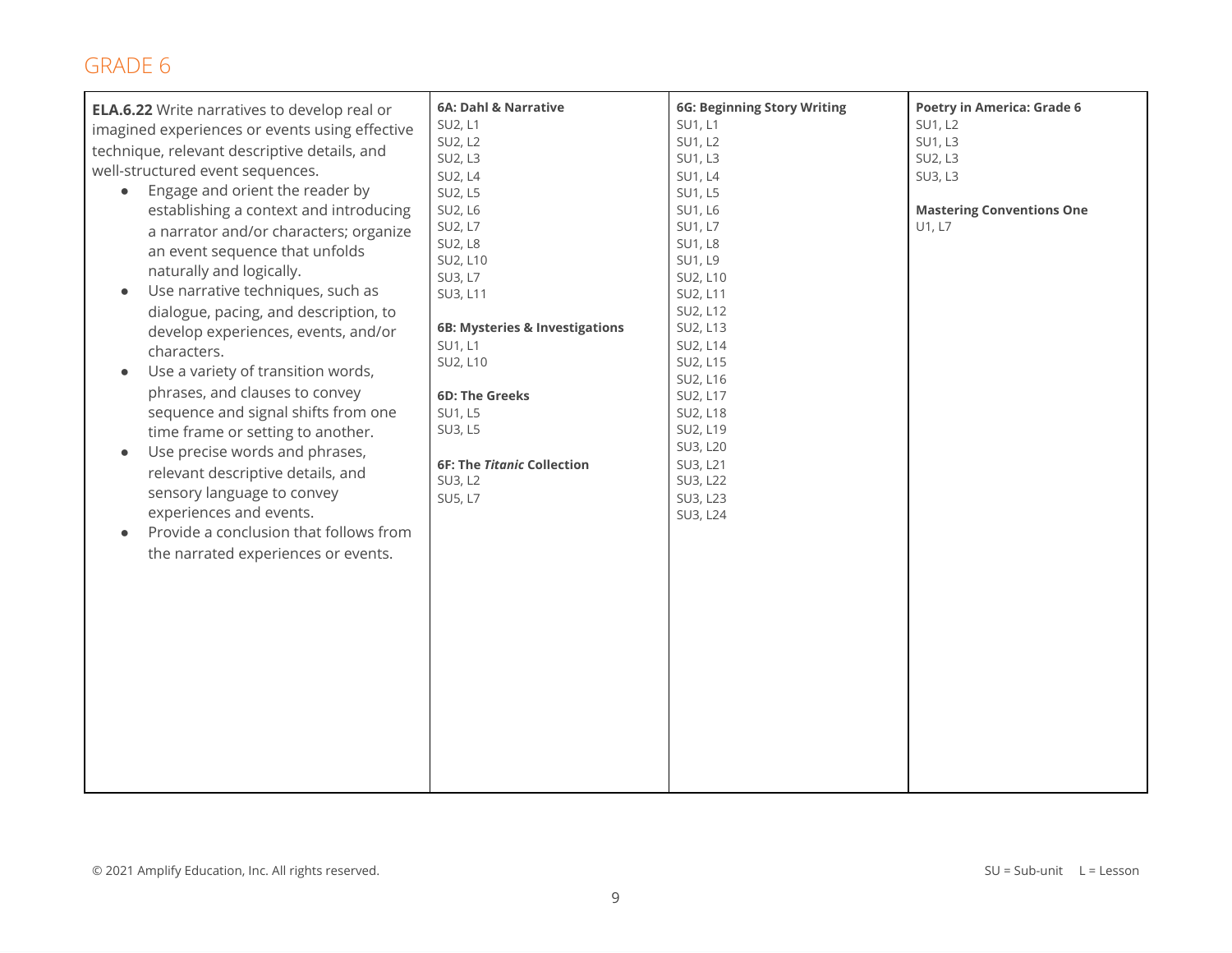## GRADE 6

| | | | |
|---|---|---|---|
| **ELA.6.22** Write narratives to develop real or imagined experiences or events using effective technique, relevant descriptive details, and well-structured event sequences.<br>• Engage and orient the reader by establishing a context and introducing a narrator and/or characters; organize an event sequence that unfolds naturally and logically.<br>• Use narrative techniques, such as dialogue, pacing, and description, to develop experiences, events, and/or characters.<br>• Use a variety of transition words, phrases, and clauses to convey sequence and signal shifts from one time frame or setting to another.<br>• Use precise words and phrases, relevant descriptive details, and sensory language to convey experiences and events.<br>• Provide a conclusion that follows from the narrated experiences or events. | **6A: Dahl & Narrative**<br>SU2, L1<br>SU2, L2<br>SU2, L3<br>SU2, L4<br>SU2, L5<br>SU2, L6<br>SU2, L7<br>SU2, L8<br>SU2, L10<br>SU3, L7<br>SU3, L11<br><br>**6B: Mysteries & Investigations**<br>SU1, L1<br>SU2, L10<br><br>**6D: The Greeks**<br>SU1, L5<br>SU3, L5<br><br>**6F: The *Titanic* Collection**<br>SU3, L2<br>SU5, L7 | **6G: Beginning Story Writing**<br>SU1, L1<br>SU1, L2<br>SU1, L3<br>SU1, L4<br>SU1, L5<br>SU1, L6<br>SU1, L7<br>SU1, L8<br>SU1, L9<br>SU2, L10<br>SU2, L11<br>SU2, L12<br>SU2, L13<br>SU2, L14<br>SU2, L15<br>SU2, L16<br>SU2, L17<br>SU2, L18<br>SU2, L19<br>SU3, L20<br>SU3, L21<br>SU3, L22<br>SU3, L23<br>SU3, L24 | **Poetry in America: Grade 6**<br>SU1, L2<br>SU1, L3<br>SU2, L3<br>SU3, L3<br><br>**Mastering Conventions One**<br>U1, L7 |

© 2021 Amplify Education, Inc. All rights reserved.

SU = Sub-unit    L = Lesson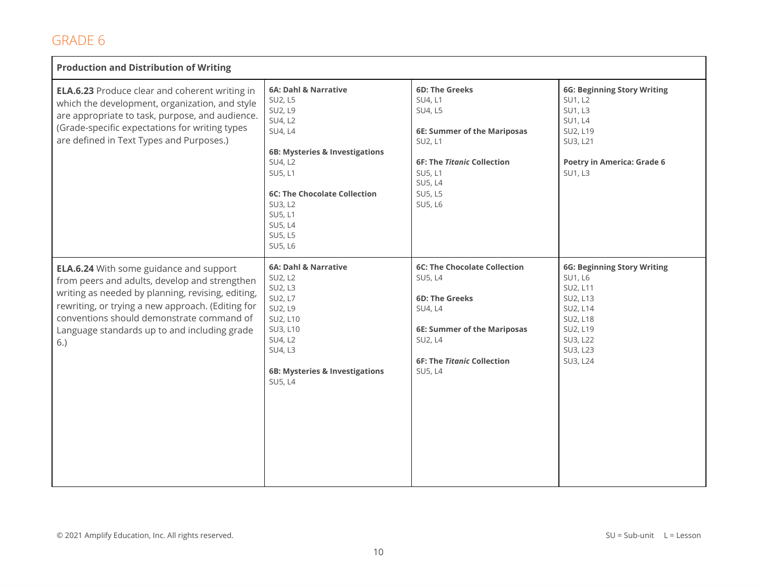# GRADE 6

| Production and Distribution of Writing | | | |
|---|---|---|---|
| **ELA.6.23** Produce clear and coherent writing in which the development, organization, and style are appropriate to task, purpose, and audience. (Grade-specific expectations for writing types are defined in Text Types and Purposes.) | **6A: Dahl & Narrative**<br>SU2, L5<br>SU2, L9<br>SU4, L2<br>SU4, L4<br><br>**6B: Mysteries & Investigations**<br>SU4, L2<br>SU5, L1<br><br>**6C: The Chocolate Collection**<br>SU3, L2<br>SU5, L1<br>SU5, L4<br>SU5, L5<br>SU5, L6 | **6D: The Greeks**<br>SU4, L1<br>SU4, L5<br><br>**6E: Summer of the Mariposas**<br>SU2, L1<br><br>**6F: The *Titanic* Collection**<br>SU5, L1<br>SU5, L4<br>SU5, L5<br>SU5, L6 | **6G: Beginning Story Writing**<br>SU1, L2<br>SU1, L3<br>SU1, L4<br>SU2, L19<br>SU3, L21<br><br>**Poetry in America: Grade 6**<br>SU1, L3 |
| **ELA.6.24** With some guidance and support from peers and adults, develop and strengthen writing as needed by planning, revising, editing, rewriting, or trying a new approach. (Editing for conventions should demonstrate command of Language standards up to and including grade 6.) | **6A: Dahl & Narrative**<br>SU2, L2<br>SU2, L3<br>SU2, L7<br>SU2, L9<br>SU2, L10<br>SU3, L10<br>SU4, L2<br>SU4, L3<br><br>**6B: Mysteries & Investigations**<br>SU5, L4 | **6C: The Chocolate Collection**<br>SU5, L4<br><br>**6D: The Greeks**<br>SU4, L4<br><br>**6E: Summer of the Mariposas**<br>SU2, L4<br><br>**6F: The *Titanic* Collection**<br>SU5, L4 | **6G: Beginning Story Writing**<br>SU1, L6<br>SU2, L11<br>SU2, L13<br>SU2, L14<br>SU2, L18<br>SU2, L19<br>SU3, L22<br>SU3, L23<br>SU3, L24 |

© 2021 Amplify Education, Inc. All rights reserved.

SU = Sub-unit  L = Lesson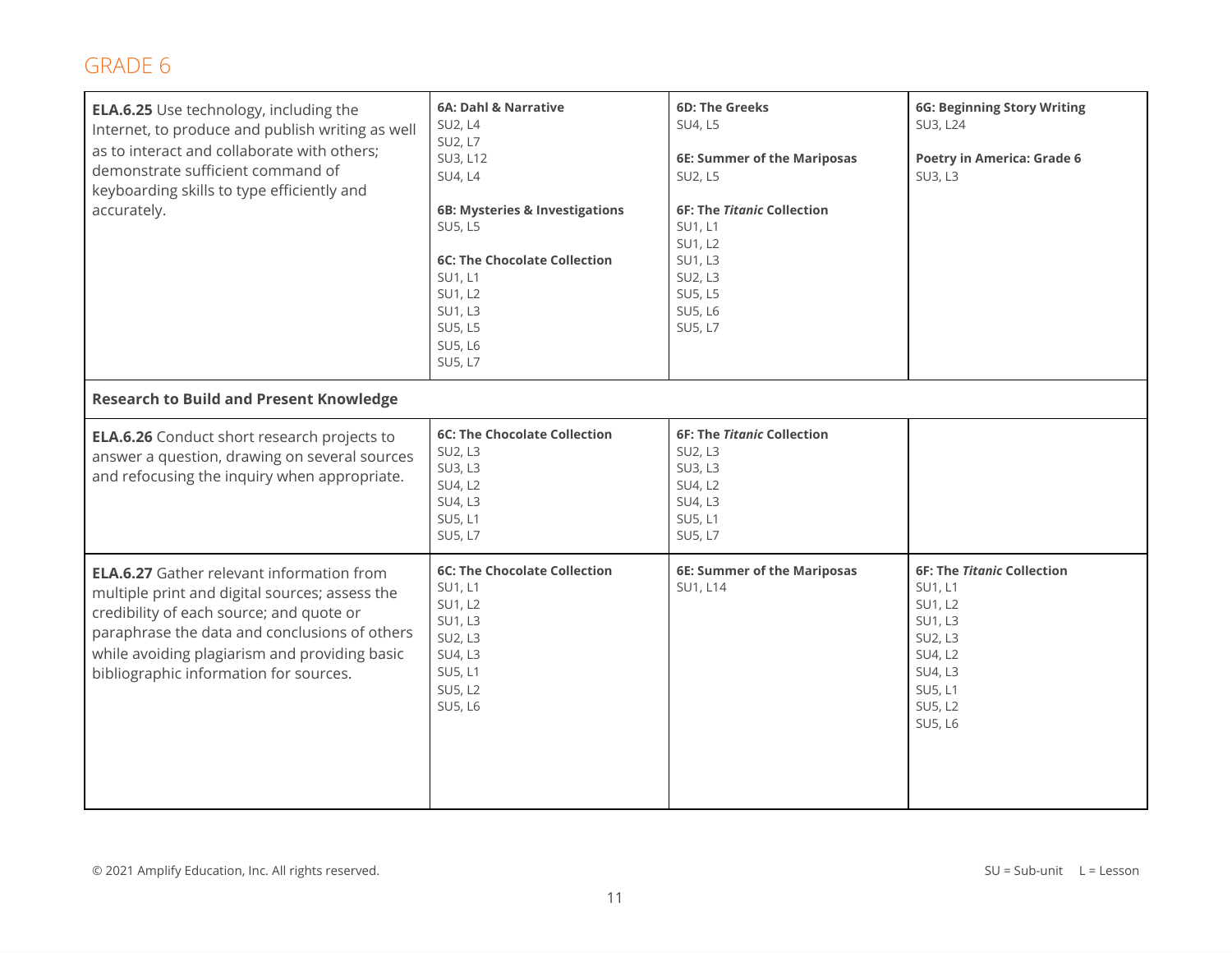## GRADE 6

| | | | |
|---|---|---|---|
| **ELA.6.25** Use technology, including the Internet, to produce and publish writing as well as to interact and collaborate with others; demonstrate sufficient command of keyboarding skills to type efficiently and accurately. | **6A: Dahl & Narrative**<br>SU2, L4<br>SU2, L7<br>SU3, L12<br>SU4, L4<br><br>**6B: Mysteries & Investigations**<br>SU5, L5<br><br>**6C: The Chocolate Collection**<br>SU1, L1<br>SU1, L2<br>SU1, L3<br>SU5, L5<br>SU5, L6<br>SU5, L7 | **6D: The Greeks**<br>SU4, L5<br><br>**6E: Summer of the Mariposas**<br>SU2, L5<br><br>**6F: The *Titanic* Collection**<br>SU1, L1<br>SU1, L2<br>SU1, L3<br>SU2, L3<br>SU5, L5<br>SU5, L6<br>SU5, L7 | **6G: Beginning Story Writing**<br>SU3, L24<br><br>**Poetry in America: Grade 6**<br>SU3, L3 |
| **Research to Build and Present Knowledge** | | | |
| **ELA.6.26** Conduct short research projects to answer a question, drawing on several sources and refocusing the inquiry when appropriate. | **6C: The Chocolate Collection**<br>SU2, L3<br>SU3, L3<br>SU4, L2<br>SU4, L3<br>SU5, L1<br>SU5, L7 | **6F: The *Titanic* Collection**<br>SU2, L3<br>SU3, L3<br>SU4, L2<br>SU4, L3<br>SU5, L1<br>SU5, L7 | |
| **ELA.6.27** Gather relevant information from multiple print and digital sources; assess the credibility of each source; and quote or paraphrase the data and conclusions of others while avoiding plagiarism and providing basic bibliographic information for sources. | **6C: The Chocolate Collection**<br>SU1, L1<br>SU1, L2<br>SU1, L3<br>SU2, L3<br>SU4, L3<br>SU5, L1<br>SU5, L2<br>SU5, L6 | **6E: Summer of the Mariposas**<br>SU1, L14 | **6F: The *Titanic* Collection**<br>SU1, L1<br>SU1, L2<br>SU1, L3<br>SU2, L3<br>SU4, L2<br>SU4, L3<br>SU5, L1<br>SU5, L2<br>SU5, L6 |

© 2021 Amplify Education, Inc. All rights reserved.

SU = Sub-unit L = Lesson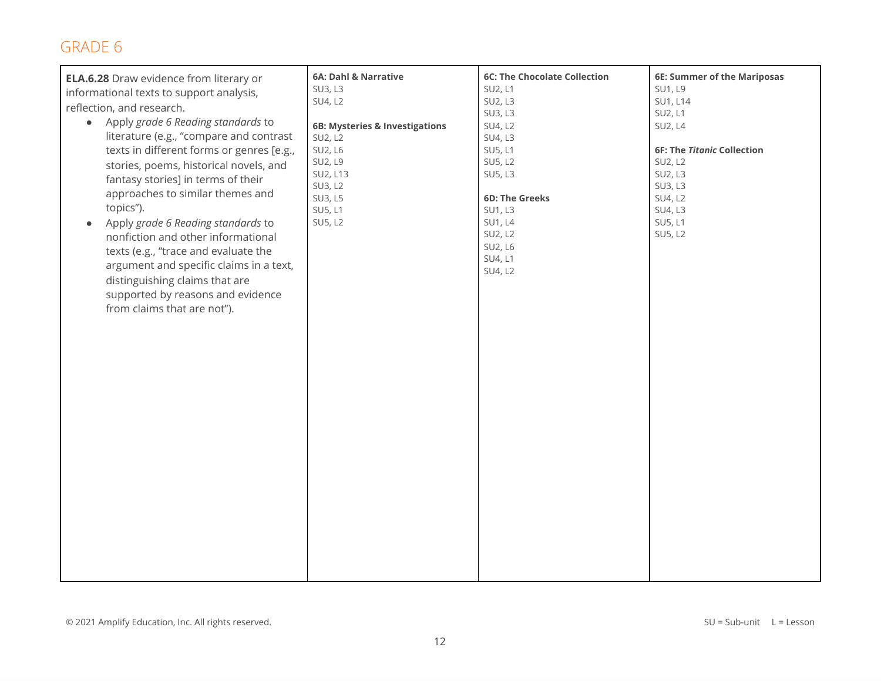## GRADE 6

| | | | |
|---|---|---|---|
| **ELA.6.28** Draw evidence from literary or informational texts to support analysis, reflection, and research.<br>• Apply *grade 6 Reading standards* to literature (e.g., "compare and contrast texts in different forms or genres [e.g., stories, poems, historical novels, and fantasy stories] in terms of their approaches to similar themes and topics").<br>• Apply *grade 6 Reading standards* to nonfiction and other informational texts (e.g., "trace and evaluate the argument and specific claims in a text, distinguishing claims that are supported by reasons and evidence from claims that are not"). | **6A: Dahl & Narrative**<br>SU3, L3<br>SU4, L2<br><br>**6B: Mysteries & Investigations**<br>SU2, L2<br>SU2, L6<br>SU2, L9<br>SU2, L13<br>SU3, L2<br>SU3, L5<br>SU5, L1<br>SU5, L2 | **6C: The Chocolate Collection**<br>SU2, L1<br>SU2, L3<br>SU3, L3<br>SU4, L2<br>SU4, L3<br>SU5, L1<br>SU5, L2<br>SU5, L3<br><br>**6D: The Greeks**<br>SU1, L3<br>SU1, L4<br>SU2, L2<br>SU2, L6<br>SU4, L1<br>SU4, L2 | **6E: Summer of the Mariposas**<br>SU1, L9<br>SU1, L14<br>SU2, L1<br>SU2, L4<br><br>**6F: The *Titanic* Collection**<br>SU2, L2<br>SU2, L3<br>SU3, L3<br>SU4, L2<br>SU4, L3<br>SU5, L1<br>SU5, L2 |

© 2021 Amplify Education, Inc. All rights reserved.

SU = Sub-unit L = Lesson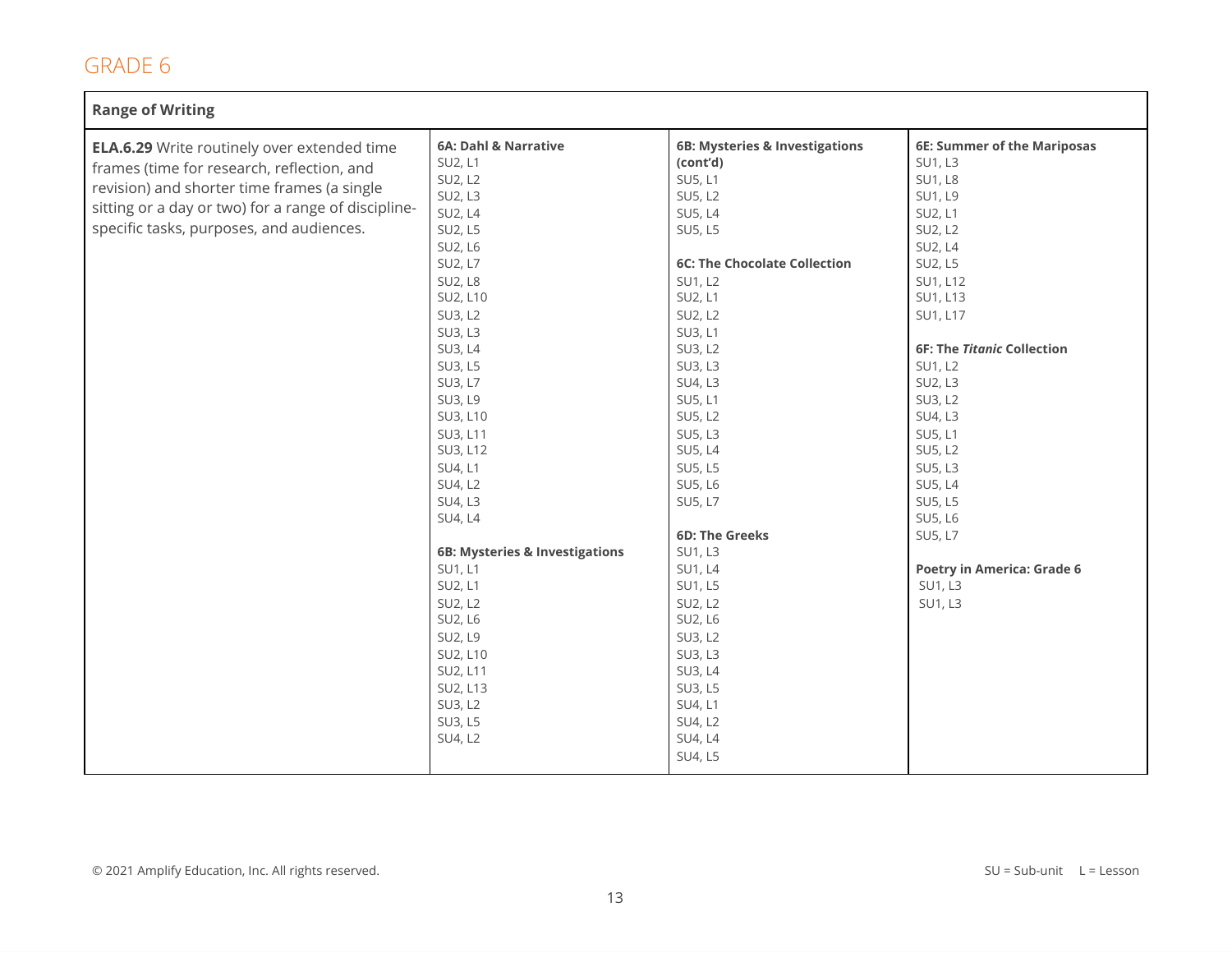# GRADE 6

| Range of Writing | | | |
|---|---|---|---|
| **ELA.6.29** Write routinely over extended time frames (time for research, reflection, and revision) and shorter time frames (a single sitting or a day or two) for a range of discipline-specific tasks, purposes, and audiences. | **6A: Dahl & Narrative**<br>SU2, L1<br>SU2, L2<br>SU2, L3<br>SU2, L4<br>SU2, L5<br>SU2, L6<br>SU2, L7<br>SU2, L8<br>SU2, L10<br>SU3, L2<br>SU3, L3<br>SU3, L4<br>SU3, L5<br>SU3, L7<br>SU3, L9<br>SU3, L10<br>SU3, L11<br>SU3, L12<br>SU4, L1<br>SU4, L2<br>SU4, L3<br>SU4, L4<br><br>**6B: Mysteries & Investigations**<br>SU1, L1<br>SU2, L1<br>SU2, L2<br>SU2, L6<br>SU2, L9<br>SU2, L10<br>SU2, L11<br>SU2, L13<br>SU3, L2<br>SU3, L5<br>SU4, L2 | **6B: Mysteries & Investigations (cont'd)**<br>SU5, L1<br>SU5, L2<br>SU5, L4<br>SU5, L5<br><br>**6C: The Chocolate Collection**<br>SU1, L2<br>SU2, L1<br>SU2, L2<br>SU3, L1<br>SU3, L2<br>SU3, L3<br>SU4, L3<br>SU5, L1<br>SU5, L2<br>SU5, L3<br>SU5, L4<br>SU5, L5<br>SU5, L6<br>SU5, L7<br><br>**6D: The Greeks**<br>SU1, L3<br>SU1, L4<br>SU1, L5<br>SU2, L2<br>SU2, L6<br>SU3, L2<br>SU3, L3<br>SU3, L4<br>SU3, L5<br>SU4, L1<br>SU4, L2<br>SU4, L4<br>SU4, L5 | **6E: Summer of the Mariposas**<br>SU1, L3<br>SU1, L8<br>SU1, L9<br>SU2, L1<br>SU2, L2<br>SU2, L4<br>SU2, L5<br>SU1, L12<br>SU1, L13<br>SU1, L17<br><br>**6F: The *Titanic* Collection**<br>SU1, L2<br>SU2, L3<br>SU3, L2<br>SU4, L3<br>SU5, L1<br>SU5, L2<br>SU5, L3<br>SU5, L4<br>SU5, L5<br>SU5, L6<br>SU5, L7<br><br>**Poetry in America: Grade 6**<br>SU1, L3<br>SU1, L3 |

© 2021 Amplify Education, Inc. All rights reserved.

SU = Sub-unit L = Lesson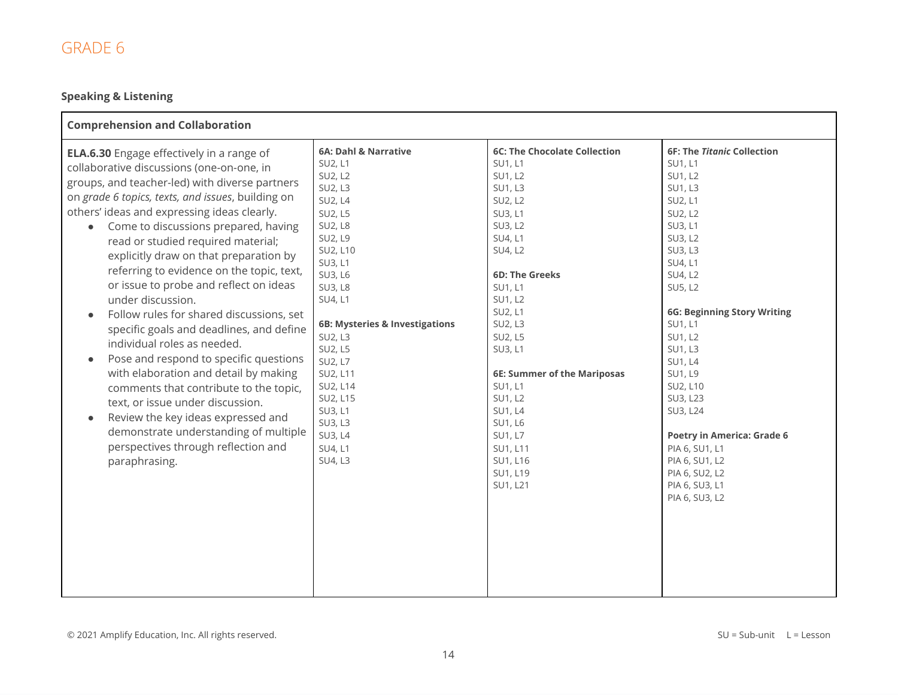# GRADE 6

## Speaking & Listening

| Comprehension and Collaboration | | | |
|---|---|---|---|
| **ELA.6.30** Engage effectively in a range of collaborative discussions (one-on-one, in groups, and teacher-led) with diverse partners on *grade 6 topics, texts, and issues*, building on others' ideas and expressing ideas clearly.<br>• Come to discussions prepared, having read or studied required material; explicitly draw on that preparation by referring to evidence on the topic, text, or issue to probe and reflect on ideas under discussion.<br>• Follow rules for shared discussions, set specific goals and deadlines, and define individual roles as needed.<br>• Pose and respond to specific questions with elaboration and detail by making comments that contribute to the topic, text, or issue under discussion.<br>• Review the key ideas expressed and demonstrate understanding of multiple perspectives through reflection and paraphrasing. | **6A: Dahl & Narrative**<br>SU2, L1<br>SU2, L2<br>SU2, L3<br>SU2, L4<br>SU2, L5<br>SU2, L8<br>SU2, L9<br>SU2, L10<br>SU3, L1<br>SU3, L6<br>SU3, L8<br>SU4, L1<br><br>**6B: Mysteries & Investigations**<br>SU2, L3<br>SU2, L5<br>SU2, L7<br>SU2, L11<br>SU2, L14<br>SU2, L15<br>SU3, L1<br>SU3, L3<br>SU3, L4<br>SU4, L1<br>SU4, L3 | **6C: The Chocolate Collection**<br>SU1, L1<br>SU1, L2<br>SU1, L3<br>SU2, L2<br>SU3, L1<br>SU3, L2<br>SU4, L1<br>SU4, L2<br><br>**6D: The Greeks**<br>SU1, L1<br>SU1, L2<br>SU2, L1<br>SU2, L3<br>SU2, L5<br>SU3, L1<br><br>**6E: Summer of the Mariposas**<br>SU1, L1<br>SU1, L2<br>SU1, L4<br>SU1, L6<br>SU1, L7<br>SU1, L11<br>SU1, L16<br>SU1, L19<br>SU1, L21 | **6F: The *Titanic* Collection**<br>SU1, L1<br>SU1, L2<br>SU1, L3<br>SU2, L1<br>SU2, L2<br>SU3, L1<br>SU3, L2<br>SU3, L3<br>SU4, L1<br>SU4, L2<br>SU5, L2<br><br>**6G: Beginning Story Writing**<br>SU1, L1<br>SU1, L2<br>SU1, L3<br>SU1, L4<br>SU1, L9<br>SU2, L10<br>SU3, L23<br>SU3, L24<br><br>**Poetry in America: Grade 6**<br>PIA 6, SU1, L1<br>PIA 6, SU1, L2<br>PIA 6, SU2, L2<br>PIA 6, SU3, L1<br>PIA 6, SU3, L2 |

© 2021 Amplify Education, Inc. All rights reserved.

SU = Sub-unit L = Lesson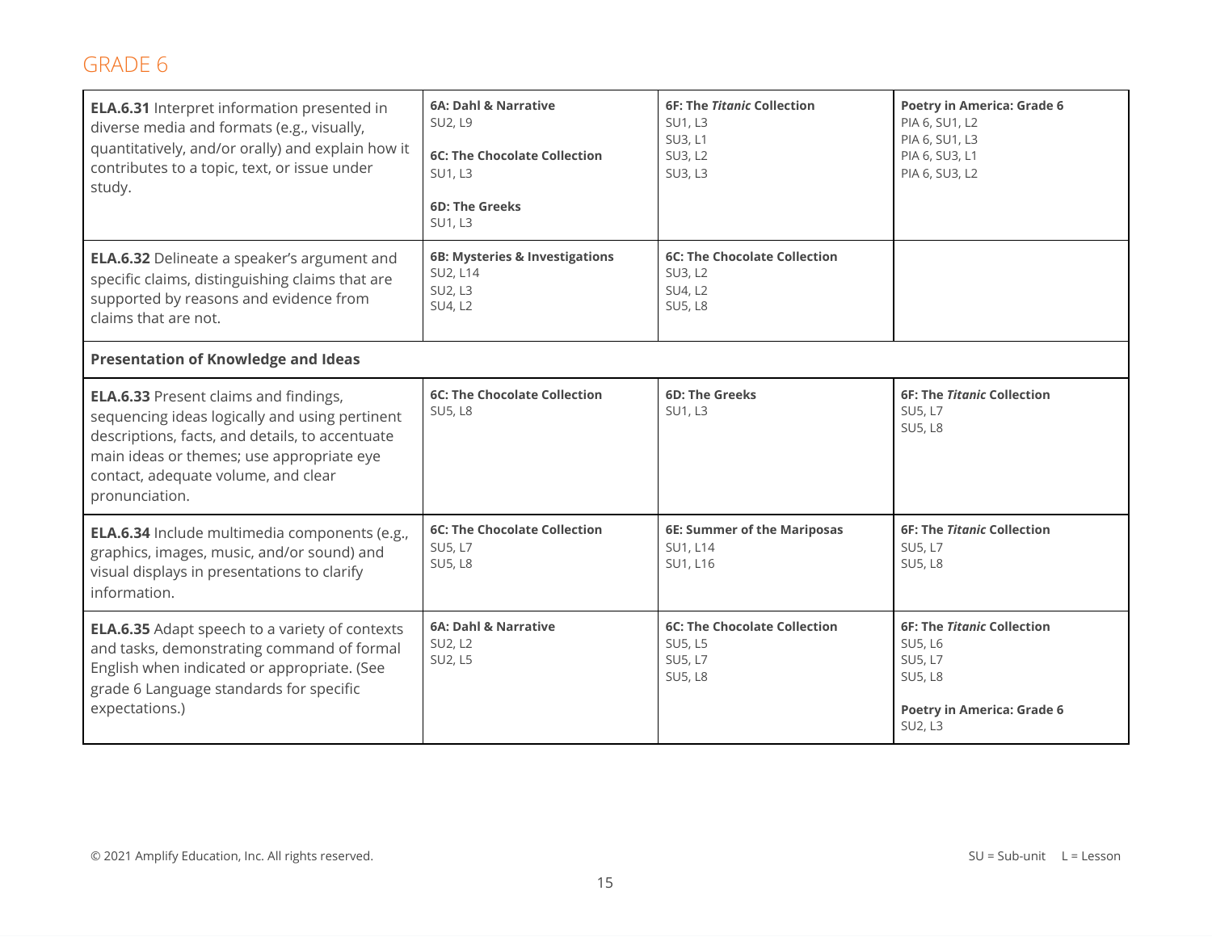## GRADE 6

| | | | |
|---|---|---|---|
| **ELA.6.31** Interpret information presented in diverse media and formats (e.g., visually, quantitatively, and/or orally) and explain how it contributes to a topic, text, or issue under study. | **6A: Dahl & Narrative**<br>SU2, L9<br><br>**6C: The Chocolate Collection**<br>SU1, L3<br><br>**6D: The Greeks**<br>SU1, L3 | **6F: The *Titanic* Collection**<br>SU1, L3<br>SU3, L1<br>SU3, L2<br>SU3, L3 | **Poetry in America: Grade 6**<br>PIA 6, SU1, L2<br>PIA 6, SU1, L3<br>PIA 6, SU3, L1<br>PIA 6, SU3, L2 |
| **ELA.6.32** Delineate a speaker's argument and specific claims, distinguishing claims that are supported by reasons and evidence from claims that are not. | **6B: Mysteries & Investigations**<br>SU2, L14<br>SU2, L3<br>SU4, L2 | **6C: The Chocolate Collection**<br>SU3, L2<br>SU4, L2<br>SU5, L8 | |
| **Presentation of Knowledge and Ideas** | | | |
| **ELA.6.33** Present claims and findings, sequencing ideas logically and using pertinent descriptions, facts, and details, to accentuate main ideas or themes; use appropriate eye contact, adequate volume, and clear pronunciation. | **6C: The Chocolate Collection**<br>SU5, L8 | **6D: The Greeks**<br>SU1, L3 | **6F: The *Titanic* Collection**<br>SU5, L7<br>SU5, L8 |
| **ELA.6.34** Include multimedia components (e.g., graphics, images, music, and/or sound) and visual displays in presentations to clarify information. | **6C: The Chocolate Collection**<br>SU5, L7<br>SU5, L8 | **6E: Summer of the Mariposas**<br>SU1, L14<br>SU1, L16 | **6F: The *Titanic* Collection**<br>SU5, L7<br>SU5, L8 |
| **ELA.6.35** Adapt speech to a variety of contexts and tasks, demonstrating command of formal English when indicated or appropriate. (See grade 6 Language standards for specific expectations.) | **6A: Dahl & Narrative**<br>SU2, L2<br>SU2, L5 | **6C: The Chocolate Collection**<br>SU5, L5<br>SU5, L7<br>SU5, L8 | **6F: The *Titanic* Collection**<br>SU5, L6<br>SU5, L7<br>SU5, L8<br><br>**Poetry in America: Grade 6**<br>SU2, L3 |

© 2021 Amplify Education, Inc. All rights reserved.

SU = Sub-unit L = Lesson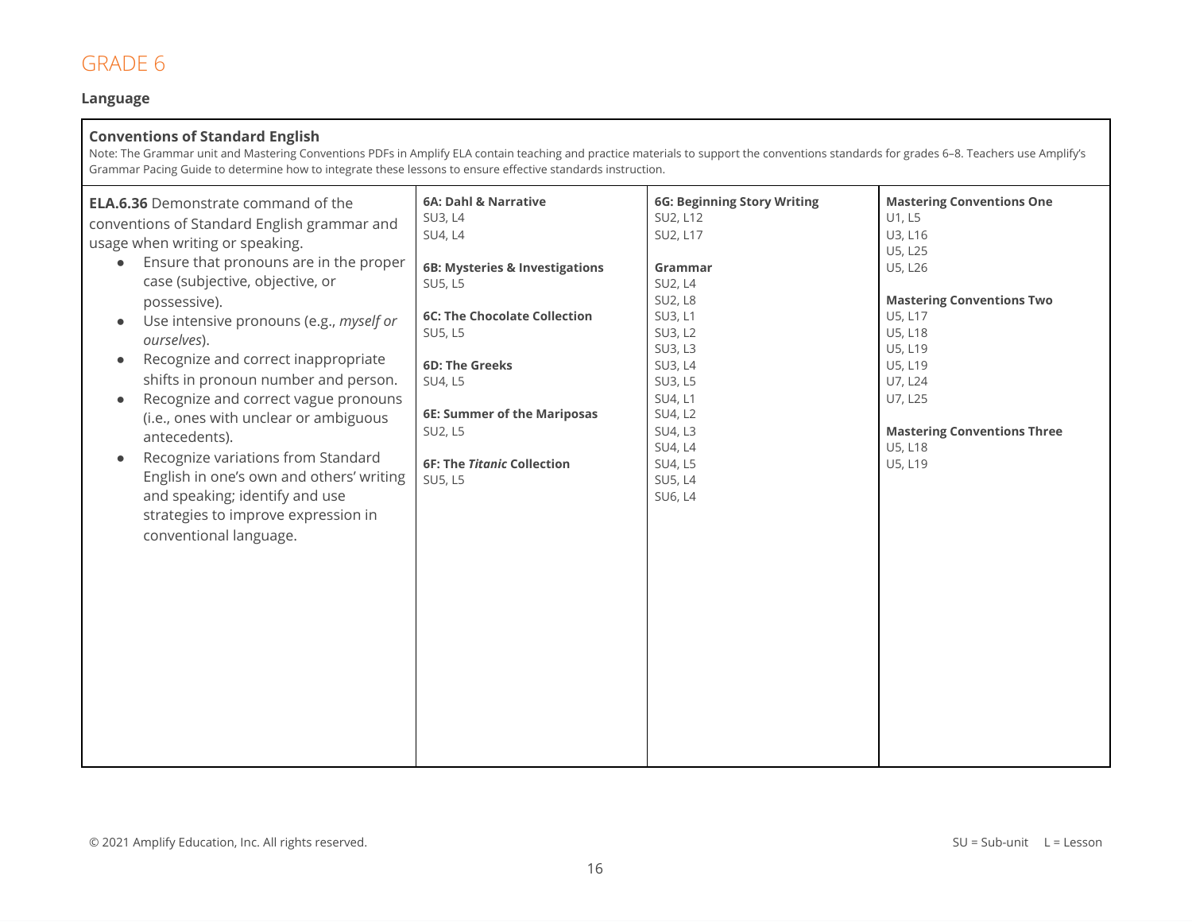# GRADE 6

**Language**

| **Conventions of Standard English**<br>Note: The Grammar unit and Mastering Conventions PDFs in Amplify ELA contain teaching and practice materials to support the conventions standards for grades 6–8. Teachers use Amplify's Grammar Pacing Guide to determine how to integrate these lessons to ensure effective standards instruction. | | | |
|---|---|---|---|
| **ELA.6.36** Demonstrate command of the conventions of Standard English grammar and usage when writing or speaking.<br>• Ensure that pronouns are in the proper case (subjective, objective, or possessive).<br>• Use intensive pronouns (e.g., *myself or ourselves*).<br>• Recognize and correct inappropriate shifts in pronoun number and person.<br>• Recognize and correct vague pronouns (i.e., ones with unclear or ambiguous antecedents).<br>• Recognize variations from Standard English in one's own and others' writing and speaking; identify and use strategies to improve expression in conventional language. | **6A: Dahl & Narrative**<br>SU3, L4<br>SU4, L4<br><br>**6B: Mysteries & Investigations**<br>SU5, L5<br><br>**6C: The Chocolate Collection**<br>SU5, L5<br><br>**6D: The Greeks**<br>SU4, L5<br><br>**6E: Summer of the Mariposas**<br>SU2, L5<br><br>**6F: The *Titanic* Collection**<br>SU5, L5 | **6G: Beginning Story Writing**<br>SU2, L12<br>SU2, L17<br><br>**Grammar**<br>SU2, L4<br>SU2, L8<br>SU3, L1<br>SU3, L2<br>SU3, L3<br>SU3, L4<br>SU3, L5<br>SU4, L1<br>SU4, L2<br>SU4, L3<br>SU4, L4<br>SU4, L5<br>SU5, L4<br>SU6, L4 | **Mastering Conventions One**<br>U1, L5<br>U3, L16<br>U5, L25<br>U5, L26<br><br>**Mastering Conventions Two**<br>U5, L17<br>U5, L18<br>U5, L19<br>U5, L19<br>U7, L24<br>U7, L25<br><br>**Mastering Conventions Three**<br>U5, L18<br>U5, L19 |

© 2021 Amplify Education, Inc. All rights reserved.

SU = Sub-unit L = Lesson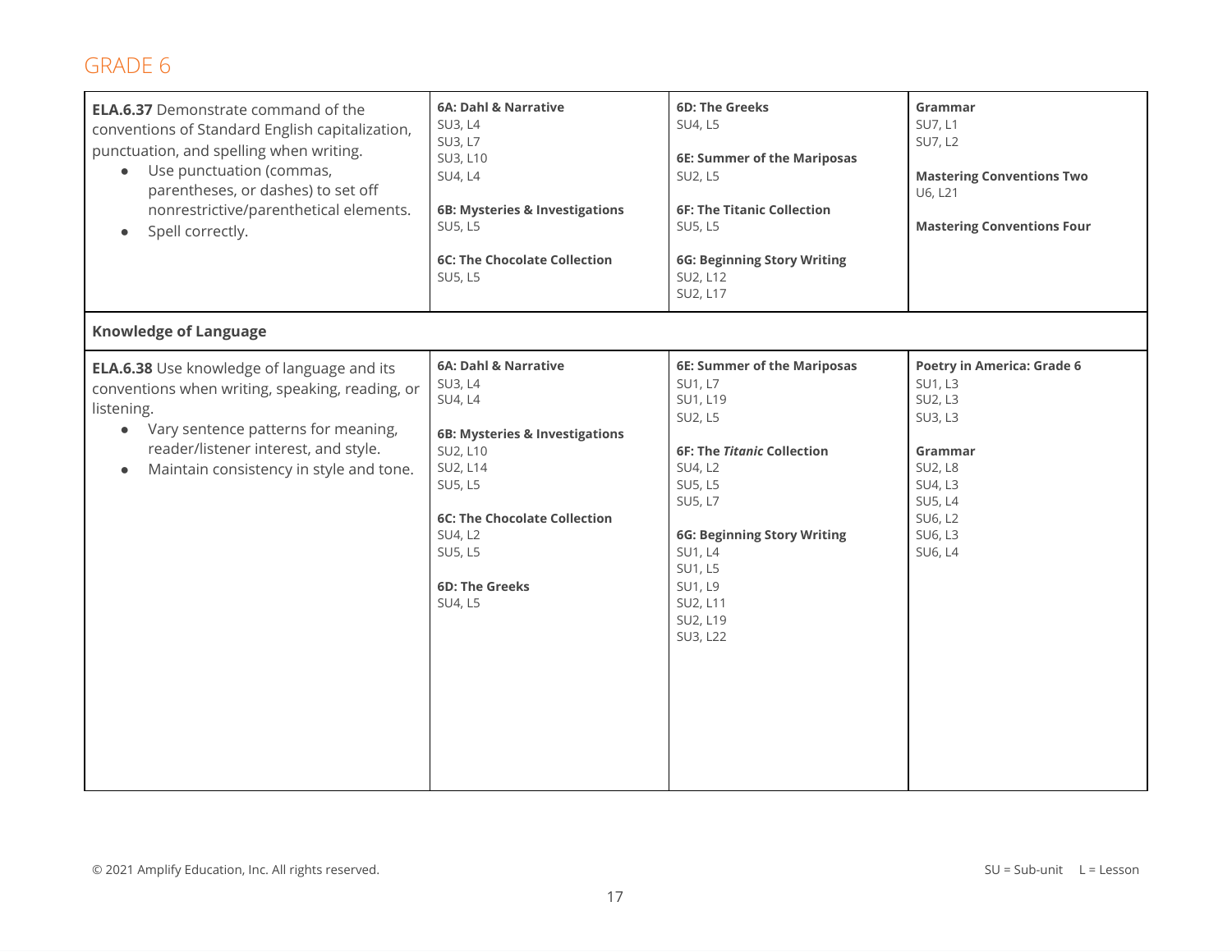## GRADE 6

| | | | |
|---|---|---|---|
| **ELA.6.37** Demonstrate command of the conventions of Standard English capitalization, punctuation, and spelling when writing.<br>• Use punctuation (commas, parentheses, or dashes) to set off nonrestrictive/parenthetical elements.<br>• Spell correctly. | **6A: Dahl & Narrative**<br>SU3, L4<br>SU3, L7<br>SU3, L10<br>SU4, L4<br><br>**6B: Mysteries & Investigations**<br>SU5, L5<br><br>**6C: The Chocolate Collection**<br>SU5, L5 | **6D: The Greeks**<br>SU4, L5<br><br>**6E: Summer of the Mariposas**<br>SU2, L5<br><br>**6F: The Titanic Collection**<br>SU5, L5<br><br>**6G: Beginning Story Writing**<br>SU2, L12<br>SU2, L17 | **Grammar**<br>SU7, L1<br>SU7, L2<br><br>**Mastering Conventions Two**<br>U6, L21<br><br>**Mastering Conventions Four** |
| **Knowledge of Language** | | | |
| **ELA.6.38** Use knowledge of language and its conventions when writing, speaking, reading, or listening.<br>• Vary sentence patterns for meaning, reader/listener interest, and style.<br>• Maintain consistency in style and tone. | **6A: Dahl & Narrative**<br>SU3, L4<br>SU4, L4<br><br>**6B: Mysteries & Investigations**<br>SU2, L10<br>SU2, L14<br>SU5, L5<br><br>**6C: The Chocolate Collection**<br>SU4, L2<br>SU5, L5<br><br>**6D: The Greeks**<br>SU4, L5 | **6E: Summer of the Mariposas**<br>SU1, L7<br>SU1, L19<br>SU2, L5<br><br>**6F: The *Titanic* Collection**<br>SU4, L2<br>SU5, L5<br>SU5, L7<br><br>**6G: Beginning Story Writing**<br>SU1, L4<br>SU1, L5<br>SU1, L9<br>SU2, L11<br>SU2, L19<br>SU3, L22 | **Poetry in America: Grade 6**<br>SU1, L3<br>SU2, L3<br>SU3, L3<br><br>**Grammar**<br>SU2, L8<br>SU4, L3<br>SU5, L4<br>SU6, L2<br>SU6, L3<br>SU6, L4 |

© 2021 Amplify Education, Inc. All rights reserved.

SU = Sub-unit L = Lesson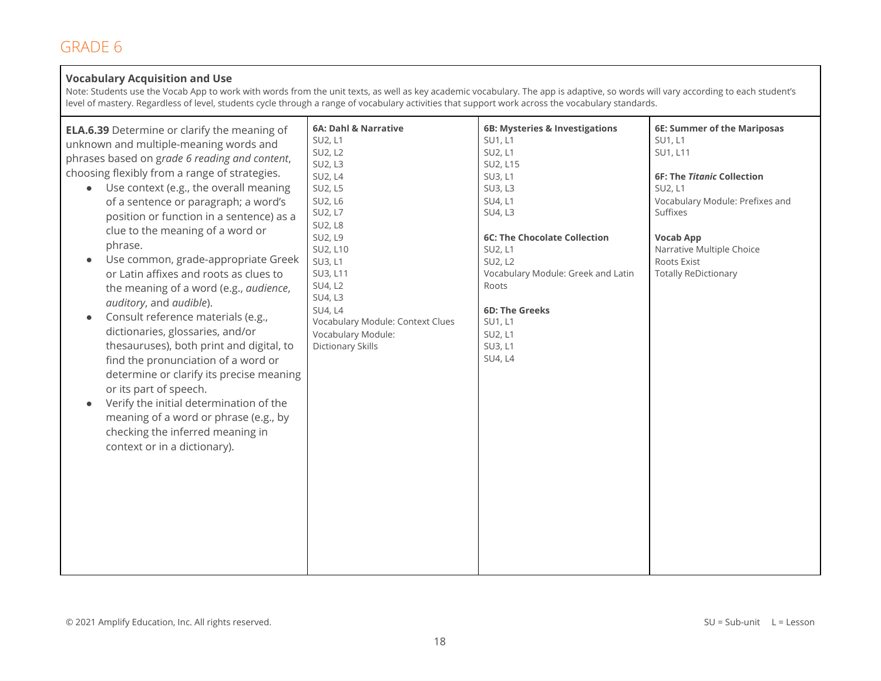# GRADE 6

## Vocabulary Acquisition and Use

Note: Students use the Vocab App to work with words from the unit texts, as well as key academic vocabulary. The app is adaptive, so words will vary according to each student's level of mastery. Regardless of level, students cycle through a range of vocabulary activities that support work across the vocabulary standards.

| Standard | | | |
|---|---|---|---|
| **ELA.6.39** Determine or clarify the meaning of unknown and multiple-meaning words and phrases based on *grade 6 reading and content*, choosing flexibly from a range of strategies.<br>• Use context (e.g., the overall meaning of a sentence or paragraph; a word's position or function in a sentence) as a clue to the meaning of a word or phrase.<br>• Use common, grade-appropriate Greek or Latin affixes and roots as clues to the meaning of a word (e.g., *audience*, *auditory*, and *audible*).<br>• Consult reference materials (e.g., dictionaries, glossaries, and/or thesauruses), both print and digital, to find the pronunciation of a word or determine or clarify its precise meaning or its part of speech.<br>• Verify the initial determination of the meaning of a word or phrase (e.g., by checking the inferred meaning in context or in a dictionary). | **6A: Dahl & Narrative**<br>SU2, L1<br>SU2, L2<br>SU2, L3<br>SU2, L4<br>SU2, L5<br>SU2, L6<br>SU2, L7<br>SU2, L8<br>SU2, L9<br>SU2, L10<br>SU3, L1<br>SU3, L11<br>SU4, L2<br>SU4, L3<br>SU4, L4<br>Vocabulary Module: Context Clues<br>Vocabulary Module: Dictionary Skills | **6B: Mysteries & Investigations**<br>SU1, L1<br>SU2, L1<br>SU2, L15<br>SU3, L1<br>SU3, L3<br>SU4, L1<br>SU4, L3<br><br>**6C: The Chocolate Collection**<br>SU2, L1<br>SU2, L2<br>Vocabulary Module: Greek and Latin Roots<br><br>**6D: The Greeks**<br>SU1, L1<br>SU2, L1<br>SU3, L1<br>SU4, L4 | **6E: Summer of the Mariposas**<br>SU1, L1<br>SU1, L11<br><br>**6F: The *Titanic* Collection**<br>SU2, L1<br>Vocabulary Module: Prefixes and Suffixes<br><br>**Vocab App**<br>Narrative Multiple Choice<br>Roots Exist<br>Totally ReDictionary |

© 2021 Amplify Education, Inc. All rights reserved.

SU = Sub-unit L = Lesson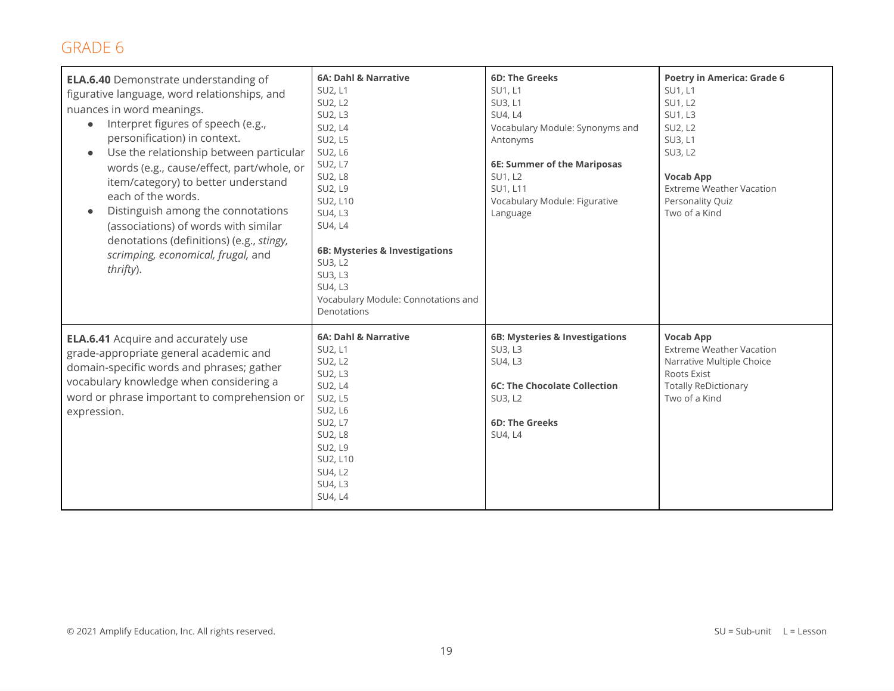## GRADE 6

| Standard | | | |
|---|---|---|---|
| **ELA.6.40** Demonstrate understanding of figurative language, word relationships, and nuances in word meanings.<br>• Interpret figures of speech (e.g., personification) in context.<br>• Use the relationship between particular words (e.g., cause/effect, part/whole, or item/category) to better understand each of the words.<br>• Distinguish among the connotations (associations) of words with similar denotations (definitions) (e.g., *stingy, scrimping, economical, frugal,* and *thrifty*). | **6A: Dahl & Narrative**<br>SU2, L1<br>SU2, L2<br>SU2, L3<br>SU2, L4<br>SU2, L5<br>SU2, L6<br>SU2, L7<br>SU2, L8<br>SU2, L9<br>SU2, L10<br>SU4, L3<br>SU4, L4<br><br>**6B: Mysteries & Investigations**<br>SU3, L2<br>SU3, L3<br>SU4, L3<br>Vocabulary Module: Connotations and Denotations | **6D: The Greeks**<br>SU1, L1<br>SU3, L1<br>SU4, L4<br>Vocabulary Module: Synonyms and Antonyms<br><br>**6E: Summer of the Mariposas**<br>SU1, L2<br>SU1, L11<br>Vocabulary Module: Figurative Language | **Poetry in America: Grade 6**<br>SU1, L1<br>SU1, L2<br>SU1, L3<br>SU2, L2<br>SU3, L1<br>SU3, L2<br><br>**Vocab App**<br>Extreme Weather Vacation<br>Personality Quiz<br>Two of a Kind |
| **ELA.6.41** Acquire and accurately use grade-appropriate general academic and domain-specific words and phrases; gather vocabulary knowledge when considering a word or phrase important to comprehension or expression. | **6A: Dahl & Narrative**<br>SU2, L1<br>SU2, L2<br>SU2, L3<br>SU2, L4<br>SU2, L5<br>SU2, L6<br>SU2, L7<br>SU2, L8<br>SU2, L9<br>SU2, L10<br>SU4, L2<br>SU4, L3<br>SU4, L4 | **6B: Mysteries & Investigations**<br>SU3, L3<br>SU4, L3<br><br>**6C: The Chocolate Collection**<br>SU3, L2<br><br>**6D: The Greeks**<br>SU4, L4 | **Vocab App**<br>Extreme Weather Vacation<br>Narrative Multiple Choice<br>Roots Exist<br>Totally ReDictionary<br>Two of a Kind |

© 2021 Amplify Education, Inc. All rights reserved.

SU = Sub-unit L = Lesson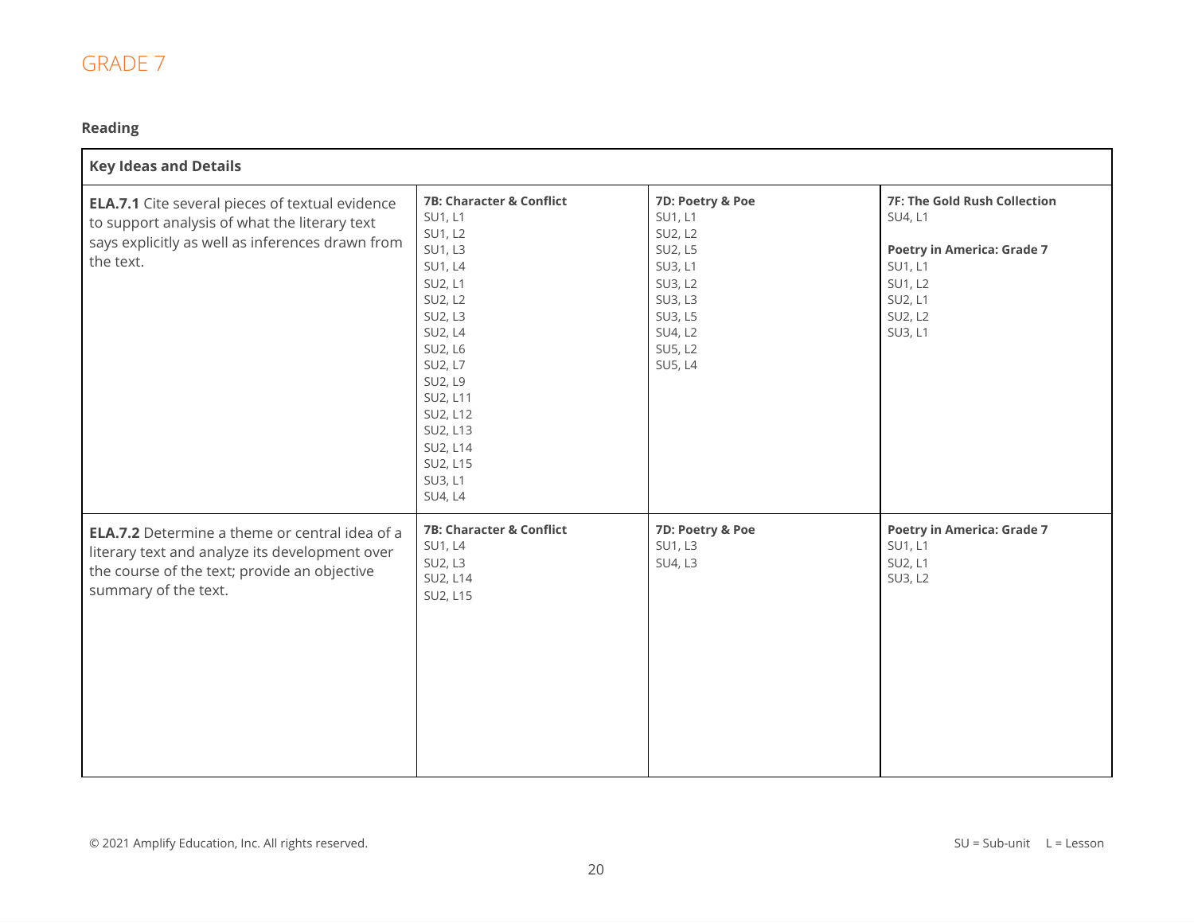# GRADE 7

**Reading**

| Key Ideas and Details | | | |
|---|---|---|---|
| **ELA.7.1** Cite several pieces of textual evidence to support analysis of what the literary text says explicitly as well as inferences drawn from the text. | **7B: Character & Conflict**<br>SU1, L1<br>SU1, L2<br>SU1, L3<br>SU1, L4<br>SU2, L1<br>SU2, L2<br>SU2, L3<br>SU2, L4<br>SU2, L6<br>SU2, L7<br>SU2, L9<br>SU2, L11<br>SU2, L12<br>SU2, L13<br>SU2, L14<br>SU2, L15<br>SU3, L1<br>SU4, L4 | **7D: Poetry & Poe**<br>SU1, L1<br>SU2, L2<br>SU2, L5<br>SU3, L1<br>SU3, L2<br>SU3, L3<br>SU3, L5<br>SU4, L2<br>SU5, L2<br>SU5, L4 | **7F: The Gold Rush Collection**<br>SU4, L1<br><br>**Poetry in America: Grade 7**<br>SU1, L1<br>SU1, L2<br>SU2, L1<br>SU2, L2<br>SU3, L1 |
| **ELA.7.2** Determine a theme or central idea of a literary text and analyze its development over the course of the text; provide an objective summary of the text. | **7B: Character & Conflict**<br>SU1, L4<br>SU2, L3<br>SU2, L14<br>SU2, L15 | **7D: Poetry & Poe**<br>SU1, L3<br>SU4, L3 | **Poetry in America: Grade 7**<br>SU1, L1<br>SU2, L1<br>SU3, L2 |

© 2021 Amplify Education, Inc. All rights reserved.

SU = Sub-unit L = Lesson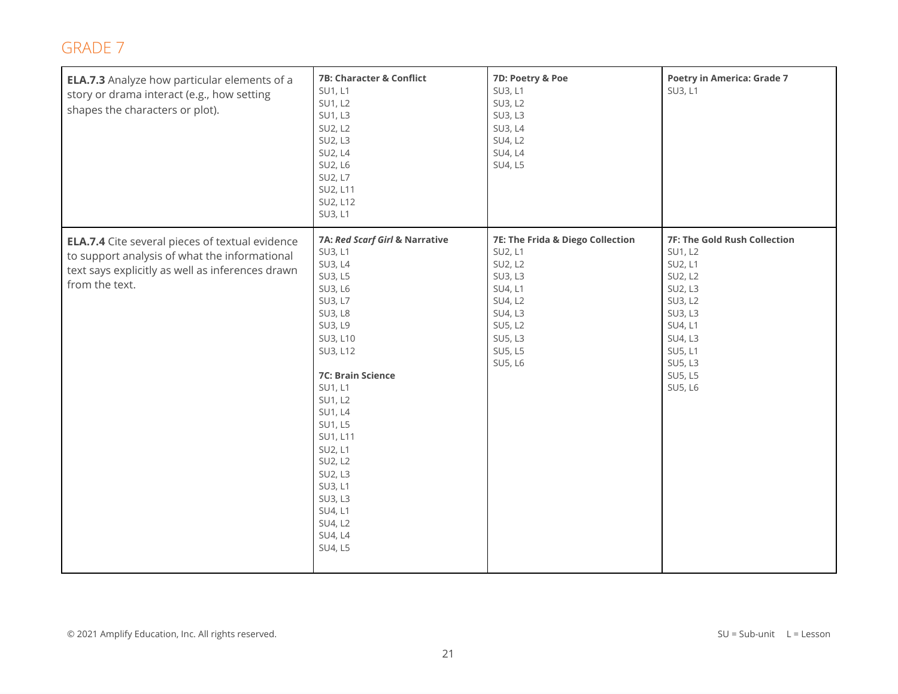## GRADE 7

| Standard | | | |
|---|---|---|---|
| **ELA.7.3** Analyze how particular elements of a story or drama interact (e.g., how setting shapes the characters or plot). | **7B: Character & Conflict**<br>SU1, L1<br>SU1, L2<br>SU1, L3<br>SU2, L2<br>SU2, L3<br>SU2, L4<br>SU2, L6<br>SU2, L7<br>SU2, L11<br>SU2, L12<br>SU3, L1 | **7D: Poetry & Poe**<br>SU3, L1<br>SU3, L2<br>SU3, L3<br>SU3, L4<br>SU4, L2<br>SU4, L4<br>SU4, L5 | **Poetry in America: Grade 7**<br>SU3, L1 |
| **ELA.7.4** Cite several pieces of textual evidence to support analysis of what the informational text says explicitly as well as inferences drawn from the text. | **7A: *Red Scarf Girl* & Narrative**<br>SU3, L1<br>SU3, L4<br>SU3, L5<br>SU3, L6<br>SU3, L7<br>SU3, L8<br>SU3, L9<br>SU3, L10<br>SU3, L12<br><br>**7C: Brain Science**<br>SU1, L1<br>SU1, L2<br>SU1, L4<br>SU1, L5<br>SU1, L11<br>SU2, L1<br>SU2, L2<br>SU2, L3<br>SU3, L1<br>SU3, L3<br>SU4, L1<br>SU4, L2<br>SU4, L4<br>SU4, L5 | **7E: The Frida & Diego Collection**<br>SU2, L1<br>SU2, L2<br>SU3, L3<br>SU4, L1<br>SU4, L2<br>SU4, L3<br>SU5, L2<br>SU5, L3<br>SU5, L5<br>SU5, L6 | **7F: The Gold Rush Collection**<br>SU1, L2<br>SU2, L1<br>SU2, L2<br>SU2, L3<br>SU3, L2<br>SU3, L3<br>SU4, L1<br>SU4, L3<br>SU5, L1<br>SU5, L3<br>SU5, L5<br>SU5, L6 |

© 2021 Amplify Education, Inc. All rights reserved.

SU = Sub-unit L = Lesson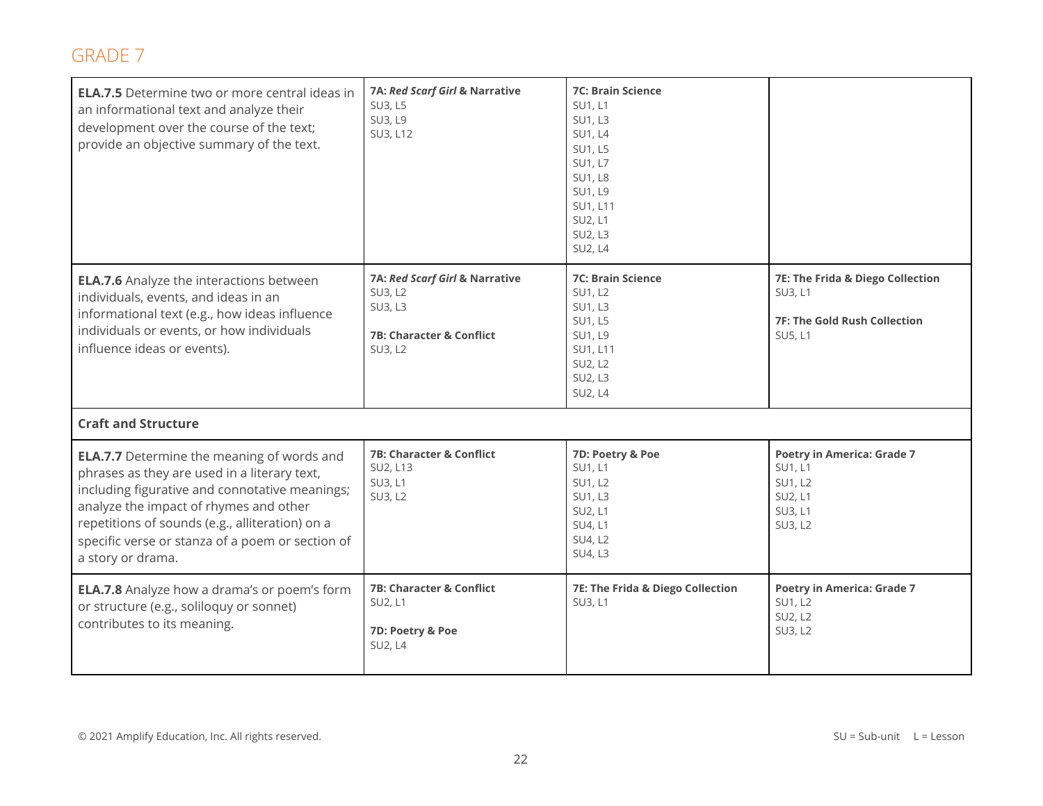## GRADE 7

| | | | |
|---|---|---|---|
| **ELA.7.5** Determine two or more central ideas in an informational text and analyze their development over the course of the text; provide an objective summary of the text. | **7A: *Red Scarf Girl* & Narrative**<br>SU3, L5<br>SU3, L9<br>SU3, L12 | **7C: Brain Science**<br>SU1, L1<br>SU1, L3<br>SU1, L4<br>SU1, L5<br>SU1, L7<br>SU1, L8<br>SU1, L9<br>SU1, L11<br>SU2, L1<br>SU2, L3<br>SU2, L4 | |
| **ELA.7.6** Analyze the interactions between individuals, events, and ideas in an informational text (e.g., how ideas influence individuals or events, or how individuals influence ideas or events). | **7A: *Red Scarf Girl* & Narrative**<br>SU3, L2<br>SU3, L3<br><br>**7B: Character & Conflict**<br>SU3, L2 | **7C: Brain Science**<br>SU1, L2<br>SU1, L3<br>SU1, L5<br>SU1, L9<br>SU1, L11<br>SU2, L2<br>SU2, L3<br>SU2, L4 | **7E: The Frida & Diego Collection**<br>SU3, L1<br><br>**7F: The Gold Rush Collection**<br>SU5, L1 |
| **Craft and Structure** | | | |
| **ELA.7.7** Determine the meaning of words and phrases as they are used in a literary text, including figurative and connotative meanings; analyze the impact of rhymes and other repetitions of sounds (e.g., alliteration) on a specific verse or stanza of a poem or section of a story or drama. | **7B: Character & Conflict**<br>SU2, L13<br>SU3, L1<br>SU3, L2 | **7D: Poetry & Poe**<br>SU1, L1<br>SU1, L2<br>SU1, L3<br>SU2, L1<br>SU4, L1<br>SU4, L2<br>SU4, L3 | **Poetry in America: Grade 7**<br>SU1, L1<br>SU1, L2<br>SU2, L1<br>SU3, L1<br>SU3, L2 |
| **ELA.7.8** Analyze how a drama's or poem's form or structure (e.g., soliloquy or sonnet) contributes to its meaning. | **7B: Character & Conflict**<br>SU2, L1<br><br>**7D: Poetry & Poe**<br>SU2, L4 | **7E: The Frida & Diego Collection**<br>SU3, L1 | **Poetry in America: Grade 7**<br>SU1, L2<br>SU2, L2<br>SU3, L2 |

© 2021 Amplify Education, Inc. All rights reserved.

SU = Sub-unit L = Lesson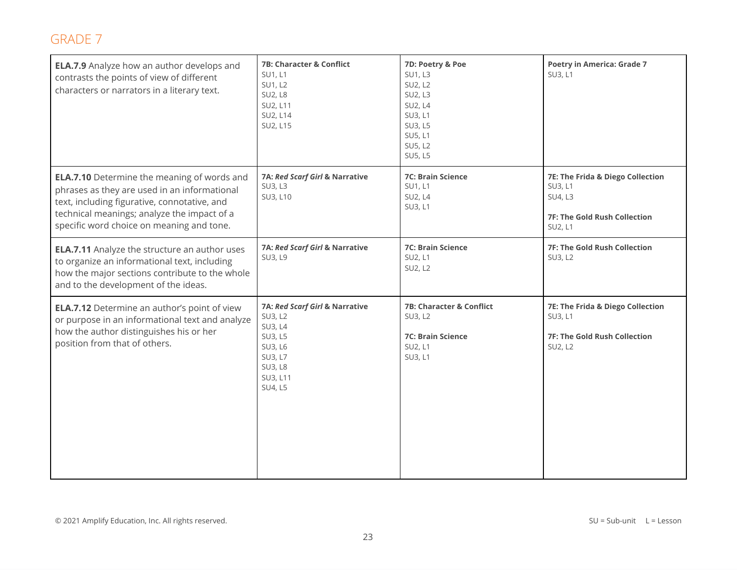## GRADE 7

| Standard | | | |
|---|---|---|---|
| **ELA.7.9** Analyze how an author develops and contrasts the points of view of different characters or narrators in a literary text. | **7B: Character & Conflict**<br>SU1, L1<br>SU1, L2<br>SU2, L8<br>SU2, L11<br>SU2, L14<br>SU2, L15 | **7D: Poetry & Poe**<br>SU1, L3<br>SU2, L2<br>SU2, L3<br>SU2, L4<br>SU3, L1<br>SU3, L5<br>SU5, L1<br>SU5, L2<br>SU5, L5 | **Poetry in America: Grade 7**<br>SU3, L1 |
| **ELA.7.10** Determine the meaning of words and phrases as they are used in an informational text, including figurative, connotative, and technical meanings; analyze the impact of a specific word choice on meaning and tone. | **7A: *Red Scarf Girl* & Narrative**<br>SU3, L3<br>SU3, L10 | **7C: Brain Science**<br>SU1, L1<br>SU2, L4<br>SU3, L1 | **7E: The Frida & Diego Collection**<br>SU3, L1<br>SU4, L3<br><br>**7F: The Gold Rush Collection**<br>SU2, L1 |
| **ELA.7.11** Analyze the structure an author uses to organize an informational text, including how the major sections contribute to the whole and to the development of the ideas. | **7A: *Red Scarf Girl* & Narrative**<br>SU3, L9 | **7C: Brain Science**<br>SU2, L1<br>SU2, L2 | **7F: The Gold Rush Collection**<br>SU3, L2 |
| **ELA.7.12** Determine an author's point of view or purpose in an informational text and analyze how the author distinguishes his or her position from that of others. | **7A: *Red Scarf Girl* & Narrative**<br>SU3, L2<br>SU3, L4<br>SU3, L5<br>SU3, L6<br>SU3, L7<br>SU3, L8<br>SU3, L11<br>SU4, L5 | **7B: Character & Conflict**<br>SU3, L2<br><br>**7C: Brain Science**<br>SU2, L1<br>SU3, L1 | **7E: The Frida & Diego Collection**<br>SU3, L1<br><br>**7F: The Gold Rush Collection**<br>SU2, L2 |

© 2021 Amplify Education, Inc. All rights reserved.

SU = Sub-unit L = Lesson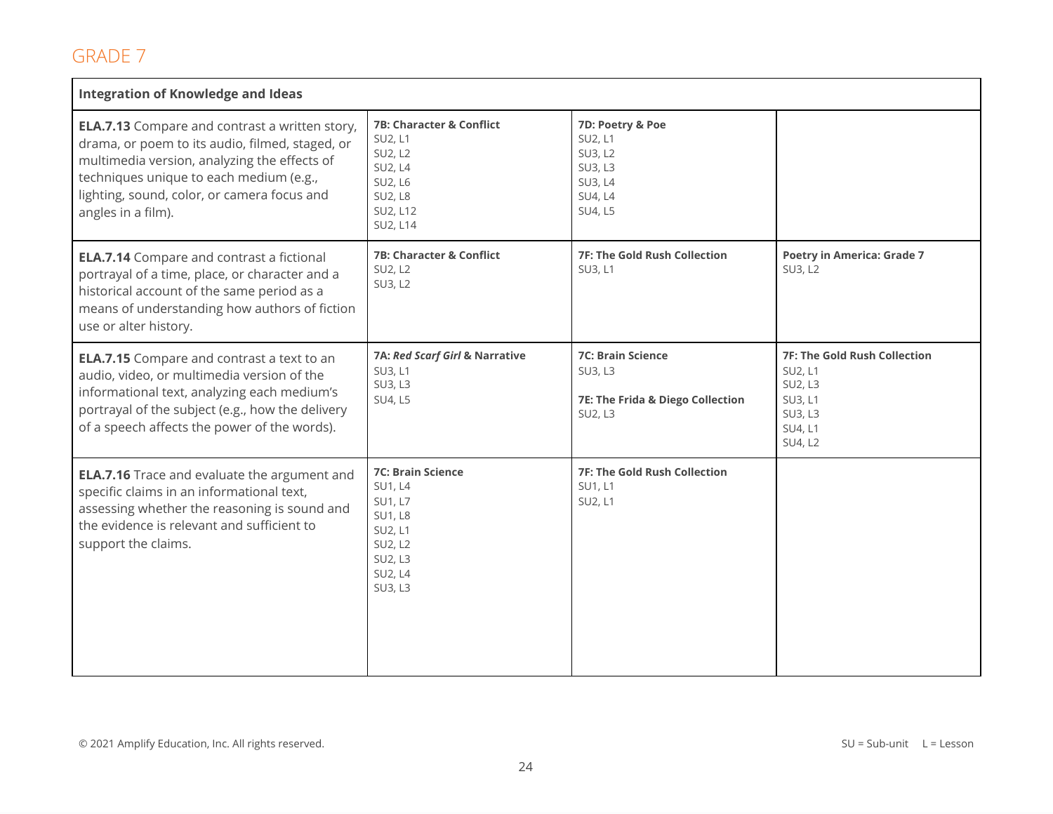## GRADE 7

| Integration of Knowledge and Ideas | | | |
|---|---|---|---|
| **ELA.7.13** Compare and contrast a written story, drama, or poem to its audio, filmed, staged, or multimedia version, analyzing the effects of techniques unique to each medium (e.g., lighting, sound, color, or camera focus and angles in a film). | **7B: Character & Conflict**<br>SU2, L1<br>SU2, L2<br>SU2, L4<br>SU2, L6<br>SU2, L8<br>SU2, L12<br>SU2, L14 | **7D: Poetry & Poe**<br>SU2, L1<br>SU3, L2<br>SU3, L3<br>SU3, L4<br>SU4, L4<br>SU4, L5 | |
| **ELA.7.14** Compare and contrast a fictional portrayal of a time, place, or character and a historical account of the same period as a means of understanding how authors of fiction use or alter history. | **7B: Character & Conflict**<br>SU2, L2<br>SU3, L2 | **7F: The Gold Rush Collection**<br>SU3, L1 | **Poetry in America: Grade 7**<br>SU3, L2 |
| **ELA.7.15** Compare and contrast a text to an audio, video, or multimedia version of the informational text, analyzing each medium's portrayal of the subject (e.g., how the delivery of a speech affects the power of the words). | **7A: *Red Scarf Girl* & Narrative**<br>SU3, L1<br>SU3, L3<br>SU4, L5 | **7C: Brain Science**<br>SU3, L3<br><br>**7E: The Frida & Diego Collection**<br>SU2, L3 | **7F: The Gold Rush Collection**<br>SU2, L1<br>SU2, L3<br>SU3, L1<br>SU3, L3<br>SU4, L1<br>SU4, L2 |
| **ELA.7.16** Trace and evaluate the argument and specific claims in an informational text, assessing whether the reasoning is sound and the evidence is relevant and sufficient to support the claims. | **7C: Brain Science**<br>SU1, L4<br>SU1, L7<br>SU1, L8<br>SU2, L1<br>SU2, L2<br>SU2, L3<br>SU2, L4<br>SU3, L3 | **7F: The Gold Rush Collection**<br>SU1, L1<br>SU2, L1 | |

© 2021 Amplify Education, Inc. All rights reserved.

SU = Sub-unit L = Lesson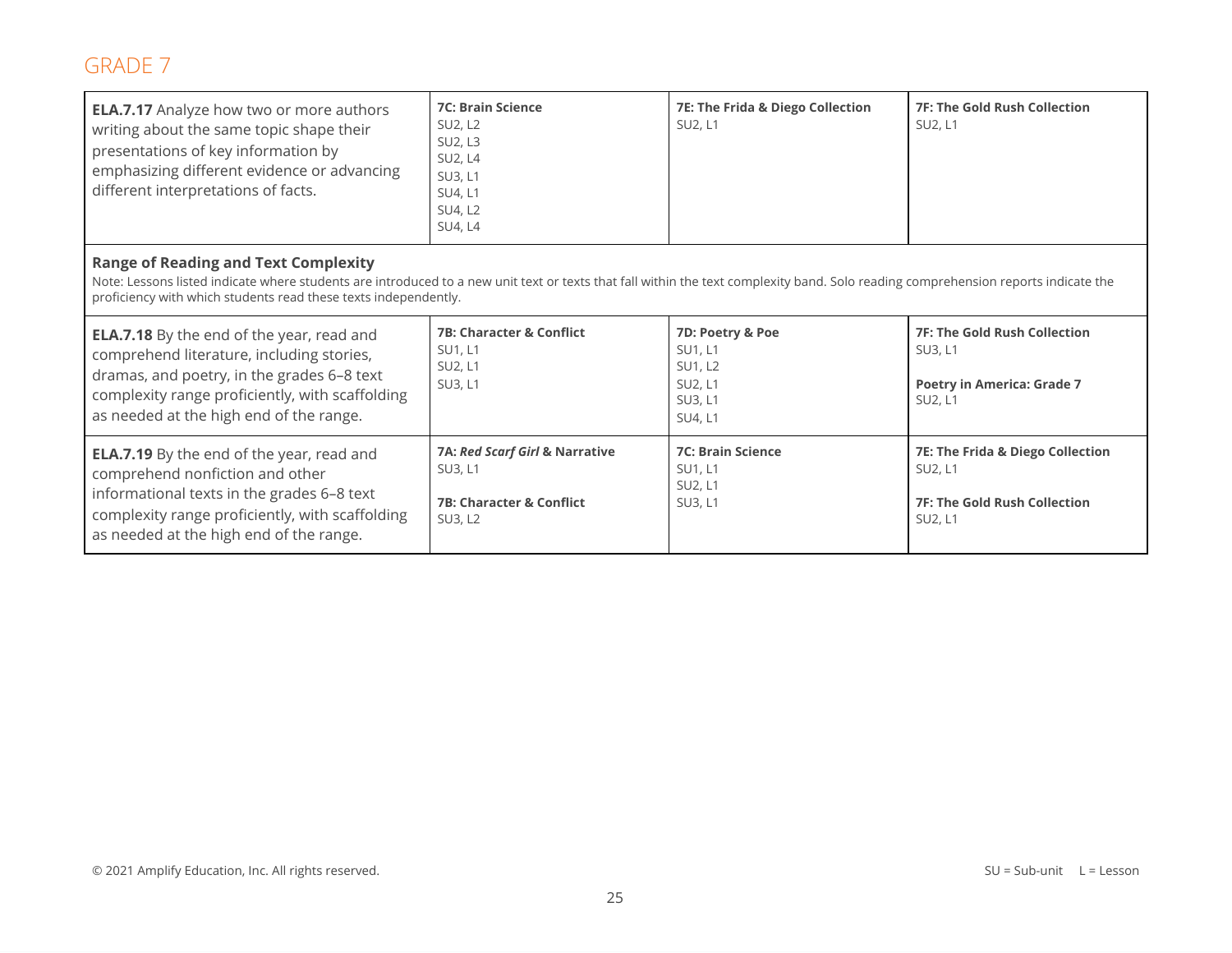## GRADE 7

| | | | |
|---|---|---|---|
| **ELA.7.17** Analyze how two or more authors writing about the same topic shape their presentations of key information by emphasizing different evidence or advancing different interpretations of facts. | **7C: Brain Science**<br>SU2, L2<br>SU2, L3<br>SU2, L4<br>SU3, L1<br>SU4, L1<br>SU4, L2<br>SU4, L4 | **7E: The Frida & Diego Collection**<br>SU2, L1 | **7F: The Gold Rush Collection**<br>SU2, L1 |
| **Range of Reading and Text Complexity**<br>Note: Lessons listed indicate where students are introduced to a new unit text or texts that fall within the text complexity band. Solo reading comprehension reports indicate the proficiency with which students read these texts independently. | | | |
| **ELA.7.18** By the end of the year, read and comprehend literature, including stories, dramas, and poetry, in the grades 6–8 text complexity range proficiently, with scaffolding as needed at the high end of the range. | **7B: Character & Conflict**<br>SU1, L1<br>SU2, L1<br>SU3, L1 | **7D: Poetry & Poe**<br>SU1, L1<br>SU1, L2<br>SU2, L1<br>SU3, L1<br>SU4, L1 | **7F: The Gold Rush Collection**<br>SU3, L1<br><br>**Poetry in America: Grade 7**<br>SU2, L1 |
| **ELA.7.19** By the end of the year, read and comprehend nonfiction and other informational texts in the grades 6–8 text complexity range proficiently, with scaffolding as needed at the high end of the range. | **7A: *Red Scarf Girl* & Narrative**<br>SU3, L1<br><br>**7B: Character & Conflict**<br>SU3, L2 | **7C: Brain Science**<br>SU1, L1<br>SU2, L1<br>SU3, L1 | **7E: The Frida & Diego Collection**<br>SU2, L1<br><br>**7F: The Gold Rush Collection**<br>SU2, L1 |

© 2021 Amplify Education, Inc. All rights reserved.

SU = Sub-unit L = Lesson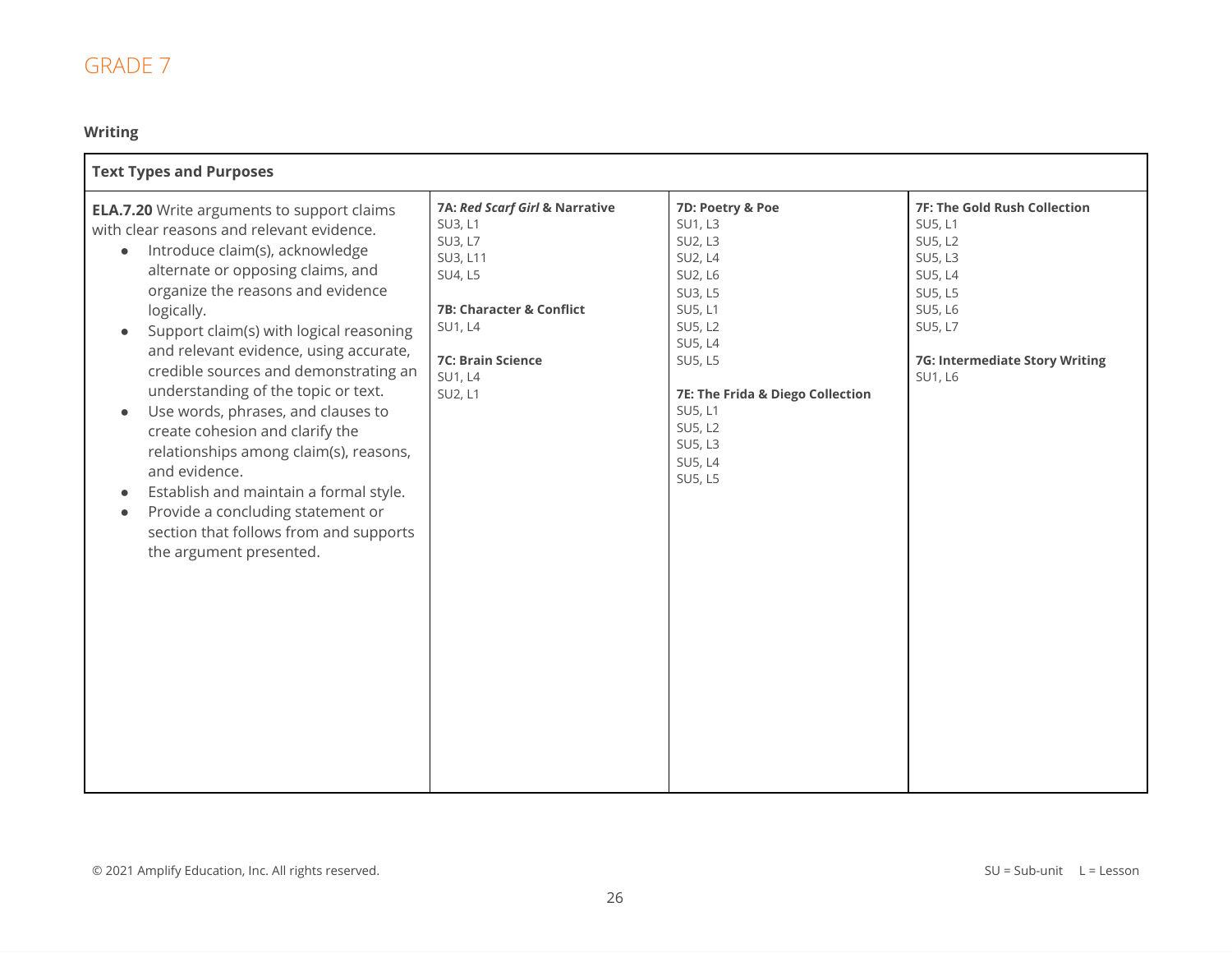# GRADE 7

## Writing

| Text Types and Purposes | | | |
|---|---|---|---|
| **ELA.7.20** Write arguments to support claims with clear reasons and relevant evidence.<br>• Introduce claim(s), acknowledge alternate or opposing claims, and organize the reasons and evidence logically.<br>• Support claim(s) with logical reasoning and relevant evidence, using accurate, credible sources and demonstrating an understanding of the topic or text.<br>• Use words, phrases, and clauses to create cohesion and clarify the relationships among claim(s), reasons, and evidence.<br>• Establish and maintain a formal style.<br>• Provide a concluding statement or section that follows from and supports the argument presented. | **7A: *Red Scarf Girl* & Narrative**<br>SU3, L1<br>SU3, L7<br>SU3, L11<br>SU4, L5<br><br>**7B: Character & Conflict**<br>SU1, L4<br><br>**7C: Brain Science**<br>SU1, L4<br>SU2, L1 | **7D: Poetry & Poe**<br>SU1, L3<br>SU2, L3<br>SU2, L4<br>SU2, L6<br>SU3, L5<br>SU5, L1<br>SU5, L2<br>SU5, L4<br>SU5, L5<br><br>**7E: The Frida & Diego Collection**<br>SU5, L1<br>SU5, L2<br>SU5, L3<br>SU5, L4<br>SU5, L5 | **7F: The Gold Rush Collection**<br>SU5, L1<br>SU5, L2<br>SU5, L3<br>SU5, L4<br>SU5, L5<br>SU5, L6<br>SU5, L7<br><br>**7G: Intermediate Story Writing**<br>SU1, L6 |

© 2021 Amplify Education, Inc. All rights reserved.

SU = Sub-unit L = Lesson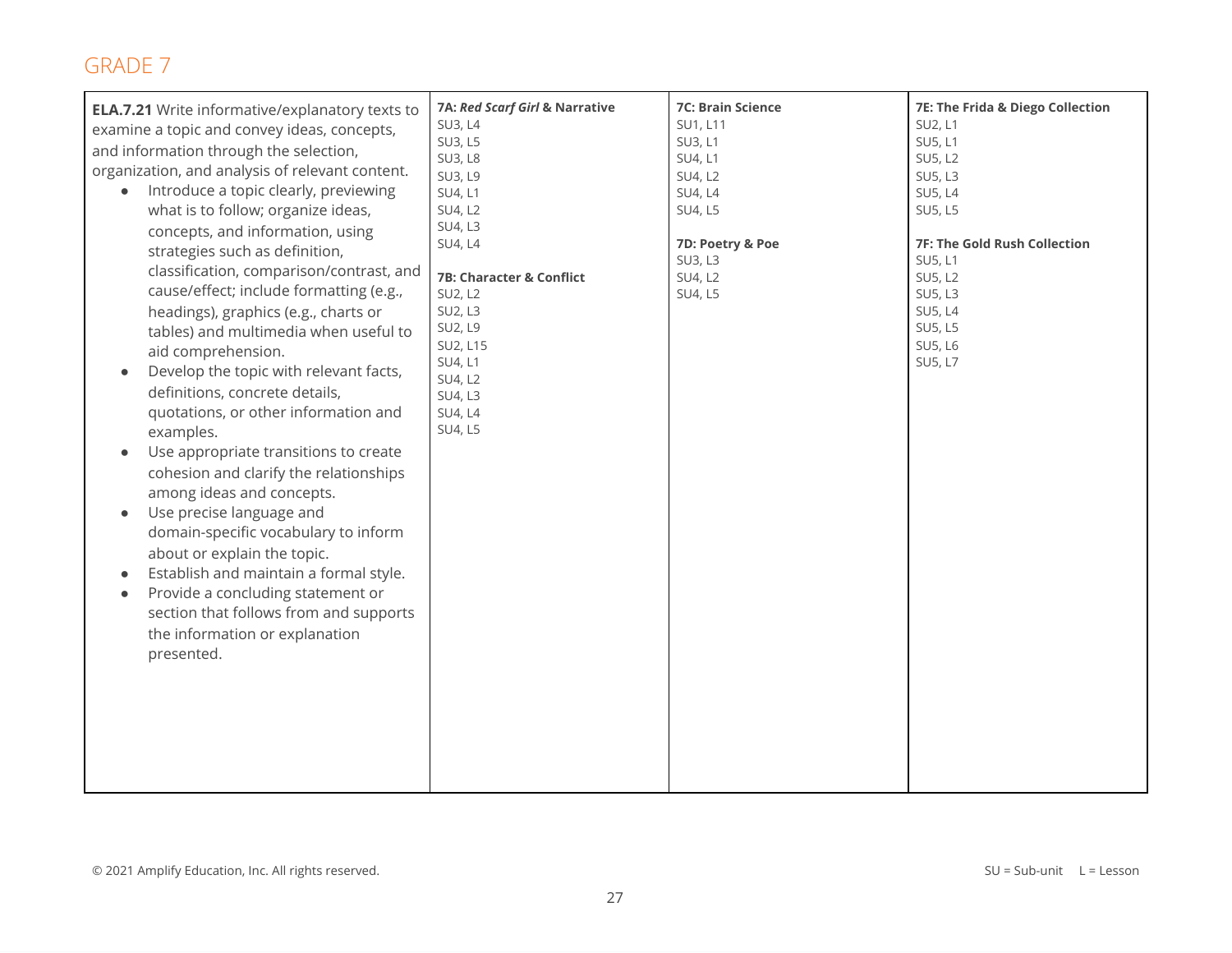## GRADE 7

| Standard | | | |
|---|---|---|---|
| **ELA.7.21** Write informative/explanatory texts to examine a topic and convey ideas, concepts, and information through the selection, organization, and analysis of relevant content.<br>• Introduce a topic clearly, previewing what is to follow; organize ideas, concepts, and information, using strategies such as definition, classification, comparison/contrast, and cause/effect; include formatting (e.g., headings), graphics (e.g., charts or tables) and multimedia when useful to aid comprehension.<br>• Develop the topic with relevant facts, definitions, concrete details, quotations, or other information and examples.<br>• Use appropriate transitions to create cohesion and clarify the relationships among ideas and concepts.<br>• Use precise language and domain-specific vocabulary to inform about or explain the topic.<br>• Establish and maintain a formal style.<br>• Provide a concluding statement or section that follows from and supports the information or explanation presented. | **7A: *Red Scarf Girl* & Narrative**<br>SU3, L4<br>SU3, L5<br>SU3, L8<br>SU3, L9<br>SU4, L1<br>SU4, L2<br>SU4, L3<br>SU4, L4<br><br>**7B: Character & Conflict**<br>SU2, L2<br>SU2, L3<br>SU2, L9<br>SU2, L15<br>SU4, L1<br>SU4, L2<br>SU4, L3<br>SU4, L4<br>SU4, L5 | **7C: Brain Science**<br>SU1, L11<br>SU3, L1<br>SU4, L1<br>SU4, L2<br>SU4, L4<br>SU4, L5<br><br>**7D: Poetry & Poe**<br>SU3, L3<br>SU4, L2<br>SU4, L5 | **7E: The Frida & Diego Collection**<br>SU2, L1<br>SU5, L1<br>SU5, L2<br>SU5, L3<br>SU5, L4<br>SU5, L5<br><br>**7F: The Gold Rush Collection**<br>SU5, L1<br>SU5, L2<br>SU5, L3<br>SU5, L4<br>SU5, L5<br>SU5, L6<br>SU5, L7 |

© 2021 Amplify Education, Inc. All rights reserved.

SU = Sub-unit L = Lesson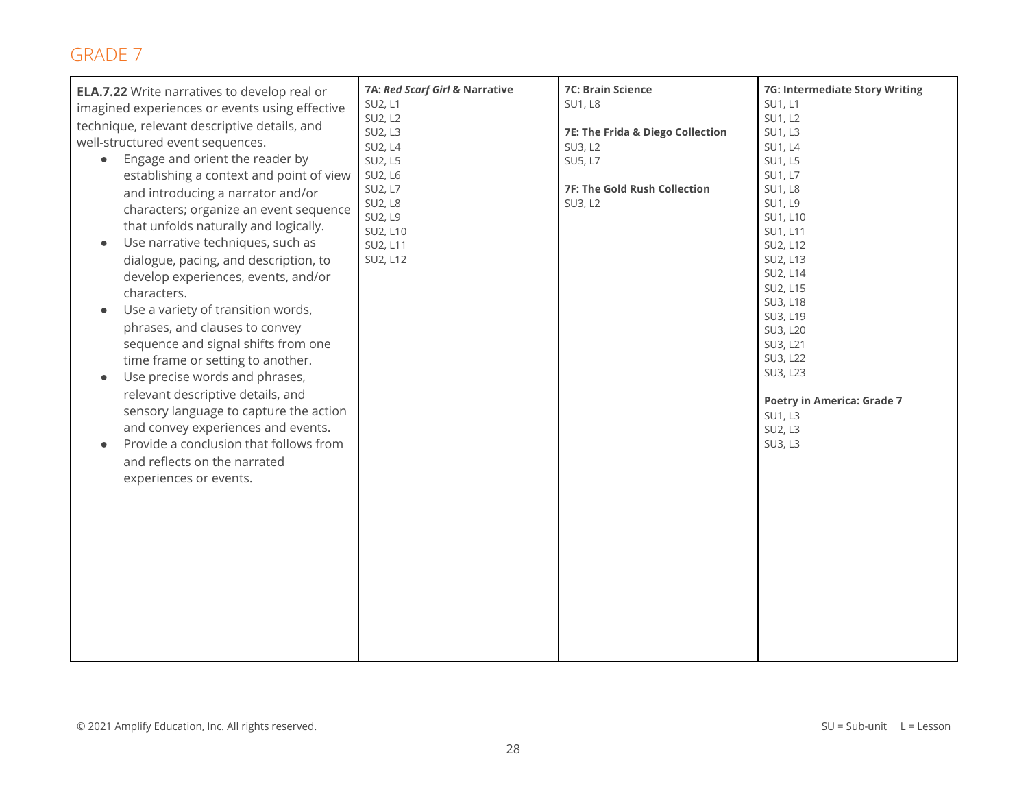## GRADE 7

| | | | |
|---|---|---|---|
| **ELA.7.22** Write narratives to develop real or imagined experiences or events using effective technique, relevant descriptive details, and well-structured event sequences.<br>• Engage and orient the reader by establishing a context and point of view and introducing a narrator and/or characters; organize an event sequence that unfolds naturally and logically.<br>• Use narrative techniques, such as dialogue, pacing, and description, to develop experiences, events, and/or characters.<br>• Use a variety of transition words, phrases, and clauses to convey sequence and signal shifts from one time frame or setting to another.<br>• Use precise words and phrases, relevant descriptive details, and sensory language to capture the action and convey experiences and events.<br>• Provide a conclusion that follows from and reflects on the narrated experiences or events. | **7A: *Red Scarf Girl* & Narrative**<br>SU2, L1<br>SU2, L2<br>SU2, L3<br>SU2, L4<br>SU2, L5<br>SU2, L6<br>SU2, L7<br>SU2, L8<br>SU2, L9<br>SU2, L10<br>SU2, L11<br>SU2, L12 | **7C: Brain Science**<br>SU1, L8<br><br>**7E: The Frida & Diego Collection**<br>SU3, L2<br>SU5, L7<br><br>**7F: The Gold Rush Collection**<br>SU3, L2 | **7G: Intermediate Story Writing**<br>SU1, L1<br>SU1, L2<br>SU1, L3<br>SU1, L4<br>SU1, L5<br>SU1, L7<br>SU1, L8<br>SU1, L9<br>SU1, L10<br>SU1, L11<br>SU2, L12<br>SU2, L13<br>SU2, L14<br>SU2, L15<br>SU3, L18<br>SU3, L19<br>SU3, L20<br>SU3, L21<br>SU3, L22<br>SU3, L23<br><br>**Poetry in America: Grade 7**<br>SU1, L3<br>SU2, L3<br>SU3, L3 |

© 2021 Amplify Education, Inc. All rights reserved.

SU = Sub-unit L = Lesson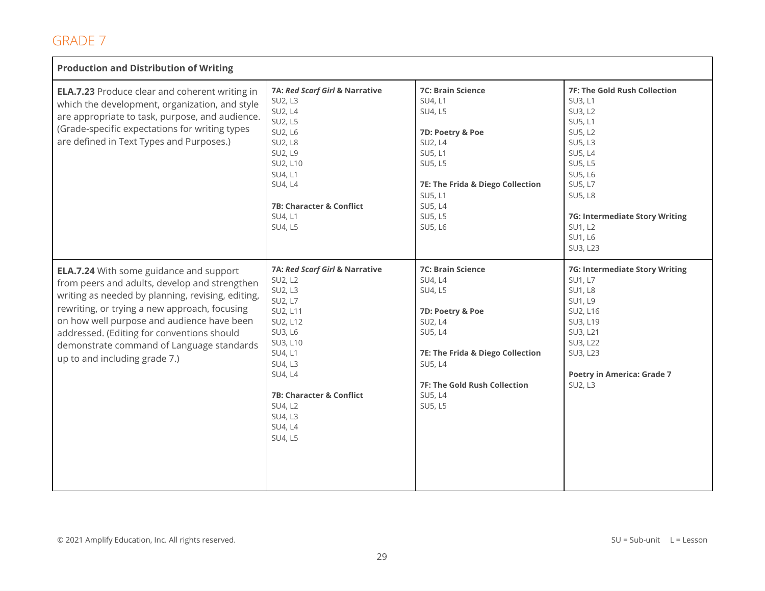## GRADE 7

| Production and Distribution of Writing | | | |
|---|---|---|---|
| **ELA.7.23** Produce clear and coherent writing in which the development, organization, and style are appropriate to task, purpose, and audience. (Grade-specific expectations for writing types are defined in Text Types and Purposes.) | **7A: *Red Scarf Girl* & Narrative**<br>SU2, L3<br>SU2, L4<br>SU2, L5<br>SU2, L6<br>SU2, L8<br>SU2, L9<br>SU2, L10<br>SU4, L1<br>SU4, L4<br><br>**7B: Character & Conflict**<br>SU4, L1<br>SU4, L5 | **7C: Brain Science**<br>SU4, L1<br>SU4, L5<br><br>**7D: Poetry & Poe**<br>SU2, L4<br>SU5, L1<br>SU5, L5<br><br>**7E: The Frida & Diego Collection**<br>SU5, L1<br>SU5, L4<br>SU5, L5<br>SU5, L6 | **7F: The Gold Rush Collection**<br>SU3, L1<br>SU3, L2<br>SU5, L1<br>SU5, L2<br>SU5, L3<br>SU5, L4<br>SU5, L5<br>SU5, L6<br>SU5, L7<br>SU5, L8<br><br>**7G: Intermediate Story Writing**<br>SU1, L2<br>SU1, L6<br>SU3, L23 |
| **ELA.7.24** With some guidance and support from peers and adults, develop and strengthen writing as needed by planning, revising, editing, rewriting, or trying a new approach, focusing on how well purpose and audience have been addressed. (Editing for conventions should demonstrate command of Language standards up to and including grade 7.) | **7A: *Red Scarf Girl* & Narrative**<br>SU2, L2<br>SU2, L3<br>SU2, L7<br>SU2, L11<br>SU2, L12<br>SU3, L6<br>SU3, L10<br>SU4, L1<br>SU4, L3<br>SU4, L4<br><br>**7B: Character & Conflict**<br>SU4, L2<br>SU4, L3<br>SU4, L4<br>SU4, L5 | **7C: Brain Science**<br>SU4, L4<br>SU4, L5<br><br>**7D: Poetry & Poe**<br>SU2, L4<br>SU5, L4<br><br>**7E: The Frida & Diego Collection**<br>SU5, L4<br><br>**7F: The Gold Rush Collection**<br>SU5, L4<br>SU5, L5 | **7G: Intermediate Story Writing**<br>SU1, L7<br>SU1, L8<br>SU1, L9<br>SU2, L16<br>SU3, L19<br>SU3, L21<br>SU3, L22<br>SU3, L23<br><br>**Poetry in America: Grade 7**<br>SU2, L3 |

© 2021 Amplify Education, Inc. All rights reserved. SU = Sub-unit L = Lesson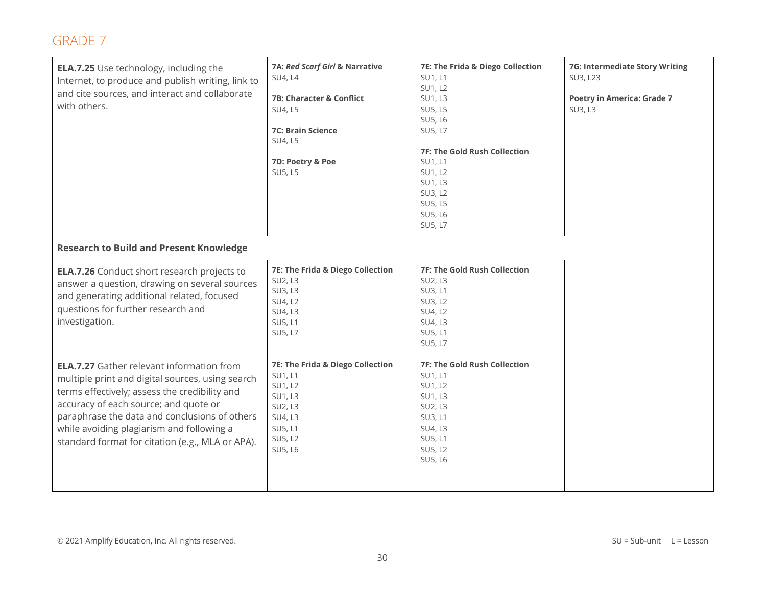## GRADE 7

| | | | |
|---|---|---|---|
| **ELA.7.25** Use technology, including the Internet, to produce and publish writing, link to and cite sources, and interact and collaborate with others. | **7A: *Red Scarf Girl* & Narrative**<br>SU4, L4<br><br>**7B: Character & Conflict**<br>SU4, L5<br><br>**7C: Brain Science**<br>SU4, L5<br><br>**7D: Poetry & Poe**<br>SU5, L5 | **7E: The Frida & Diego Collection**<br>SU1, L1<br>SU1, L2<br>SU1, L3<br>SU5, L5<br>SU5, L6<br>SU5, L7<br><br>**7F: The Gold Rush Collection**<br>SU1, L1<br>SU1, L2<br>SU1, L3<br>SU3, L2<br>SU5, L5<br>SU5, L6<br>SU5, L7 | **7G: Intermediate Story Writing**<br>SU3, L23<br><br>**Poetry in America: Grade 7**<br>SU3, L3 |
| **Research to Build and Present Knowledge** | | | |
| **ELA.7.26** Conduct short research projects to answer a question, drawing on several sources and generating additional related, focused questions for further research and investigation. | **7E: The Frida & Diego Collection**<br>SU2, L3<br>SU3, L3<br>SU4, L2<br>SU4, L3<br>SU5, L1<br>SU5, L7 | **7F: The Gold Rush Collection**<br>SU2, L3<br>SU3, L1<br>SU3, L2<br>SU4, L2<br>SU4, L3<br>SU5, L1<br>SU5, L7 | |
| **ELA.7.27** Gather relevant information from multiple print and digital sources, using search terms effectively; assess the credibility and accuracy of each source; and quote or paraphrase the data and conclusions of others while avoiding plagiarism and following a standard format for citation (e.g., MLA or APA). | **7E: The Frida & Diego Collection**<br>SU1, L1<br>SU1, L2<br>SU1, L3<br>SU2, L3<br>SU4, L3<br>SU5, L1<br>SU5, L2<br>SU5, L6 | **7F: The Gold Rush Collection**<br>SU1, L1<br>SU1, L2<br>SU1, L3<br>SU2, L3<br>SU3, L1<br>SU4, L3<br>SU5, L1<br>SU5, L2<br>SU5, L6 | |

© 2021 Amplify Education, Inc. All rights reserved.

SU = Sub-unit L = Lesson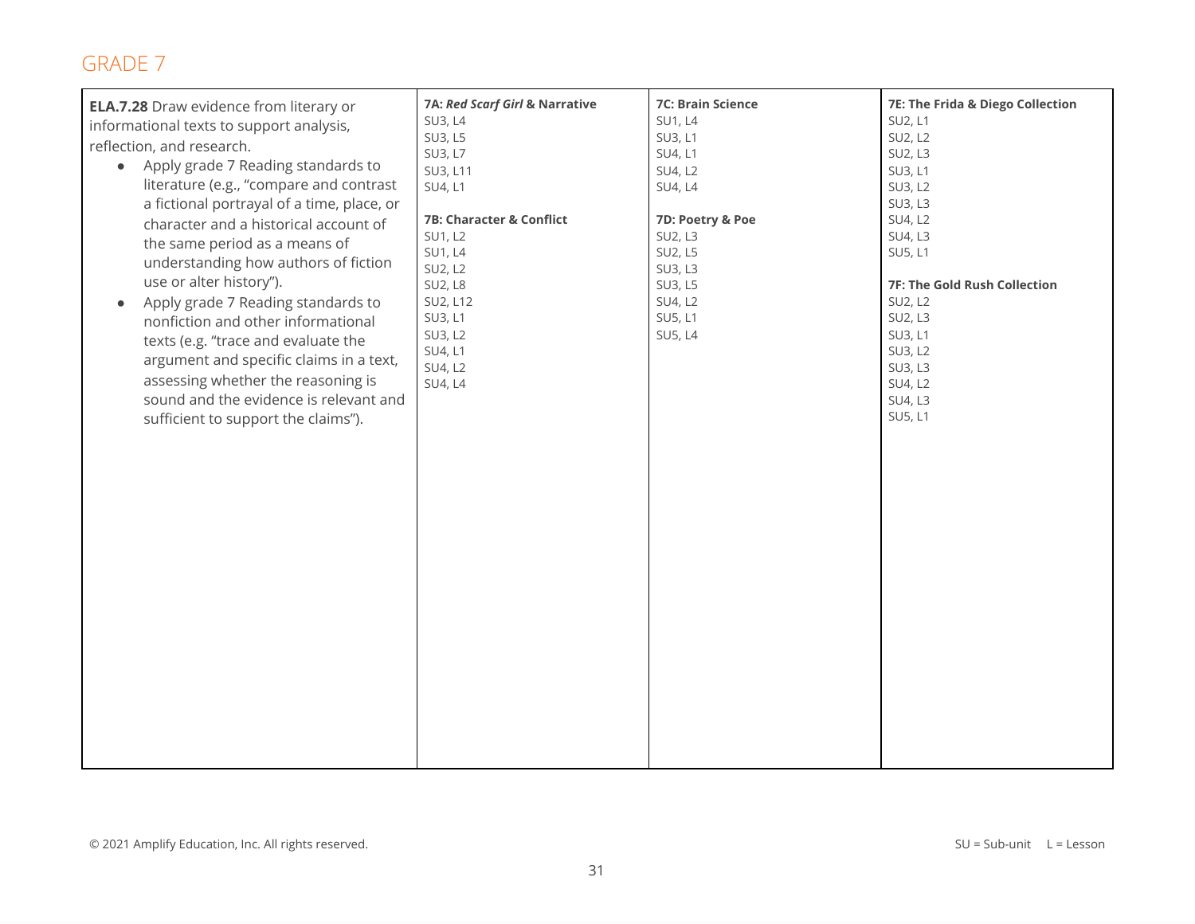## GRADE 7

| | | | |
|---|---|---|---|
| **ELA.7.28** Draw evidence from literary or informational texts to support analysis, reflection, and research.<br>• Apply grade 7 Reading standards to literature (e.g., "compare and contrast a fictional portrayal of a time, place, or character and a historical account of the same period as a means of understanding how authors of fiction use or alter history").<br>• Apply grade 7 Reading standards to nonfiction and other informational texts (e.g. "trace and evaluate the argument and specific claims in a text, assessing whether the reasoning is sound and the evidence is relevant and sufficient to support the claims"). | **7A: *Red Scarf Girl* & Narrative**<br>SU3, L4<br>SU3, L5<br>SU3, L7<br>SU3, L11<br>SU4, L1<br><br>**7B: Character & Conflict**<br>SU1, L2<br>SU1, L4<br>SU2, L2<br>SU2, L8<br>SU2, L12<br>SU3, L1<br>SU3, L2<br>SU4, L1<br>SU4, L2<br>SU4, L4 | **7C: Brain Science**<br>SU1, L4<br>SU3, L1<br>SU4, L1<br>SU4, L2<br>SU4, L4<br><br>**7D: Poetry & Poe**<br>SU2, L3<br>SU2, L5<br>SU3, L3<br>SU3, L5<br>SU4, L2<br>SU5, L1<br>SU5, L4 | **7E: The Frida & Diego Collection**<br>SU2, L1<br>SU2, L2<br>SU2, L3<br>SU3, L1<br>SU3, L2<br>SU3, L3<br>SU4, L2<br>SU4, L3<br>SU5, L1<br><br>**7F: The Gold Rush Collection**<br>SU2, L2<br>SU2, L3<br>SU3, L1<br>SU3, L2<br>SU3, L3<br>SU4, L2<br>SU4, L3<br>SU5, L1 |

© 2021 Amplify Education, Inc. All rights reserved.

SU = Sub-unit L = Lesson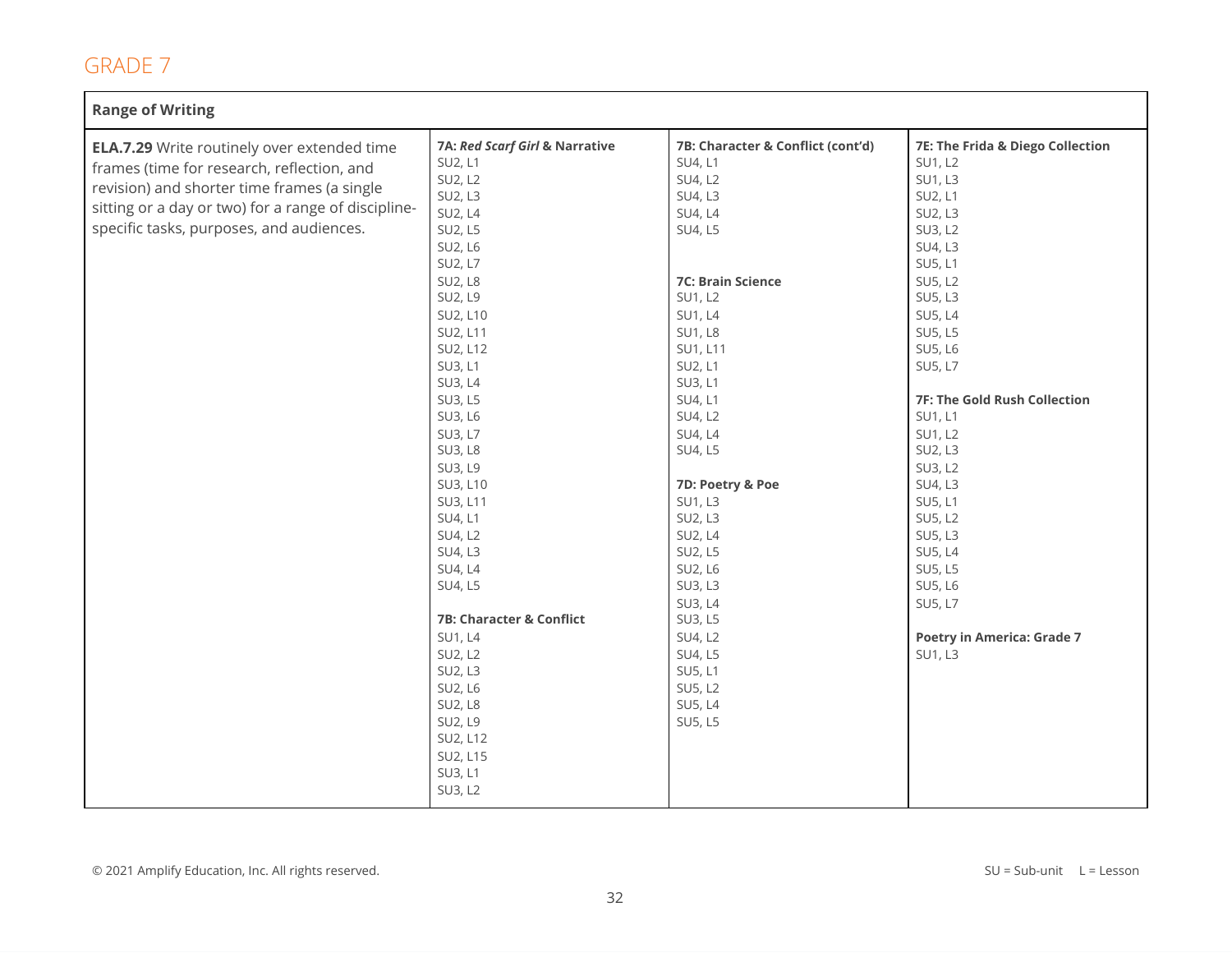## GRADE 7

| Range of Writing | | | |
|---|---|---|---|
| **ELA.7.29** Write routinely over extended time frames (time for research, reflection, and revision) and shorter time frames (a single sitting or a day or two) for a range of discipline-specific tasks, purposes, and audiences. | **7A: *Red Scarf Girl* & Narrative**<br>SU2, L1<br>SU2, L2<br>SU2, L3<br>SU2, L4<br>SU2, L5<br>SU2, L6<br>SU2, L7<br>SU2, L8<br>SU2, L9<br>SU2, L10<br>SU2, L11<br>SU2, L12<br>SU3, L1<br>SU3, L4<br>SU3, L5<br>SU3, L6<br>SU3, L7<br>SU3, L8<br>SU3, L9<br>SU3, L10<br>SU3, L11<br>SU4, L1<br>SU4, L2<br>SU4, L3<br>SU4, L4<br>SU4, L5<br><br>**7B: Character & Conflict**<br>SU1, L4<br>SU2, L2<br>SU2, L3<br>SU2, L6<br>SU2, L8<br>SU2, L9<br>SU2, L12<br>SU2, L15<br>SU3, L1<br>SU3, L2 | **7B: Character & Conflict (cont'd)**<br>SU4, L1<br>SU4, L2<br>SU4, L3<br>SU4, L4<br>SU4, L5<br><br>**7C: Brain Science**<br>SU1, L2<br>SU1, L4<br>SU1, L8<br>SU1, L11<br>SU2, L1<br>SU3, L1<br>SU4, L1<br>SU4, L2<br>SU4, L4<br>SU4, L5<br><br>**7D: Poetry & Poe**<br>SU1, L3<br>SU2, L3<br>SU2, L4<br>SU2, L5<br>SU2, L6<br>SU3, L3<br>SU3, L4<br>SU3, L5<br>SU4, L2<br>SU4, L5<br>SU5, L1<br>SU5, L2<br>SU5, L4<br>SU5, L5 | **7E: The Frida & Diego Collection**<br>SU1, L2<br>SU1, L3<br>SU2, L1<br>SU2, L3<br>SU3, L2<br>SU4, L3<br>SU5, L1<br>SU5, L2<br>SU5, L3<br>SU5, L4<br>SU5, L5<br>SU5, L6<br>SU5, L7<br><br>**7F: The Gold Rush Collection**<br>SU1, L1<br>SU1, L2<br>SU2, L3<br>SU3, L2<br>SU4, L3<br>SU5, L1<br>SU5, L2<br>SU5, L3<br>SU5, L4<br>SU5, L5<br>SU5, L6<br>SU5, L7<br><br>**Poetry in America: Grade 7**<br>SU1, L3 |

© 2021 Amplify Education, Inc. All rights reserved.

SU = Sub-unit L = Lesson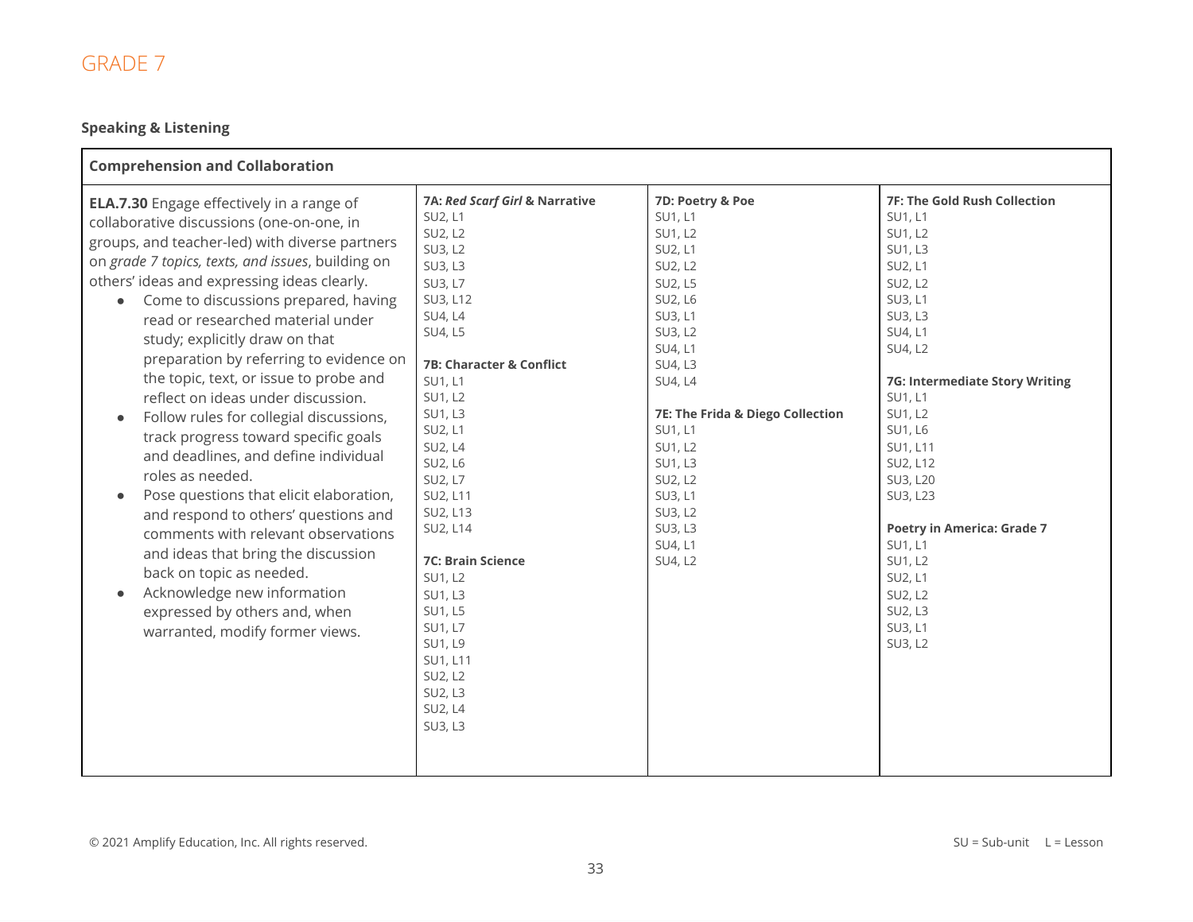# GRADE 7

**Speaking & Listening**

| Comprehension and Collaboration | | | |
|---|---|---|---|
| **ELA.7.30** Engage effectively in a range of collaborative discussions (one-on-one, in groups, and teacher-led) with diverse partners on *grade 7 topics, texts, and issues*, building on others' ideas and expressing ideas clearly.<br>• Come to discussions prepared, having read or researched material under study; explicitly draw on that preparation by referring to evidence on the topic, text, or issue to probe and reflect on ideas under discussion.<br>• Follow rules for collegial discussions, track progress toward specific goals and deadlines, and define individual roles as needed.<br>• Pose questions that elicit elaboration, and respond to others' questions and comments with relevant observations and ideas that bring the discussion back on topic as needed.<br>• Acknowledge new information expressed by others and, when warranted, modify former views. | **7A: *Red Scarf Girl* & Narrative**<br>SU2, L1<br>SU2, L2<br>SU3, L2<br>SU3, L3<br>SU3, L7<br>SU3, L12<br>SU4, L4<br>SU4, L5<br><br>**7B: Character & Conflict**<br>SU1, L1<br>SU1, L2<br>SU1, L3<br>SU2, L1<br>SU2, L4<br>SU2, L6<br>SU2, L7<br>SU2, L11<br>SU2, L13<br>SU2, L14<br><br>**7C: Brain Science**<br>SU1, L2<br>SU1, L3<br>SU1, L5<br>SU1, L7<br>SU1, L9<br>SU1, L11<br>SU2, L2<br>SU2, L3<br>SU2, L4<br>SU3, L3 | **7D: Poetry & Poe**<br>SU1, L1<br>SU1, L2<br>SU2, L1<br>SU2, L2<br>SU2, L5<br>SU2, L6<br>SU3, L1<br>SU3, L2<br>SU4, L1<br>SU4, L3<br>SU4, L4<br><br>**7E: The Frida & Diego Collection**<br>SU1, L1<br>SU1, L2<br>SU1, L3<br>SU2, L2<br>SU3, L1<br>SU3, L2<br>SU3, L3<br>SU4, L1<br>SU4, L2 | **7F: The Gold Rush Collection**<br>SU1, L1<br>SU1, L2<br>SU1, L3<br>SU2, L1<br>SU2, L2<br>SU3, L1<br>SU3, L3<br>SU4, L1<br>SU4, L2<br><br>**7G: Intermediate Story Writing**<br>SU1, L1<br>SU1, L2<br>SU1, L6<br>SU1, L11<br>SU2, L12<br>SU3, L20<br>SU3, L23<br><br>**Poetry in America: Grade 7**<br>SU1, L1<br>SU1, L2<br>SU2, L1<br>SU2, L2<br>SU2, L3<br>SU3, L1<br>SU3, L2 |

© 2021 Amplify Education, Inc. All rights reserved.

SU = Sub-unit L = Lesson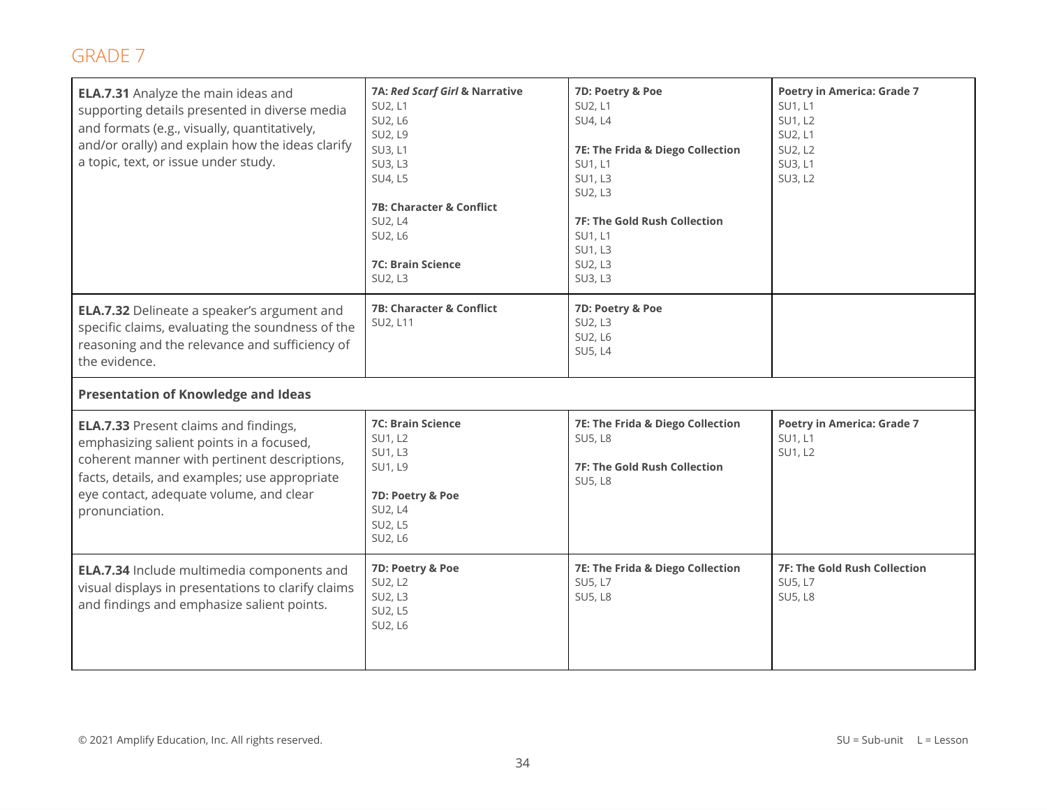## GRADE 7

| | | | |
|---|---|---|---|
| **ELA.7.31** Analyze the main ideas and supporting details presented in diverse media and formats (e.g., visually, quantitatively, and/or orally) and explain how the ideas clarify a topic, text, or issue under study. | **7A: *Red Scarf Girl* & Narrative**<br>SU2, L1<br>SU2, L6<br>SU2, L9<br>SU3, L1<br>SU3, L3<br>SU4, L5<br><br>**7B: Character & Conflict**<br>SU2, L4<br>SU2, L6<br><br>**7C: Brain Science**<br>SU2, L3 | **7D: Poetry & Poe**<br>SU2, L1<br>SU4, L4<br><br>**7E: The Frida & Diego Collection**<br>SU1, L1<br>SU1, L3<br>SU2, L3<br><br>**7F: The Gold Rush Collection**<br>SU1, L1<br>SU1, L3<br>SU2, L3<br>SU3, L3 | **Poetry in America: Grade 7**<br>SU1, L1<br>SU1, L2<br>SU2, L1<br>SU2, L2<br>SU3, L1<br>SU3, L2 |
| **ELA.7.32** Delineate a speaker's argument and specific claims, evaluating the soundness of the reasoning and the relevance and sufficiency of the evidence. | **7B: Character & Conflict**<br>SU2, L11 | **7D: Poetry & Poe**<br>SU2, L3<br>SU2, L6<br>SU5, L4 | |
| **Presentation of Knowledge and Ideas** | | | |
| **ELA.7.33** Present claims and findings, emphasizing salient points in a focused, coherent manner with pertinent descriptions, facts, details, and examples; use appropriate eye contact, adequate volume, and clear pronunciation. | **7C: Brain Science**<br>SU1, L2<br>SU1, L3<br>SU1, L9<br><br>**7D: Poetry & Poe**<br>SU2, L4<br>SU2, L5<br>SU2, L6 | **7E: The Frida & Diego Collection**<br>SU5, L8<br><br>**7F: The Gold Rush Collection**<br>SU5, L8 | **Poetry in America: Grade 7**<br>SU1, L1<br>SU1, L2 |
| **ELA.7.34** Include multimedia components and visual displays in presentations to clarify claims and findings and emphasize salient points. | **7D: Poetry & Poe**<br>SU2, L2<br>SU2, L3<br>SU2, L5<br>SU2, L6 | **7E: The Frida & Diego Collection**<br>SU5, L7<br>SU5, L8 | **7F: The Gold Rush Collection**<br>SU5, L7<br>SU5, L8 |

© 2021 Amplify Education, Inc. All rights reserved.

SU = Sub-unit  L = Lesson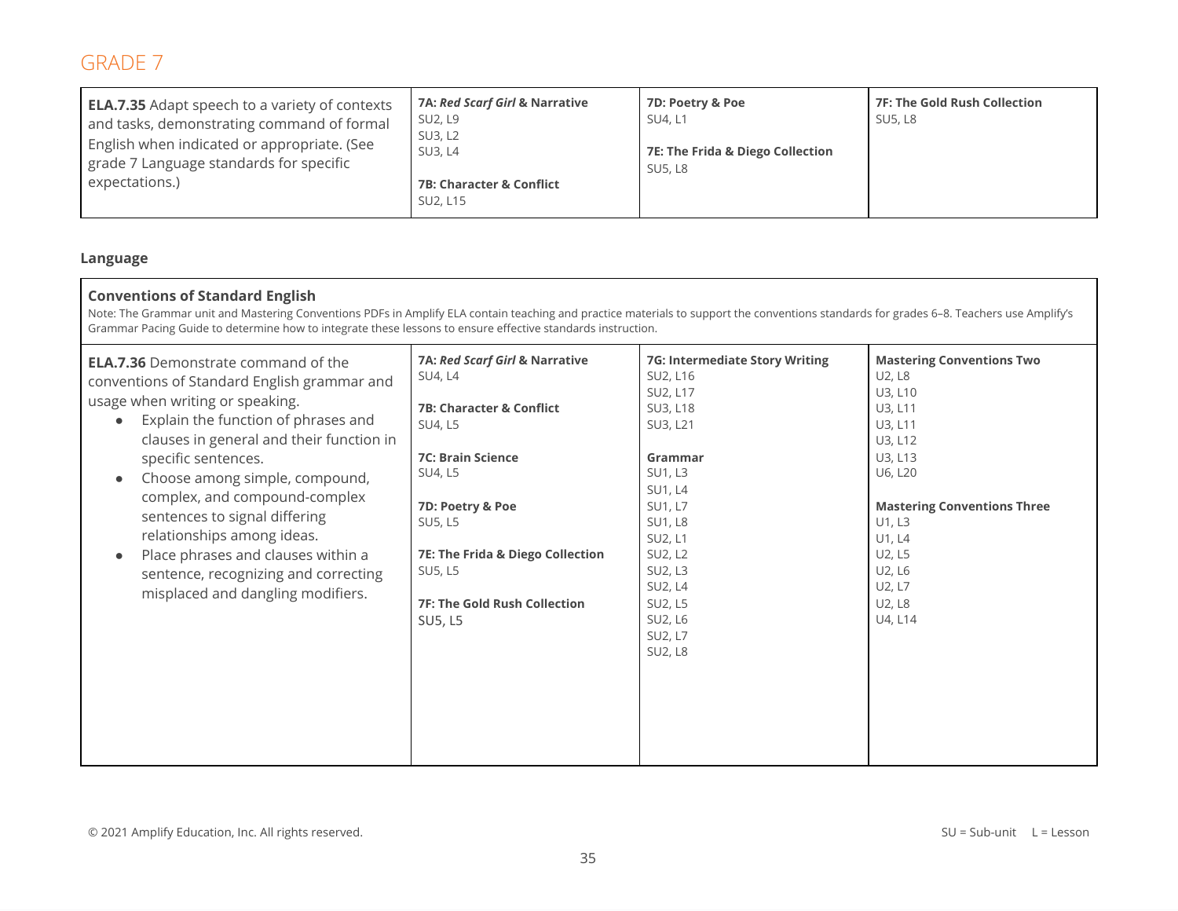# GRADE 7

| | | | |
|---|---|---|---|
| **ELA.7.35** Adapt speech to a variety of contexts and tasks, demonstrating command of formal English when indicated or appropriate. (See grade 7 Language standards for specific expectations.) | **7A: *Red Scarf Girl* & Narrative**<br>SU2, L9<br>SU3, L2<br>SU3, L4<br><br>**7B: Character & Conflict**<br>SU2, L15 | **7D: Poetry & Poe**<br>SU4, L1<br><br>**7E: The Frida & Diego Collection**<br>SU5, L8 | **7F: The Gold Rush Collection**<br>SU5, L8 |

## Language

| **Conventions of Standard English**<br>Note: The Grammar unit and Mastering Conventions PDFs in Amplify ELA contain teaching and practice materials to support the conventions standards for grades 6–8. Teachers use Amplify's Grammar Pacing Guide to determine how to integrate these lessons to ensure effective standards instruction. | | | |
|---|---|---|---|
| **ELA.7.36** Demonstrate command of the conventions of Standard English grammar and usage when writing or speaking.<br>• Explain the function of phrases and clauses in general and their function in specific sentences.<br>• Choose among simple, compound, complex, and compound-complex sentences to signal differing relationships among ideas.<br>• Place phrases and clauses within a sentence, recognizing and correcting misplaced and dangling modifiers. | **7A: *Red Scarf Girl* & Narrative**<br>SU4, L4<br><br>**7B: Character & Conflict**<br>SU4, L5<br><br>**7C: Brain Science**<br>SU4, L5<br><br>**7D: Poetry & Poe**<br>SU5, L5<br><br>**7E: The Frida & Diego Collection**<br>SU5, L5<br><br>**7F: The Gold Rush Collection**<br>SU5, L5 | **7G: Intermediate Story Writing**<br>SU2, L16<br>SU2, L17<br>SU3, L18<br>SU3, L21<br><br>**Grammar**<br>SU1, L3<br>SU1, L4<br>SU1, L7<br>SU1, L8<br>SU2, L1<br>SU2, L2<br>SU2, L3<br>SU2, L4<br>SU2, L5<br>SU2, L6<br>SU2, L7<br>SU2, L8 | **Mastering Conventions Two**<br>U2, L8<br>U3, L10<br>U3, L11<br>U3, L11<br>U3, L12<br>U3, L13<br>U6, L20<br><br>**Mastering Conventions Three**<br>U1, L3<br>U1, L4<br>U2, L5<br>U2, L6<br>U2, L7<br>U2, L8<br>U4, L14 |

© 2021 Amplify Education, Inc. All rights reserved.

SU = Sub-unit L = Lesson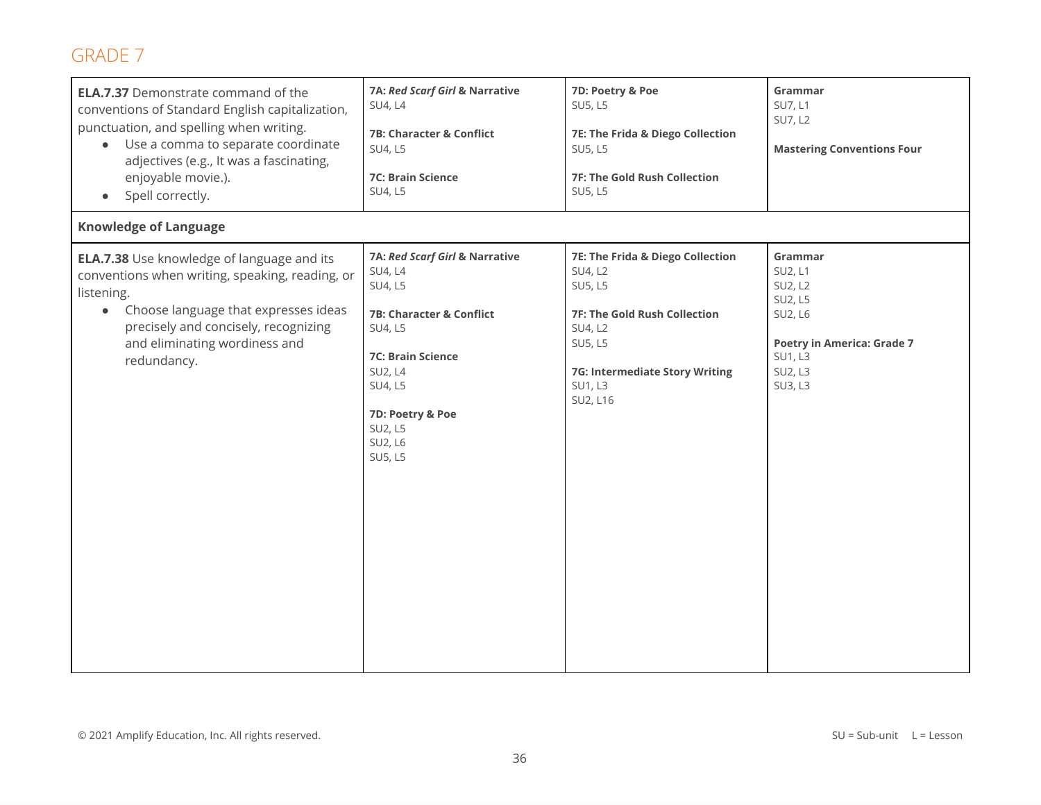## GRADE 7

| | | | |
|---|---|---|---|
| **ELA.7.37** Demonstrate command of the conventions of Standard English capitalization, punctuation, and spelling when writing.<br>• Use a comma to separate coordinate adjectives (e.g., It was a fascinating, enjoyable movie.).<br>• Spell correctly. | **7A: *Red Scarf Girl* & Narrative**<br>SU4, L4<br><br>**7B: Character & Conflict**<br>SU4, L5<br><br>**7C: Brain Science**<br>SU4, L5 | **7D: Poetry & Poe**<br>SU5, L5<br><br>**7E: The Frida & Diego Collection**<br>SU5, L5<br><br>**7F: The Gold Rush Collection**<br>SU5, L5 | **Grammar**<br>SU7, L1<br>SU7, L2<br><br>**Mastering Conventions Four** |
| **Knowledge of Language** | | | |
| **ELA.7.38** Use knowledge of language and its conventions when writing, speaking, reading, or listening.<br>• Choose language that expresses ideas precisely and concisely, recognizing and eliminating wordiness and redundancy. | **7A: *Red Scarf Girl* & Narrative**<br>SU4, L4<br>SU4, L5<br><br>**7B: Character & Conflict**<br>SU4, L5<br><br>**7C: Brain Science**<br>SU2, L4<br>SU4, L5<br><br>**7D: Poetry & Poe**<br>SU2, L5<br>SU2, L6<br>SU5, L5 | **7E: The Frida & Diego Collection**<br>SU4, L2<br>SU5, L5<br><br>**7F: The Gold Rush Collection**<br>SU4, L2<br>SU5, L5<br><br>**7G: Intermediate Story Writing**<br>SU1, L3<br>SU2, L16 | **Grammar**<br>SU2, L1<br>SU2, L2<br>SU2, L5<br>SU2, L6<br><br>**Poetry in America: Grade 7**<br>SU1, L3<br>SU2, L3<br>SU3, L3 |

© 2021 Amplify Education, Inc. All rights reserved.

SU = Sub-unit L = Lesson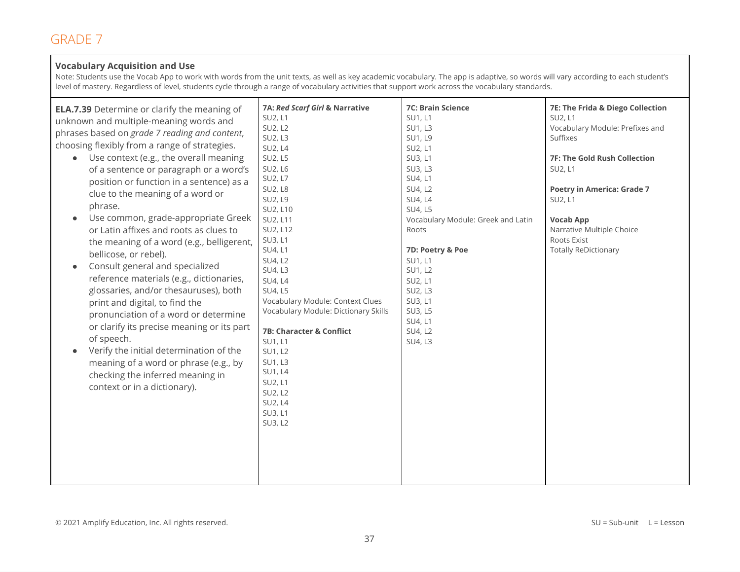## GRADE 7

**Vocabulary Acquisition and Use**

Note: Students use the Vocab App to work with words from the unit texts, as well as key academic vocabulary. The app is adaptive, so words will vary according to each student's level of mastery. Regardless of level, students cycle through a range of vocabulary activities that support work across the vocabulary standards.

| Standard | | | |
|---|---|---|---|
| **ELA.7.39** Determine or clarify the meaning of unknown and multiple-meaning words and phrases based on *grade 7 reading and content*, choosing flexibly from a range of strategies.<br>• Use context (e.g., the overall meaning of a sentence or paragraph or a word's position or function in a sentence) as a clue to the meaning of a word or phrase.<br>• Use common, grade-appropriate Greek or Latin affixes and roots as clues to the meaning of a word (e.g., belligerent, bellicose, or rebel).<br>• Consult general and specialized reference materials (e.g., dictionaries, glossaries, and/or thesauruses), both print and digital, to find the pronunciation of a word or determine or clarify its precise meaning or its part of speech.<br>• Verify the initial determination of the meaning of a word or phrase (e.g., by checking the inferred meaning in context or in a dictionary). | **7A: *Red Scarf Girl* & Narrative**<br>SU2, L1<br>SU2, L2<br>SU2, L3<br>SU2, L4<br>SU2, L5<br>SU2, L6<br>SU2, L7<br>SU2, L8<br>SU2, L9<br>SU2, L10<br>SU2, L11<br>SU2, L12<br>SU3, L1<br>SU4, L1<br>SU4, L2<br>SU4, L3<br>SU4, L4<br>SU4, L5<br>Vocabulary Module: Context Clues<br>Vocabulary Module: Dictionary Skills<br><br>**7B: Character & Conflict**<br>SU1, L1<br>SU1, L2<br>SU1, L3<br>SU1, L4<br>SU2, L1<br>SU2, L2<br>SU2, L4<br>SU3, L1<br>SU3, L2 | **7C: Brain Science**<br>SU1, L1<br>SU1, L3<br>SU1, L9<br>SU2, L1<br>SU3, L1<br>SU3, L3<br>SU4, L1<br>SU4, L2<br>SU4, L4<br>SU4, L5<br>Vocabulary Module: Greek and Latin Roots<br><br>**7D: Poetry & Poe**<br>SU1, L1<br>SU1, L2<br>SU2, L1<br>SU2, L3<br>SU3, L1<br>SU3, L5<br>SU4, L1<br>SU4, L2<br>SU4, L3 | **7E: The Frida & Diego Collection**<br>SU2, L1<br>Vocabulary Module: Prefixes and Suffixes<br><br>**7F: The Gold Rush Collection**<br>SU2, L1<br><br>**Poetry in America: Grade 7**<br>SU2, L1<br><br>**Vocab App**<br>Narrative Multiple Choice<br>Roots Exist<br>Totally ReDictionary |

© 2021 Amplify Education, Inc. All rights reserved.

SU = Sub-unit L = Lesson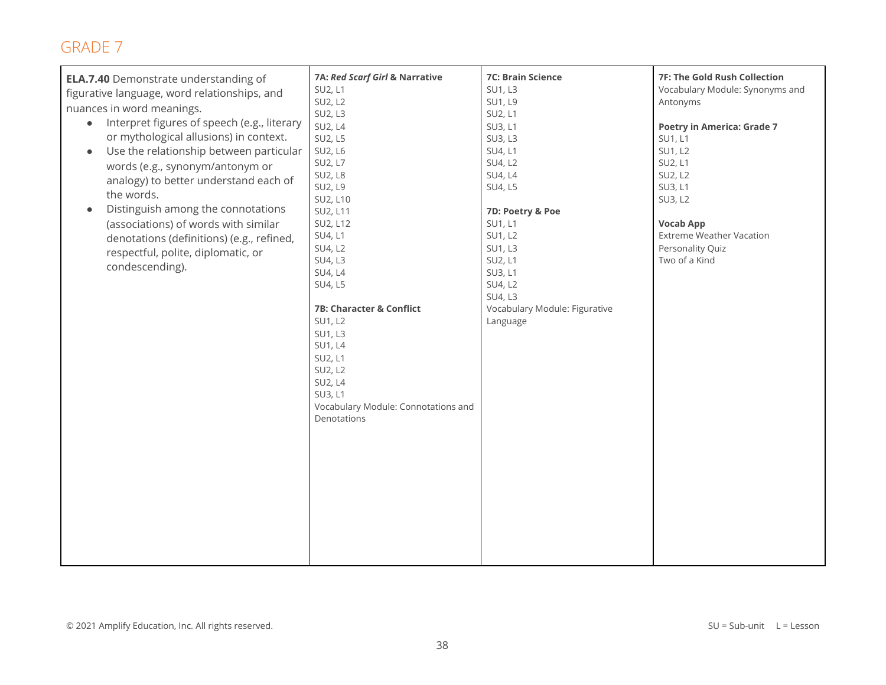## GRADE 7

| | | | |
|---|---|---|---|
| **ELA.7.40** Demonstrate understanding of figurative language, word relationships, and nuances in word meanings.<br>• Interpret figures of speech (e.g., literary or mythological allusions) in context.<br>• Use the relationship between particular words (e.g., synonym/antonym or analogy) to better understand each of the words.<br>• Distinguish among the connotations (associations) of words with similar denotations (definitions) (e.g., refined, respectful, polite, diplomatic, or condescending). | **7A: *Red Scarf Girl* & Narrative**<br>SU2, L1<br>SU2, L2<br>SU2, L3<br>SU2, L4<br>SU2, L5<br>SU2, L6<br>SU2, L7<br>SU2, L8<br>SU2, L9<br>SU2, L10<br>SU2, L11<br>SU2, L12<br>SU4, L1<br>SU4, L2<br>SU4, L3<br>SU4, L4<br>SU4, L5<br><br>**7B: Character & Conflict**<br>SU1, L2<br>SU1, L3<br>SU1, L4<br>SU2, L1<br>SU2, L2<br>SU2, L4<br>SU3, L1<br>Vocabulary Module: Connotations and Denotations | **7C: Brain Science**<br>SU1, L3<br>SU1, L9<br>SU2, L1<br>SU3, L1<br>SU3, L3<br>SU4, L1<br>SU4, L2<br>SU4, L4<br>SU4, L5<br><br>**7D: Poetry & Poe**<br>SU1, L1<br>SU1, L2<br>SU1, L3<br>SU2, L1<br>SU3, L1<br>SU4, L2<br>SU4, L3<br>Vocabulary Module: Figurative Language | **7F: The Gold Rush Collection**<br>Vocabulary Module: Synonyms and Antonyms<br><br>**Poetry in America: Grade 7**<br>SU1, L1<br>SU1, L2<br>SU2, L1<br>SU2, L2<br>SU3, L1<br>SU3, L2<br><br>**Vocab App**<br>Extreme Weather Vacation<br>Personality Quiz<br>Two of a Kind |

© 2021 Amplify Education, Inc. All rights reserved.

SU = Sub-unit L = Lesson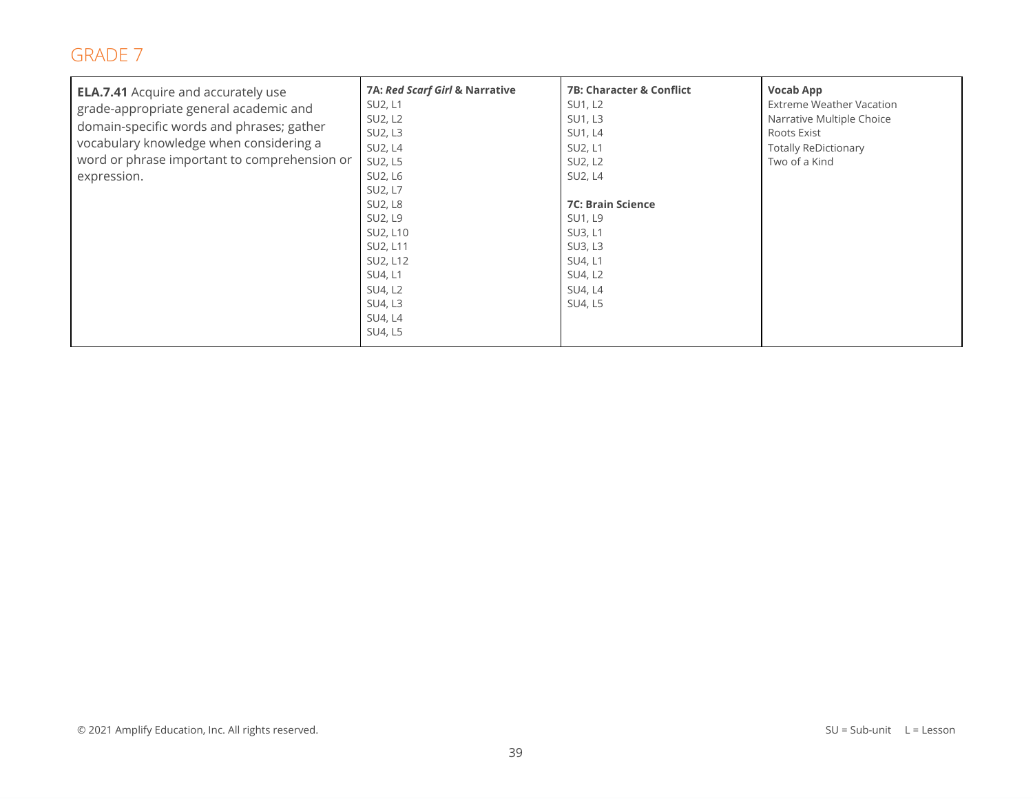## GRADE 7

| | | | |
|---|---|---|---|
| **ELA.7.41** Acquire and accurately use grade-appropriate general academic and domain-specific words and phrases; gather vocabulary knowledge when considering a word or phrase important to comprehension or expression. | **7A: *Red Scarf Girl* & Narrative**<br>SU2, L1<br>SU2, L2<br>SU2, L3<br>SU2, L4<br>SU2, L5<br>SU2, L6<br>SU2, L7<br>SU2, L8<br>SU2, L9<br>SU2, L10<br>SU2, L11<br>SU2, L12<br>SU4, L1<br>SU4, L2<br>SU4, L3<br>SU4, L4<br>SU4, L5 | **7B: Character & Conflict**<br>SU1, L2<br>SU1, L3<br>SU1, L4<br>SU2, L1<br>SU2, L2<br>SU2, L4<br><br>**7C: Brain Science**<br>SU1, L9<br>SU3, L1<br>SU3, L3<br>SU4, L1<br>SU4, L2<br>SU4, L4<br>SU4, L5 | **Vocab App**<br>Extreme Weather Vacation<br>Narrative Multiple Choice<br>Roots Exist<br>Totally ReDictionary<br>Two of a Kind |

© 2021 Amplify Education, Inc. All rights reserved.

SU = Sub-unit L = Lesson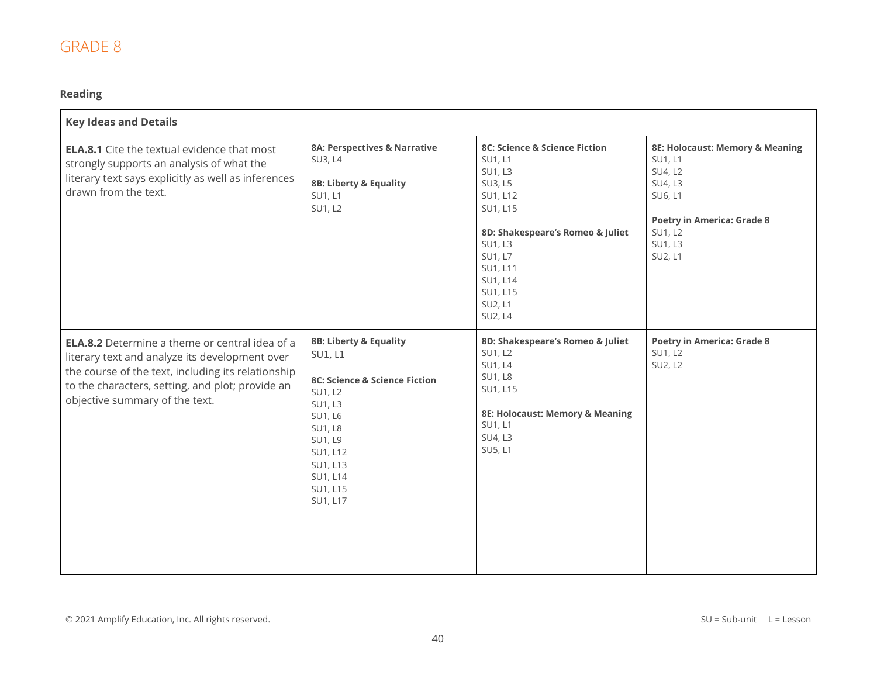# GRADE 8

## Reading

| Key Ideas and Details | | | |
|---|---|---|---|
| **ELA.8.1** Cite the textual evidence that most strongly supports an analysis of what the literary text says explicitly as well as inferences drawn from the text. | **8A: Perspectives & Narrative**<br>SU3, L4<br><br>**8B: Liberty & Equality**<br>SU1, L1<br>SU1, L2 | **8C: Science & Science Fiction**<br>SU1, L1<br>SU1, L3<br>SU3, L5<br>SU1, L12<br>SU1, L15<br><br>**8D: Shakespeare's Romeo & Juliet**<br>SU1, L3<br>SU1, L7<br>SU1, L11<br>SU1, L14<br>SU1, L15<br>SU2, L1<br>SU2, L4 | **8E: Holocaust: Memory & Meaning**<br>SU1, L1<br>SU4, L2<br>SU4, L3<br>SU6, L1<br><br>**Poetry in America: Grade 8**<br>SU1, L2<br>SU1, L3<br>SU2, L1 |
| **ELA.8.2** Determine a theme or central idea of a literary text and analyze its development over the course of the text, including its relationship to the characters, setting, and plot; provide an objective summary of the text. | **8B: Liberty & Equality**<br>SU1, L1<br><br>**8C: Science & Science Fiction**<br>SU1, L2<br>SU1, L3<br>SU1, L6<br>SU1, L8<br>SU1, L9<br>SU1, L12<br>SU1, L13<br>SU1, L14<br>SU1, L15<br>SU1, L17 | **8D: Shakespeare's Romeo & Juliet**<br>SU1, L2<br>SU1, L4<br>SU1, L8<br>SU1, L15<br><br>**8E: Holocaust: Memory & Meaning**<br>SU1, L1<br>SU4, L3<br>SU5, L1 | **Poetry in America: Grade 8**<br>SU1, L2<br>SU2, L2 |

© 2021 Amplify Education, Inc. All rights reserved.

SU = Sub-unit L = Lesson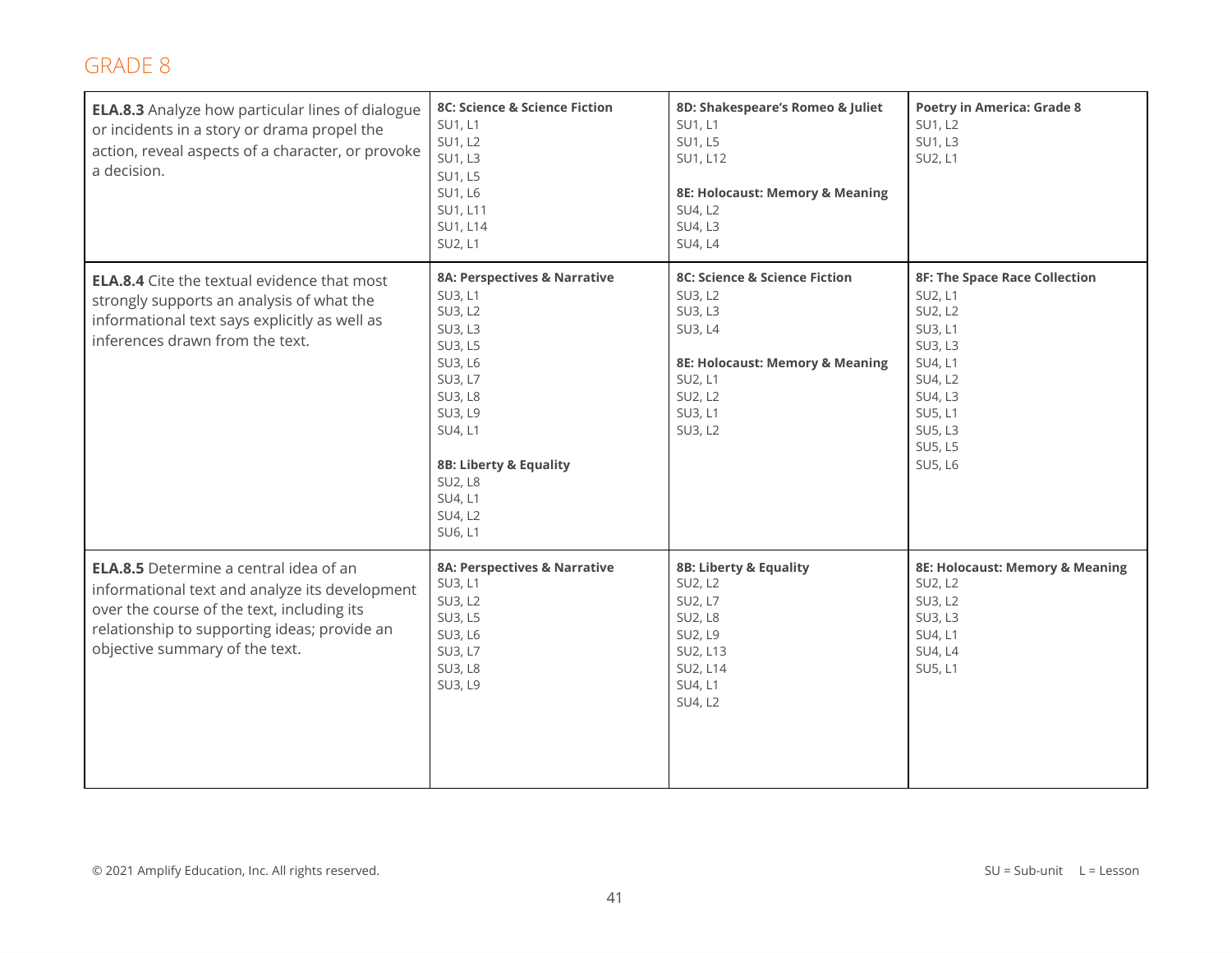## GRADE 8

| Standard | | | |
|---|---|---|---|
| **ELA.8.3** Analyze how particular lines of dialogue or incidents in a story or drama propel the action, reveal aspects of a character, or provoke a decision. | **8C: Science & Science Fiction**<br>SU1, L1<br>SU1, L2<br>SU1, L3<br>SU1, L5<br>SU1, L6<br>SU1, L11<br>SU1, L14<br>SU2, L1 | **8D: Shakespeare's Romeo & Juliet**<br>SU1, L1<br>SU1, L5<br>SU1, L12<br><br>**8E: Holocaust: Memory & Meaning**<br>SU4, L2<br>SU4, L3<br>SU4, L4 | **Poetry in America: Grade 8**<br>SU1, L2<br>SU1, L3<br>SU2, L1 |
| **ELA.8.4** Cite the textual evidence that most strongly supports an analysis of what the informational text says explicitly as well as inferences drawn from the text. | **8A: Perspectives & Narrative**<br>SU3, L1<br>SU3, L2<br>SU3, L3<br>SU3, L5<br>SU3, L6<br>SU3, L7<br>SU3, L8<br>SU3, L9<br>SU4, L1<br><br>**8B: Liberty & Equality**<br>SU2, L8<br>SU4, L1<br>SU4, L2<br>SU6, L1 | **8C: Science & Science Fiction**<br>SU3, L2<br>SU3, L3<br>SU3, L4<br><br>**8E: Holocaust: Memory & Meaning**<br>SU2, L1<br>SU2, L2<br>SU3, L1<br>SU3, L2 | **8F: The Space Race Collection**<br>SU2, L1<br>SU2, L2<br>SU3, L1<br>SU3, L3<br>SU4, L1<br>SU4, L2<br>SU4, L3<br>SU5, L1<br>SU5, L3<br>SU5, L5<br>SU5, L6 |
| **ELA.8.5** Determine a central idea of an informational text and analyze its development over the course of the text, including its relationship to supporting ideas; provide an objective summary of the text. | **8A: Perspectives & Narrative**<br>SU3, L1<br>SU3, L2<br>SU3, L5<br>SU3, L6<br>SU3, L7<br>SU3, L8<br>SU3, L9 | **8B: Liberty & Equality**<br>SU2, L2<br>SU2, L7<br>SU2, L8<br>SU2, L9<br>SU2, L13<br>SU2, L14<br>SU4, L1<br>SU4, L2 | **8E: Holocaust: Memory & Meaning**<br>SU2, L2<br>SU3, L2<br>SU3, L3<br>SU4, L1<br>SU4, L4<br>SU5, L1 |

© 2021 Amplify Education, Inc. All rights reserved.

SU = Sub-unit L = Lesson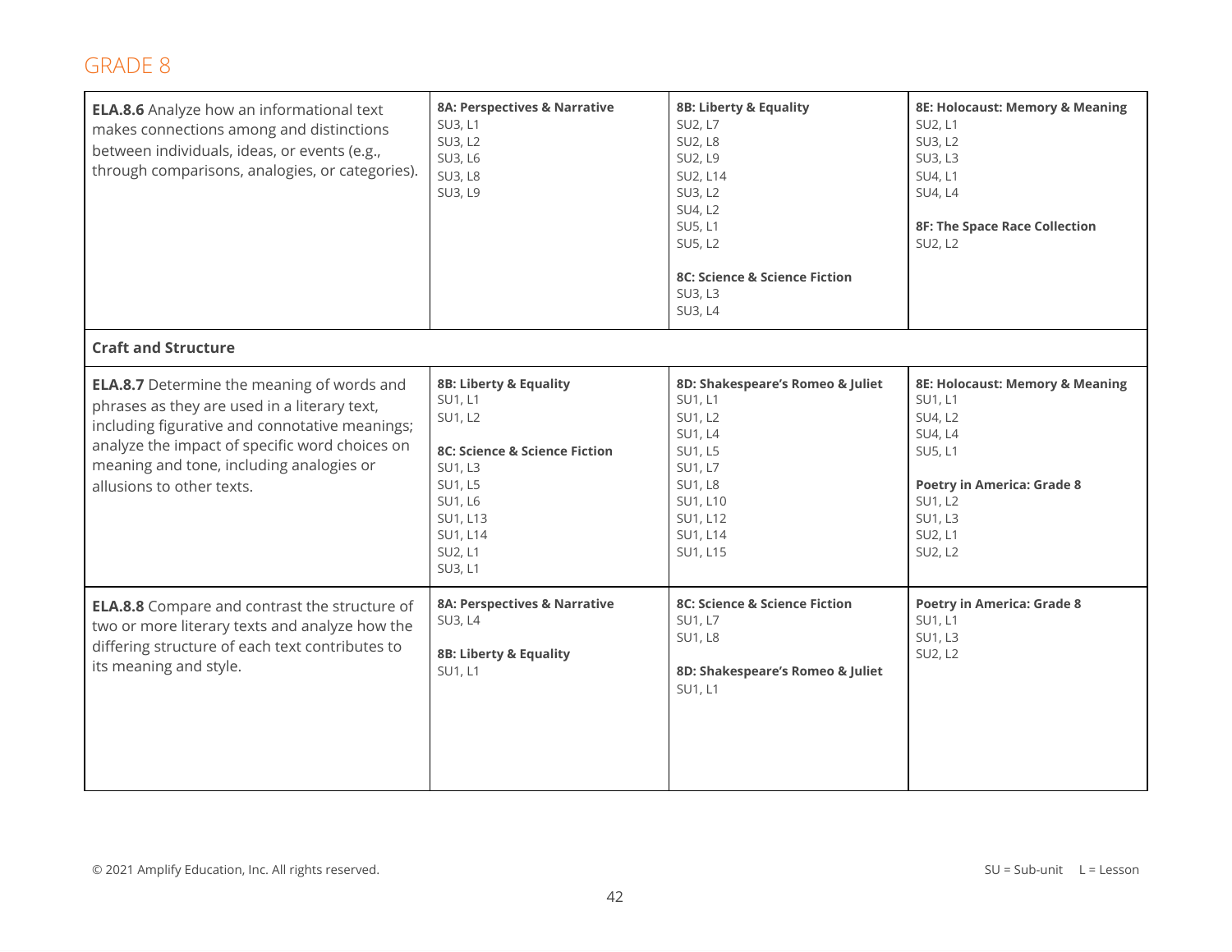## GRADE 8

| Standard | | | |
|---|---|---|---|
| **ELA.8.6** Analyze how an informational text makes connections among and distinctions between individuals, ideas, or events (e.g., through comparisons, analogies, or categories). | **8A: Perspectives & Narrative**<br>SU3, L1<br>SU3, L2<br>SU3, L6<br>SU3, L8<br>SU3, L9 | **8B: Liberty & Equality**<br>SU2, L7<br>SU2, L8<br>SU2, L9<br>SU2, L14<br>SU3, L2<br>SU4, L2<br>SU5, L1<br>SU5, L2<br><br>**8C: Science & Science Fiction**<br>SU3, L3<br>SU3, L4 | **8E: Holocaust: Memory & Meaning**<br>SU2, L1<br>SU3, L2<br>SU3, L3<br>SU4, L1<br>SU4, L4<br><br>**8F: The Space Race Collection**<br>SU2, L2 |
| **Craft and Structure** | | | |
| **ELA.8.7** Determine the meaning of words and phrases as they are used in a literary text, including figurative and connotative meanings; analyze the impact of specific word choices on meaning and tone, including analogies or allusions to other texts. | **8B: Liberty & Equality**<br>SU1, L1<br>SU1, L2<br><br>**8C: Science & Science Fiction**<br>SU1, L3<br>SU1, L5<br>SU1, L6<br>SU1, L13<br>SU1, L14<br>SU2, L1<br>SU3, L1 | **8D: Shakespeare's Romeo & Juliet**<br>SU1, L1<br>SU1, L2<br>SU1, L4<br>SU1, L5<br>SU1, L7<br>SU1, L8<br>SU1, L10<br>SU1, L12<br>SU1, L14<br>SU1, L15 | **8E: Holocaust: Memory & Meaning**<br>SU1, L1<br>SU4, L2<br>SU4, L4<br>SU5, L1<br><br>**Poetry in America: Grade 8**<br>SU1, L2<br>SU1, L3<br>SU2, L1<br>SU2, L2 |
| **ELA.8.8** Compare and contrast the structure of two or more literary texts and analyze how the differing structure of each text contributes to its meaning and style. | **8A: Perspectives & Narrative**<br>SU3, L4<br><br>**8B: Liberty & Equality**<br>SU1, L1 | **8C: Science & Science Fiction**<br>SU1, L7<br>SU1, L8<br><br>**8D: Shakespeare's Romeo & Juliet**<br>SU1, L1 | **Poetry in America: Grade 8**<br>SU1, L1<br>SU1, L3<br>SU2, L2 |

© 2021 Amplify Education, Inc. All rights reserved.

SU = Sub-unit L = Lesson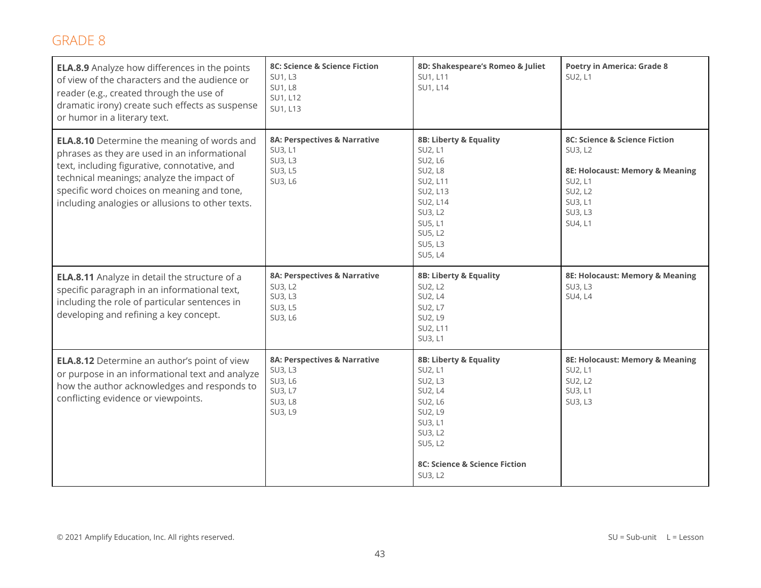## GRADE 8

| Standard | | | |
|---|---|---|---|
| **ELA.8.9** Analyze how differences in the points of view of the characters and the audience or reader (e.g., created through the use of dramatic irony) create such effects as suspense or humor in a literary text. | **8C: Science & Science Fiction**<br>SU1, L3<br>SU1, L8<br>SU1, L12<br>SU1, L13 | **8D: Shakespeare's Romeo & Juliet**<br>SU1, L11<br>SU1, L14 | **Poetry in America: Grade 8**<br>SU2, L1 |
| **ELA.8.10** Determine the meaning of words and phrases as they are used in an informational text, including figurative, connotative, and technical meanings; analyze the impact of specific word choices on meaning and tone, including analogies or allusions to other texts. | **8A: Perspectives & Narrative**<br>SU3, L1<br>SU3, L3<br>SU3, L5<br>SU3, L6 | **8B: Liberty & Equality**<br>SU2, L1<br>SU2, L6<br>SU2, L8<br>SU2, L11<br>SU2, L13<br>SU2, L14<br>SU3, L2<br>SU5, L1<br>SU5, L2<br>SU5, L3<br>SU5, L4 | **8C: Science & Science Fiction**<br>SU3, L2<br><br>**8E: Holocaust: Memory & Meaning**<br>SU2, L1<br>SU2, L2<br>SU3, L1<br>SU3, L3<br>SU4, L1 |
| **ELA.8.11** Analyze in detail the structure of a specific paragraph in an informational text, including the role of particular sentences in developing and refining a key concept. | **8A: Perspectives & Narrative**<br>SU3, L2<br>SU3, L3<br>SU3, L5<br>SU3, L6 | **8B: Liberty & Equality**<br>SU2, L2<br>SU2, L4<br>SU2, L7<br>SU2, L9<br>SU2, L11<br>SU3, L1 | **8E: Holocaust: Memory & Meaning**<br>SU3, L3<br>SU4, L4 |
| **ELA.8.12** Determine an author's point of view or purpose in an informational text and analyze how the author acknowledges and responds to conflicting evidence or viewpoints. | **8A: Perspectives & Narrative**<br>SU3, L3<br>SU3, L6<br>SU3, L7<br>SU3, L8<br>SU3, L9 | **8B: Liberty & Equality**<br>SU2, L1<br>SU2, L3<br>SU2, L4<br>SU2, L6<br>SU2, L9<br>SU3, L1<br>SU3, L2<br>SU5, L2<br><br>**8C: Science & Science Fiction**<br>SU3, L2 | **8E: Holocaust: Memory & Meaning**<br>SU2, L1<br>SU2, L2<br>SU3, L1<br>SU3, L3 |

© 2021 Amplify Education, Inc. All rights reserved.

SU = Sub-unit L = Lesson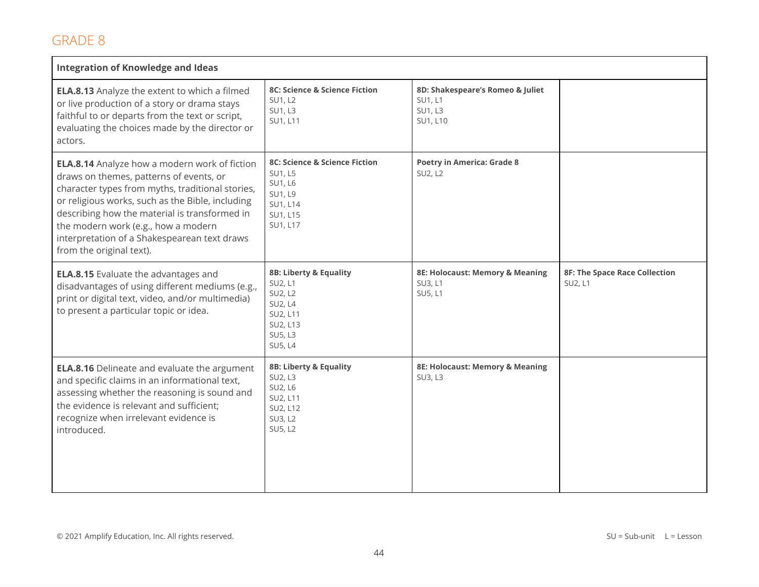## GRADE 8

| Integration of Knowledge and Ideas | | | |
|---|---|---|---|
| **ELA.8.13** Analyze the extent to which a filmed or live production of a story or drama stays faithful to or departs from the text or script, evaluating the choices made by the director or actors. | **8C: Science & Science Fiction**<br>SU1, L2<br>SU1, L3<br>SU1, L11 | **8D: Shakespeare's Romeo & Juliet**<br>SU1, L1<br>SU1, L3<br>SU1, L10 | |
| **ELA.8.14** Analyze how a modern work of fiction draws on themes, patterns of events, or character types from myths, traditional stories, or religious works, such as the Bible, including describing how the material is transformed in the modern work (e.g., how a modern interpretation of a Shakespearean text draws from the original text). | **8C: Science & Science Fiction**<br>SU1, L5<br>SU1, L6<br>SU1, L9<br>SU1, L14<br>SU1, L15<br>SU1, L17 | **Poetry in America: Grade 8**<br>SU2, L2 | |
| **ELA.8.15** Evaluate the advantages and disadvantages of using different mediums (e.g., print or digital text, video, and/or multimedia) to present a particular topic or idea. | **8B: Liberty & Equality**<br>SU2, L1<br>SU2, L2<br>SU2, L4<br>SU2, L11<br>SU2, L13<br>SU5, L3<br>SU5, L4 | **8E: Holocaust: Memory & Meaning**<br>SU3, L1<br>SU5, L1 | **8F: The Space Race Collection**<br>SU2, L1 |
| **ELA.8.16** Delineate and evaluate the argument and specific claims in an informational text, assessing whether the reasoning is sound and the evidence is relevant and sufficient; recognize when irrelevant evidence is introduced. | **8B: Liberty & Equality**<br>SU2, L3<br>SU2, L6<br>SU2, L11<br>SU2, L12<br>SU3, L2<br>SU5, L2 | **8E: Holocaust: Memory & Meaning**<br>SU3, L3 | |

© 2021 Amplify Education, Inc. All rights reserved.

SU = Sub-unit  L = Lesson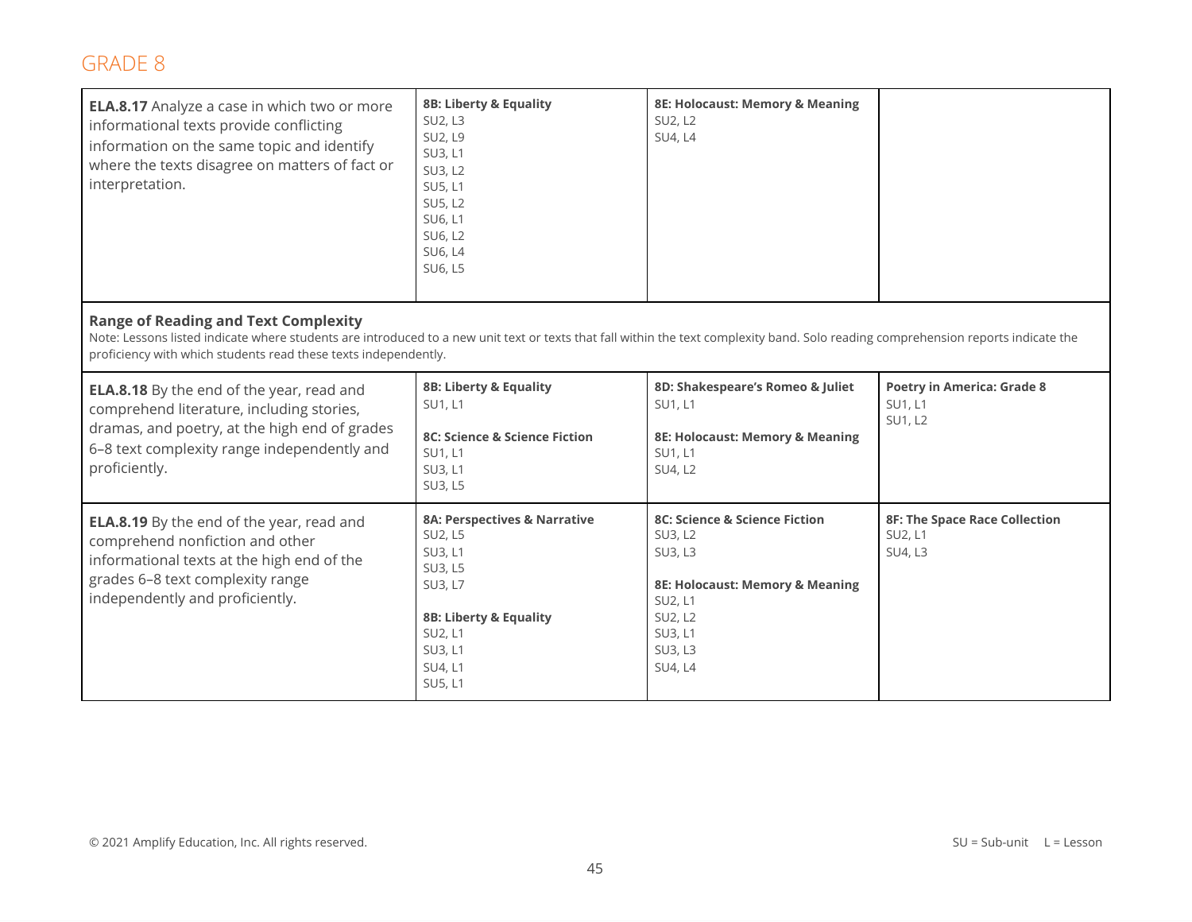## GRADE 8

| Standard | | | |
|---|---|---|---|
| **ELA.8.17** Analyze a case in which two or more informational texts provide conflicting information on the same topic and identify where the texts disagree on matters of fact or interpretation. | **8B: Liberty & Equality**<br>SU2, L3<br>SU2, L9<br>SU3, L1<br>SU3, L2<br>SU5, L1<br>SU5, L2<br>SU6, L1<br>SU6, L2<br>SU6, L4<br>SU6, L5 | **8E: Holocaust: Memory & Meaning**<br>SU2, L2<br>SU4, L4 | |
| **Range of Reading and Text Complexity**<br>Note: Lessons listed indicate where students are introduced to a new unit text or texts that fall within the text complexity band. Solo reading comprehension reports indicate the proficiency with which students read these texts independently. | | | |
| **ELA.8.18** By the end of the year, read and comprehend literature, including stories, dramas, and poetry, at the high end of grades 6–8 text complexity range independently and proficiently. | **8B: Liberty & Equality**<br>SU1, L1<br><br>**8C: Science & Science Fiction**<br>SU1, L1<br>SU3, L1<br>SU3, L5 | **8D: Shakespeare's Romeo & Juliet**<br>SU1, L1<br><br>**8E: Holocaust: Memory & Meaning**<br>SU1, L1<br>SU4, L2 | **Poetry in America: Grade 8**<br>SU1, L1<br>SU1, L2 |
| **ELA.8.19** By the end of the year, read and comprehend nonfiction and other informational texts at the high end of the grades 6–8 text complexity range independently and proficiently. | **8A: Perspectives & Narrative**<br>SU2, L5<br>SU3, L1<br>SU3, L5<br>SU3, L7<br><br>**8B: Liberty & Equality**<br>SU2, L1<br>SU3, L1<br>SU4, L1<br>SU5, L1 | **8C: Science & Science Fiction**<br>SU3, L2<br>SU3, L3<br><br>**8E: Holocaust: Memory & Meaning**<br>SU2, L1<br>SU2, L2<br>SU3, L1<br>SU3, L3<br>SU4, L4 | **8F: The Space Race Collection**<br>SU2, L1<br>SU4, L3 |

© 2021 Amplify Education, Inc. All rights reserved.

SU = Sub-unit L = Lesson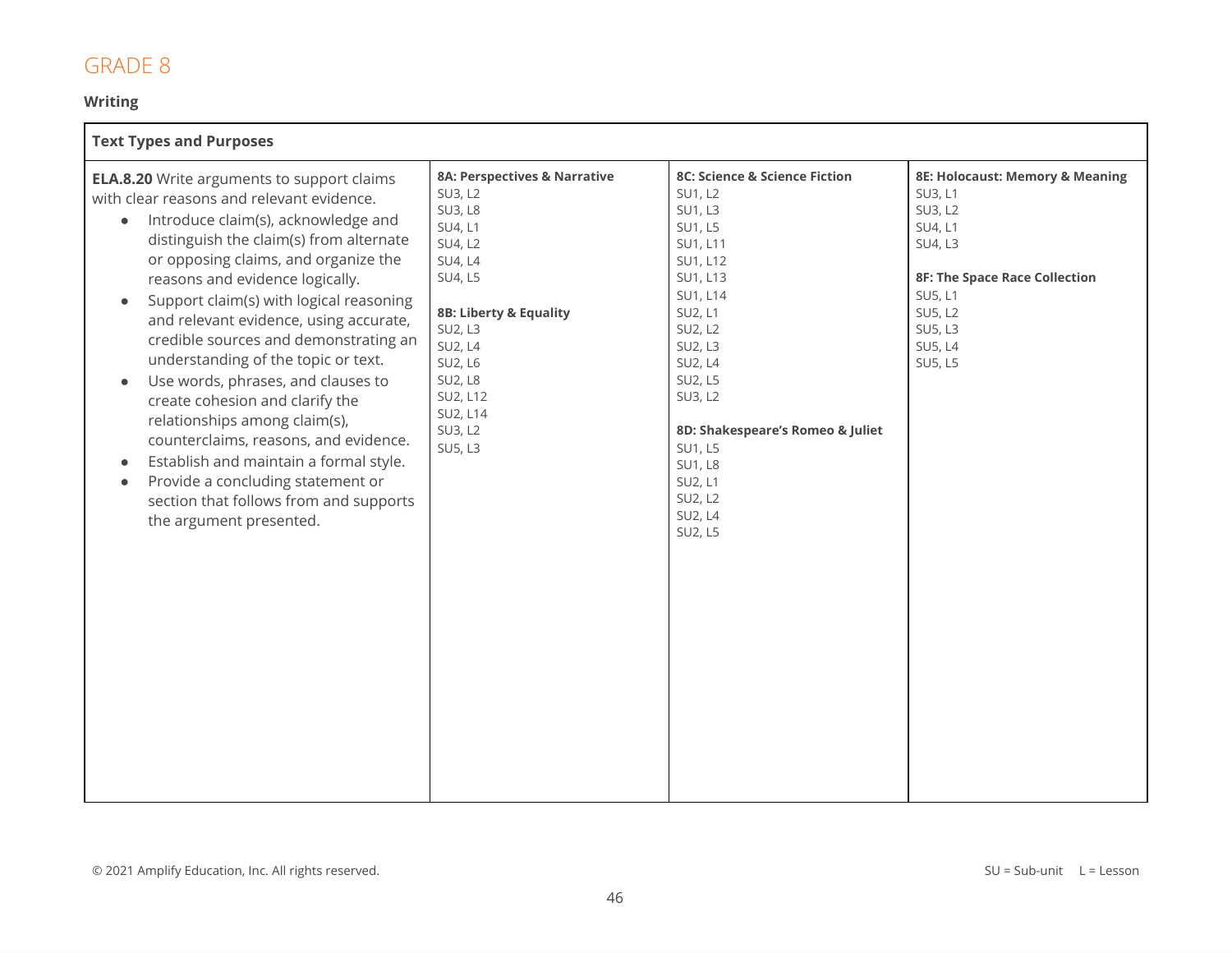# GRADE 8

## Writing

| Text Types and Purposes | | | |
|---|---|---|---|
| **ELA.8.20** Write arguments to support claims with clear reasons and relevant evidence.<br>• Introduce claim(s), acknowledge and distinguish the claim(s) from alternate or opposing claims, and organize the reasons and evidence logically.<br>• Support claim(s) with logical reasoning and relevant evidence, using accurate, credible sources and demonstrating an understanding of the topic or text.<br>• Use words, phrases, and clauses to create cohesion and clarify the relationships among claim(s), counterclaims, reasons, and evidence.<br>• Establish and maintain a formal style.<br>• Provide a concluding statement or section that follows from and supports the argument presented. | **8A: Perspectives & Narrative**<br>SU3, L2<br>SU3, L8<br>SU4, L1<br>SU4, L2<br>SU4, L4<br>SU4, L5<br><br>**8B: Liberty & Equality**<br>SU2, L3<br>SU2, L4<br>SU2, L6<br>SU2, L8<br>SU2, L12<br>SU2, L14<br>SU3, L2<br>SU5, L3 | **8C: Science & Science Fiction**<br>SU1, L2<br>SU1, L3<br>SU1, L5<br>SU1, L11<br>SU1, L12<br>SU1, L13<br>SU1, L14<br>SU2, L1<br>SU2, L2<br>SU2, L3<br>SU2, L4<br>SU2, L5<br>SU3, L2<br><br>**8D: Shakespeare's Romeo & Juliet**<br>SU1, L5<br>SU1, L8<br>SU2, L1<br>SU2, L2<br>SU2, L4<br>SU2, L5 | **8E: Holocaust: Memory & Meaning**<br>SU3, L1<br>SU3, L2<br>SU4, L1<br>SU4, L3<br><br>**8F: The Space Race Collection**<br>SU5, L1<br>SU5, L2<br>SU5, L3<br>SU5, L4<br>SU5, L5 |

© 2021 Amplify Education, Inc. All rights reserved.

SU = Sub-unit L = Lesson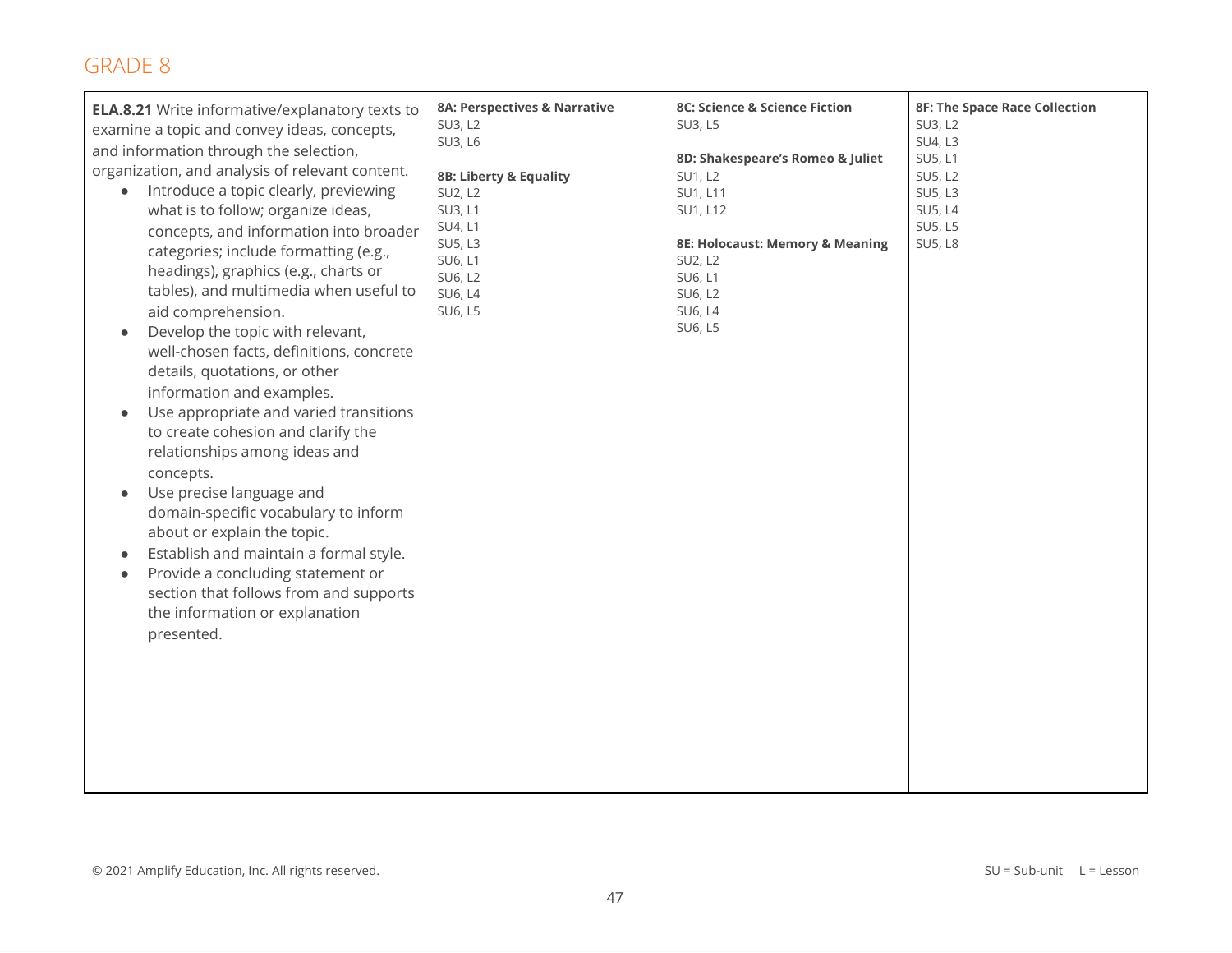## GRADE 8

| | | | |
|---|---|---|---|
| **ELA.8.21** Write informative/explanatory texts to examine a topic and convey ideas, concepts, and information through the selection, organization, and analysis of relevant content.<br>• Introduce a topic clearly, previewing what is to follow; organize ideas, concepts, and information into broader categories; include formatting (e.g., headings), graphics (e.g., charts or tables), and multimedia when useful to aid comprehension.<br>• Develop the topic with relevant, well-chosen facts, definitions, concrete details, quotations, or other information and examples.<br>• Use appropriate and varied transitions to create cohesion and clarify the relationships among ideas and concepts.<br>• Use precise language and domain-specific vocabulary to inform about or explain the topic.<br>• Establish and maintain a formal style.<br>• Provide a concluding statement or section that follows from and supports the information or explanation presented. | **8A: Perspectives & Narrative**<br>SU3, L2<br>SU3, L6<br><br>**8B: Liberty & Equality**<br>SU2, L2<br>SU3, L1<br>SU4, L1<br>SU5, L3<br>SU6, L1<br>SU6, L2<br>SU6, L4<br>SU6, L5 | **8C: Science & Science Fiction**<br>SU3, L5<br><br>**8D: Shakespeare's Romeo & Juliet**<br>SU1, L2<br>SU1, L11<br>SU1, L12<br><br>**8E: Holocaust: Memory & Meaning**<br>SU2, L2<br>SU6, L1<br>SU6, L2<br>SU6, L4<br>SU6, L5 | **8F: The Space Race Collection**<br>SU3, L2<br>SU4, L3<br>SU5, L1<br>SU5, L2<br>SU5, L3<br>SU5, L4<br>SU5, L5<br>SU5, L8 |

© 2021 Amplify Education, Inc. All rights reserved.

SU = Sub-unit L = Lesson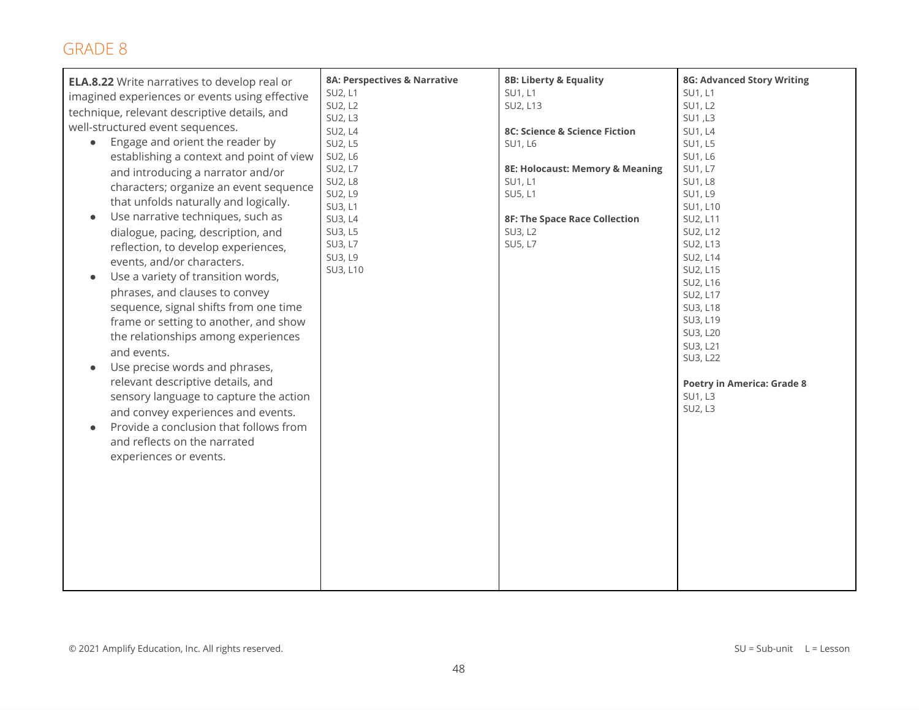## GRADE 8

| Standard | | | |
|---|---|---|---|
| **ELA.8.22** Write narratives to develop real or imagined experiences or events using effective technique, relevant descriptive details, and well-structured event sequences.<br>• Engage and orient the reader by establishing a context and point of view and introducing a narrator and/or characters; organize an event sequence that unfolds naturally and logically.<br>• Use narrative techniques, such as dialogue, pacing, description, and reflection, to develop experiences, events, and/or characters.<br>• Use a variety of transition words, phrases, and clauses to convey sequence, signal shifts from one time frame or setting to another, and show the relationships among experiences and events.<br>• Use precise words and phrases, relevant descriptive details, and sensory language to capture the action and convey experiences and events.<br>• Provide a conclusion that follows from and reflects on the narrated experiences or events. | **8A: Perspectives & Narrative**<br>SU2, L1<br>SU2, L2<br>SU2, L3<br>SU2, L4<br>SU2, L5<br>SU2, L6<br>SU2, L7<br>SU2, L8<br>SU2, L9<br>SU3, L1<br>SU3, L4<br>SU3, L5<br>SU3, L7<br>SU3, L9<br>SU3, L10 | **8B: Liberty & Equality**<br>SU1, L1<br>SU2, L13<br><br>**8C: Science & Science Fiction**<br>SU1, L6<br><br>**8E: Holocaust: Memory & Meaning**<br>SU1, L1<br>SU5, L1<br><br>**8F: The Space Race Collection**<br>SU3, L2<br>SU5, L7 | **8G: Advanced Story Writing**<br>SU1, L1<br>SU1, L2<br>SU1 ,L3<br>SU1, L4<br>SU1, L5<br>SU1, L6<br>SU1, L7<br>SU1, L8<br>SU1, L9<br>SU1, L10<br>SU2, L11<br>SU2, L12<br>SU2, L13<br>SU2, L14<br>SU2, L15<br>SU2, L16<br>SU2, L17<br>SU3, L18<br>SU3, L19<br>SU3, L20<br>SU3, L21<br>SU3, L22<br><br>**Poetry in America: Grade 8**<br>SU1, L3<br>SU2, L3 |

© 2021 Amplify Education, Inc. All rights reserved.

SU = Sub-unit L = Lesson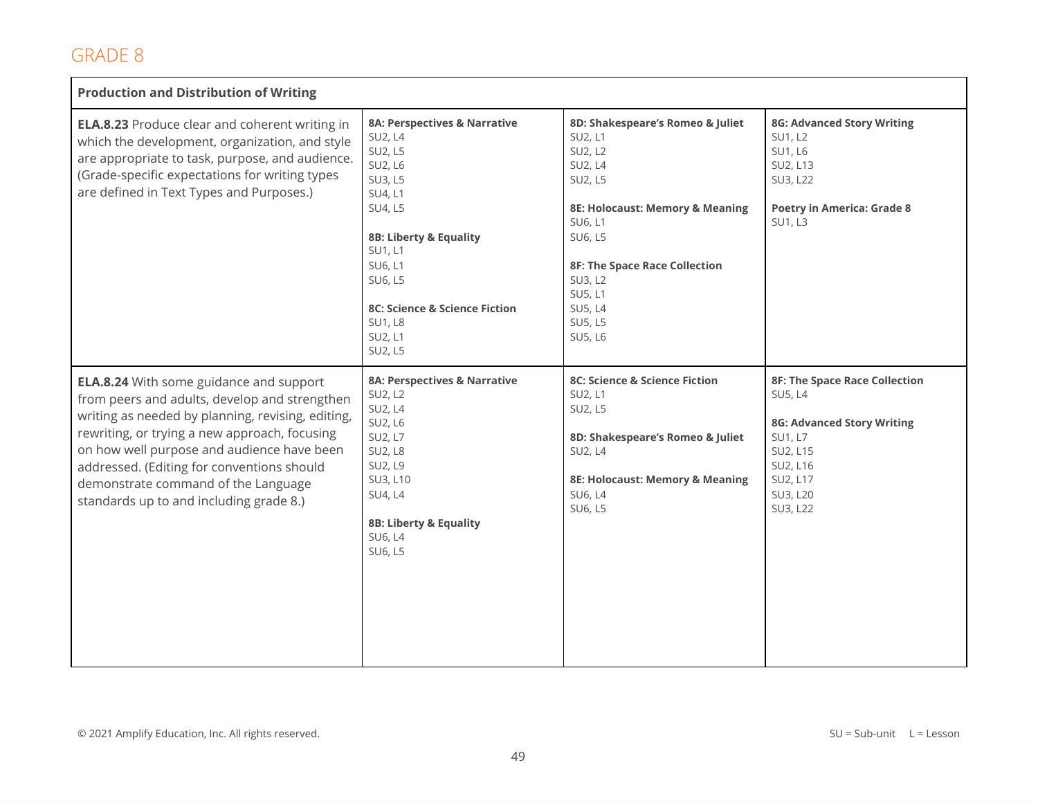## GRADE 8

| Production and Distribution of Writing | | | |
|---|---|---|---|
| **ELA.8.23** Produce clear and coherent writing in which the development, organization, and style are appropriate to task, purpose, and audience. (Grade-specific expectations for writing types are defined in Text Types and Purposes.) | **8A: Perspectives & Narrative**<br>SU2, L4<br>SU2, L5<br>SU2, L6<br>SU3, L5<br>SU4, L1<br>SU4, L5<br><br>**8B: Liberty & Equality**<br>SU1, L1<br>SU6, L1<br>SU6, L5<br><br>**8C: Science & Science Fiction**<br>SU1, L8<br>SU2, L1<br>SU2, L5 | **8D: Shakespeare's Romeo & Juliet**<br>SU2, L1<br>SU2, L2<br>SU2, L4<br>SU2, L5<br><br>**8E: Holocaust: Memory & Meaning**<br>SU6, L1<br>SU6, L5<br><br>**8F: The Space Race Collection**<br>SU3, L2<br>SU5, L1<br>SU5, L4<br>SU5, L5<br>SU5, L6 | **8G: Advanced Story Writing**<br>SU1, L2<br>SU1, L6<br>SU2, L13<br>SU3, L22<br><br>**Poetry in America: Grade 8**<br>SU1, L3 |
| **ELA.8.24** With some guidance and support from peers and adults, develop and strengthen writing as needed by planning, revising, editing, rewriting, or trying a new approach, focusing on how well purpose and audience have been addressed. (Editing for conventions should demonstrate command of the Language standards up to and including grade 8.) | **8A: Perspectives & Narrative**<br>SU2, L2<br>SU2, L4<br>SU2, L6<br>SU2, L7<br>SU2, L8<br>SU2, L9<br>SU3, L10<br>SU4, L4<br><br>**8B: Liberty & Equality**<br>SU6, L4<br>SU6, L5 | **8C: Science & Science Fiction**<br>SU2, L1<br>SU2, L5<br><br>**8D: Shakespeare's Romeo & Juliet**<br>SU2, L4<br><br>**8E: Holocaust: Memory & Meaning**<br>SU6, L4<br>SU6, L5 | **8F: The Space Race Collection**<br>SU5, L4<br><br>**8G: Advanced Story Writing**<br>SU1, L7<br>SU2, L15<br>SU2, L16<br>SU2, L17<br>SU3, L20<br>SU3, L22 |

© 2021 Amplify Education, Inc. All rights reserved.

SU = Sub-unit    L = Lesson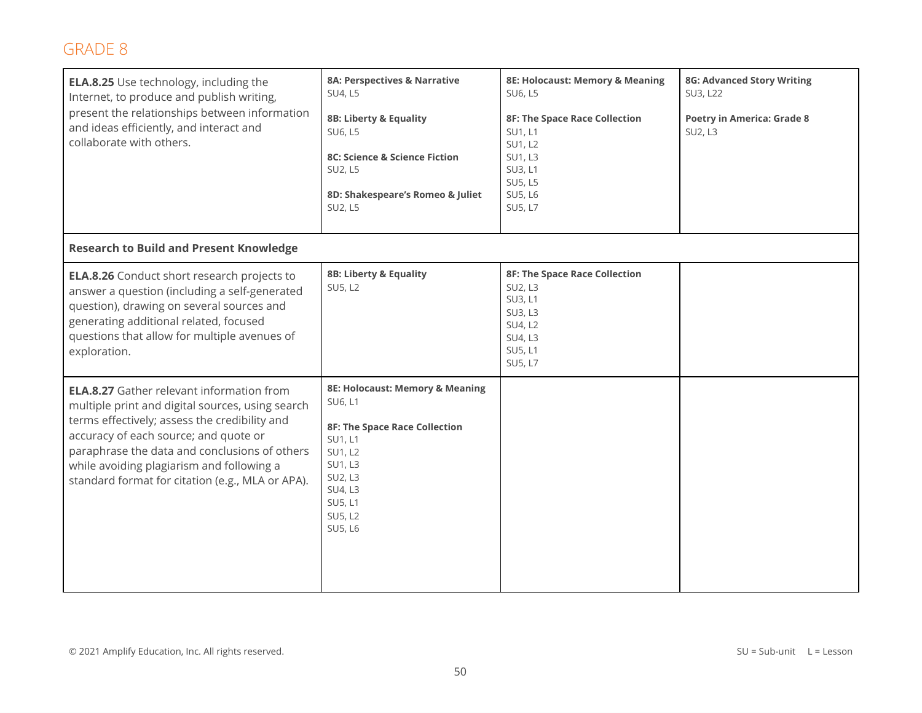## GRADE 8

| | | | |
|---|---|---|---|
| **ELA.8.25** Use technology, including the Internet, to produce and publish writing, present the relationships between information and ideas efficiently, and interact and collaborate with others. | **8A: Perspectives & Narrative**<br>SU4, L5<br><br>**8B: Liberty & Equality**<br>SU6, L5<br><br>**8C: Science & Science Fiction**<br>SU2, L5<br><br>**8D: Shakespeare's Romeo & Juliet**<br>SU2, L5 | **8E: Holocaust: Memory & Meaning**<br>SU6, L5<br><br>**8F: The Space Race Collection**<br>SU1, L1<br>SU1, L2<br>SU1, L3<br>SU3, L1<br>SU5, L5<br>SU5, L6<br>SU5, L7 | **8G: Advanced Story Writing**<br>SU3, L22<br><br>**Poetry in America: Grade 8**<br>SU2, L3 |
| **Research to Build and Present Knowledge** | | | |
| **ELA.8.26** Conduct short research projects to answer a question (including a self-generated question), drawing on several sources and generating additional related, focused questions that allow for multiple avenues of exploration. | **8B: Liberty & Equality**<br>SU5, L2 | **8F: The Space Race Collection**<br>SU2, L3<br>SU3, L1<br>SU3, L3<br>SU4, L2<br>SU4, L3<br>SU5, L1<br>SU5, L7 | |
| **ELA.8.27** Gather relevant information from multiple print and digital sources, using search terms effectively; assess the credibility and accuracy of each source; and quote or paraphrase the data and conclusions of others while avoiding plagiarism and following a standard format for citation (e.g., MLA or APA). | **8E: Holocaust: Memory & Meaning**<br>SU6, L1<br><br>**8F: The Space Race Collection**<br>SU1, L1<br>SU1, L2<br>SU1, L3<br>SU2, L3<br>SU4, L3<br>SU5, L1<br>SU5, L2<br>SU5, L6 | | |

© 2021 Amplify Education, Inc. All rights reserved.

SU = Sub-unit L = Lesson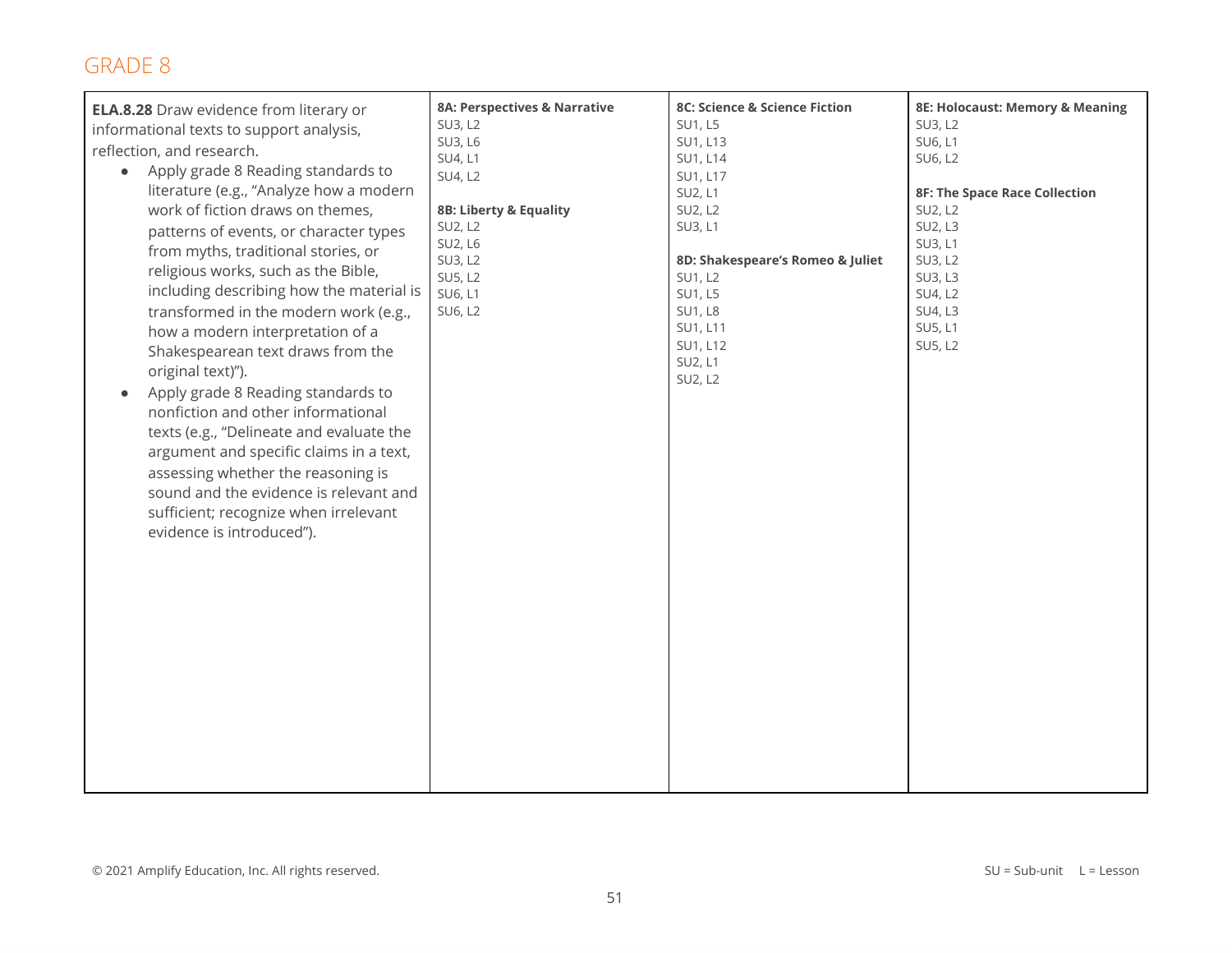## GRADE 8

| | | | |
|---|---|---|---|
| **ELA.8.28** Draw evidence from literary or informational texts to support analysis, reflection, and research.<br>• Apply grade 8 Reading standards to literature (e.g., "Analyze how a modern work of fiction draws on themes, patterns of events, or character types from myths, traditional stories, or religious works, such as the Bible, including describing how the material is transformed in the modern work (e.g., how a modern interpretation of a Shakespearean text draws from the original text)").<br>• Apply grade 8 Reading standards to nonfiction and other informational texts (e.g., "Delineate and evaluate the argument and specific claims in a text, assessing whether the reasoning is sound and the evidence is relevant and sufficient; recognize when irrelevant evidence is introduced"). | **8A: Perspectives & Narrative**<br>SU3, L2<br>SU3, L6<br>SU4, L1<br>SU4, L2<br><br>**8B: Liberty & Equality**<br>SU2, L2<br>SU2, L6<br>SU3, L2<br>SU5, L2<br>SU6, L1<br>SU6, L2 | **8C: Science & Science Fiction**<br>SU1, L5<br>SU1, L13<br>SU1, L14<br>SU1, L17<br>SU2, L1<br>SU2, L2<br>SU3, L1<br><br>**8D: Shakespeare's Romeo & Juliet**<br>SU1, L2<br>SU1, L5<br>SU1, L8<br>SU1, L11<br>SU1, L12<br>SU2, L1<br>SU2, L2 | **8E: Holocaust: Memory & Meaning**<br>SU3, L2<br>SU6, L1<br>SU6, L2<br><br>**8F: The Space Race Collection**<br>SU2, L2<br>SU2, L3<br>SU3, L1<br>SU3, L2<br>SU3, L3<br>SU4, L2<br>SU4, L3<br>SU5, L1<br>SU5, L2 |

© 2021 Amplify Education, Inc. All rights reserved.

SU = Sub-unit  L = Lesson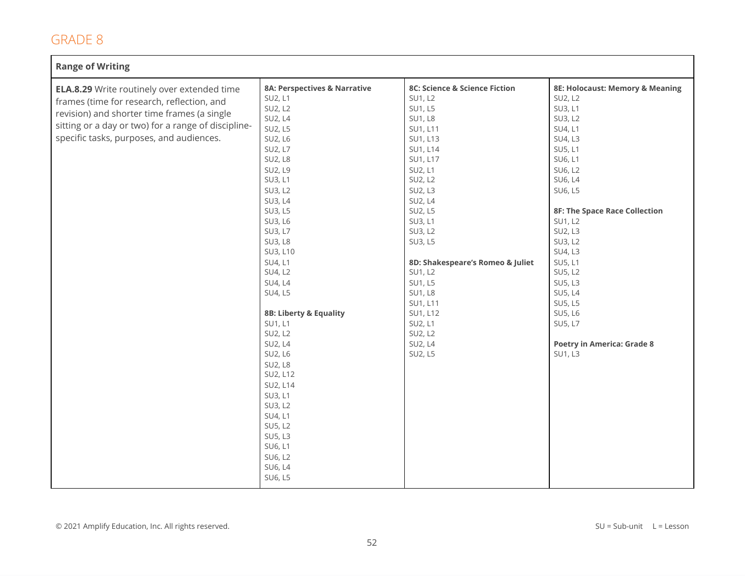## GRADE 8

| Range of Writing | | | |
|---|---|---|---|
| **ELA.8.29** Write routinely over extended time frames (time for research, reflection, and revision) and shorter time frames (a single sitting or a day or two) for a range of discipline-specific tasks, purposes, and audiences. | **8A: Perspectives & Narrative**<br>SU2, L1<br>SU2, L2<br>SU2, L4<br>SU2, L5<br>SU2, L6<br>SU2, L7<br>SU2, L8<br>SU2, L9<br>SU3, L1<br>SU3, L2<br>SU3, L4<br>SU3, L5<br>SU3, L6<br>SU3, L7<br>SU3, L8<br>SU3, L10<br>SU4, L1<br>SU4, L2<br>SU4, L4<br>SU4, L5<br><br>**8B: Liberty & Equality**<br>SU1, L1<br>SU2, L2<br>SU2, L4<br>SU2, L6<br>SU2, L8<br>SU2, L12<br>SU2, L14<br>SU3, L1<br>SU3, L2<br>SU4, L1<br>SU5, L2<br>SU5, L3<br>SU6, L1<br>SU6, L2<br>SU6, L4<br>SU6, L5 | **8C: Science & Science Fiction**<br>SU1, L2<br>SU1, L5<br>SU1, L8<br>SU1, L11<br>SU1, L13<br>SU1, L14<br>SU1, L17<br>SU2, L1<br>SU2, L2<br>SU2, L3<br>SU2, L4<br>SU2, L5<br>SU3, L1<br>SU3, L2<br>SU3, L5<br><br>**8D: Shakespeare's Romeo & Juliet**<br>SU1, L2<br>SU1, L5<br>SU1, L8<br>SU1, L11<br>SU1, L12<br>SU2, L1<br>SU2, L2<br>SU2, L4<br>SU2, L5 | **8E: Holocaust: Memory & Meaning**<br>SU2, L2<br>SU3, L1<br>SU3, L2<br>SU4, L1<br>SU4, L3<br>SU5, L1<br>SU6, L1<br>SU6, L2<br>SU6, L4<br>SU6, L5<br><br>**8F: The Space Race Collection**<br>SU1, L2<br>SU2, L3<br>SU3, L2<br>SU4, L3<br>SU5, L1<br>SU5, L2<br>SU5, L3<br>SU5, L4<br>SU5, L5<br>SU5, L6<br>SU5, L7<br><br>**Poetry in America: Grade 8**<br>SU1, L3 |

© 2021 Amplify Education, Inc. All rights reserved.

SU = Sub-unit L = Lesson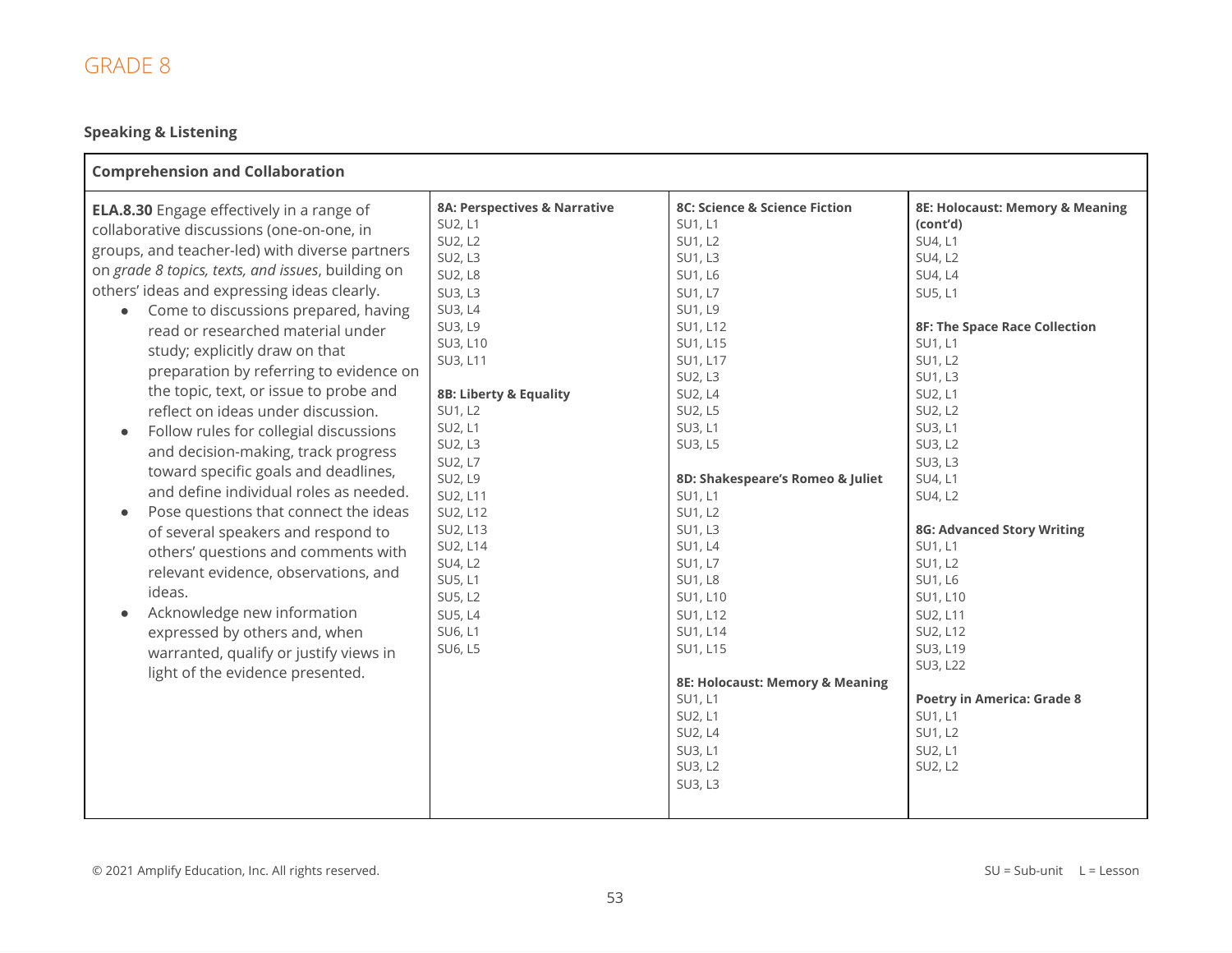# GRADE 8

## Speaking & Listening

| Comprehension and Collaboration | | | |
|---|---|---|---|
| **ELA.8.30** Engage effectively in a range of collaborative discussions (one-on-one, in groups, and teacher-led) with diverse partners on *grade 8 topics, texts, and issues*, building on others' ideas and expressing ideas clearly.<br>• Come to discussions prepared, having read or researched material under study; explicitly draw on that preparation by referring to evidence on the topic, text, or issue to probe and reflect on ideas under discussion.<br>• Follow rules for collegial discussions and decision-making, track progress toward specific goals and deadlines, and define individual roles as needed.<br>• Pose questions that connect the ideas of several speakers and respond to others' questions and comments with relevant evidence, observations, and ideas.<br>• Acknowledge new information expressed by others and, when warranted, qualify or justify views in light of the evidence presented. | **8A: Perspectives & Narrative**<br>SU2, L1<br>SU2, L2<br>SU2, L3<br>SU2, L8<br>SU3, L3<br>SU3, L4<br>SU3, L9<br>SU3, L10<br>SU3, L11<br><br>**8B: Liberty & Equality**<br>SU1, L2<br>SU2, L1<br>SU2, L3<br>SU2, L7<br>SU2, L9<br>SU2, L11<br>SU2, L12<br>SU2, L13<br>SU2, L14<br>SU4, L2<br>SU5, L1<br>SU5, L2<br>SU5, L4<br>SU6, L1<br>SU6, L5 | **8C: Science & Science Fiction**<br>SU1, L1<br>SU1, L2<br>SU1, L3<br>SU1, L6<br>SU1, L7<br>SU1, L9<br>SU1, L12<br>SU1, L15<br>SU1, L17<br>SU2, L3<br>SU2, L4<br>SU2, L5<br>SU3, L1<br>SU3, L5<br><br>**8D: Shakespeare's Romeo & Juliet**<br>SU1, L1<br>SU1, L2<br>SU1, L3<br>SU1, L4<br>SU1, L7<br>SU1, L8<br>SU1, L10<br>SU1, L12<br>SU1, L14<br>SU1, L15<br><br>**8E: Holocaust: Memory & Meaning**<br>SU1, L1<br>SU2, L1<br>SU2, L4<br>SU3, L1<br>SU3, L2<br>SU3, L3 | **8E: Holocaust: Memory & Meaning (cont'd)**<br>SU4, L1<br>SU4, L2<br>SU4, L4<br>SU5, L1<br><br>**8F: The Space Race Collection**<br>SU1, L1<br>SU1, L2<br>SU1, L3<br>SU2, L1<br>SU2, L2<br>SU3, L1<br>SU3, L2<br>SU3, L3<br>SU4, L1<br>SU4, L2<br><br>**8G: Advanced Story Writing**<br>SU1, L1<br>SU1, L2<br>SU1, L6<br>SU1, L10<br>SU2, L11<br>SU2, L12<br>SU3, L19<br>SU3, L22<br><br>**Poetry in America: Grade 8**<br>SU1, L1<br>SU1, L2<br>SU2, L1<br>SU2, L2 |

© 2021 Amplify Education, Inc. All rights reserved.

SU = Sub-unit L = Lesson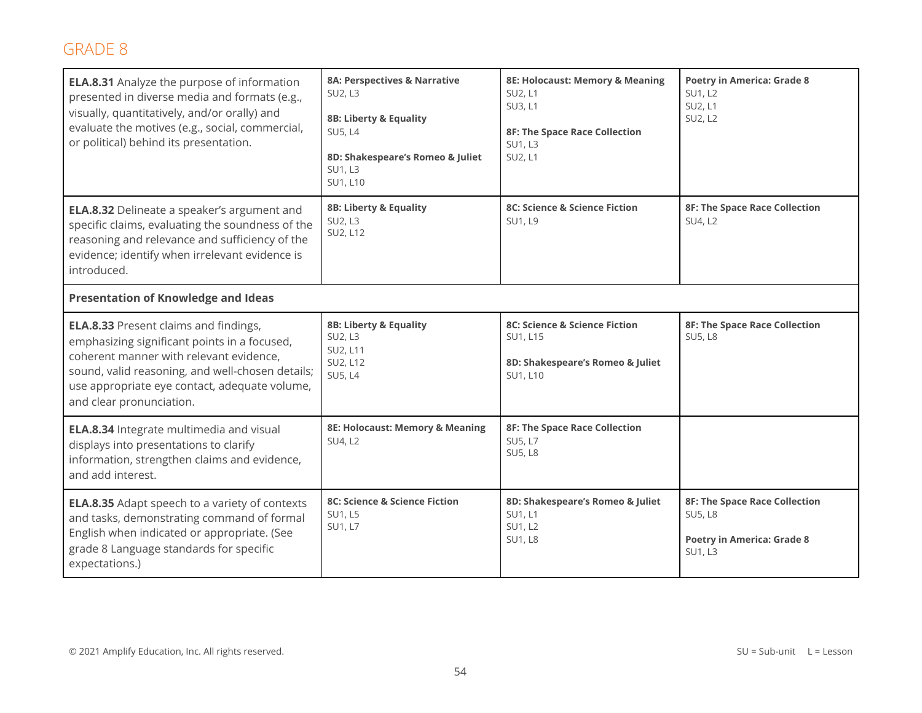## GRADE 8

| | | | |
|---|---|---|---|
| **ELA.8.31** Analyze the purpose of information presented in diverse media and formats (e.g., visually, quantitatively, and/or orally) and evaluate the motives (e.g., social, commercial, or political) behind its presentation. | **8A: Perspectives & Narrative**<br>SU2, L3<br><br>**8B: Liberty & Equality**<br>SU5, L4<br><br>**8D: Shakespeare's Romeo & Juliet**<br>SU1, L3<br>SU1, L10 | **8E: Holocaust: Memory & Meaning**<br>SU2, L1<br>SU3, L1<br><br>**8F: The Space Race Collection**<br>SU1, L3<br>SU2, L1 | **Poetry in America: Grade 8**<br>SU1, L2<br>SU2, L1<br>SU2, L2 |
| **ELA.8.32** Delineate a speaker's argument and specific claims, evaluating the soundness of the reasoning and relevance and sufficiency of the evidence; identify when irrelevant evidence is introduced. | **8B: Liberty & Equality**<br>SU2, L3<br>SU2, L12 | **8C: Science & Science Fiction**<br>SU1, L9 | **8F: The Space Race Collection**<br>SU4, L2 |
| **Presentation of Knowledge and Ideas** | | | |
| **ELA.8.33** Present claims and findings, emphasizing significant points in a focused, coherent manner with relevant evidence, sound, valid reasoning, and well-chosen details; use appropriate eye contact, adequate volume, and clear pronunciation. | **8B: Liberty & Equality**<br>SU2, L3<br>SU2, L11<br>SU2, L12<br>SU5, L4 | **8C: Science & Science Fiction**<br>SU1, L15<br><br>**8D: Shakespeare's Romeo & Juliet**<br>SU1, L10 | **8F: The Space Race Collection**<br>SU5, L8 |
| **ELA.8.34** Integrate multimedia and visual displays into presentations to clarify information, strengthen claims and evidence, and add interest. | **8E: Holocaust: Memory & Meaning**<br>SU4, L2 | **8F: The Space Race Collection**<br>SU5, L7<br>SU5, L8 | |
| **ELA.8.35** Adapt speech to a variety of contexts and tasks, demonstrating command of formal English when indicated or appropriate. (See grade 8 Language standards for specific expectations.) | **8C: Science & Science Fiction**<br>SU1, L5<br>SU1, L7 | **8D: Shakespeare's Romeo & Juliet**<br>SU1, L1<br>SU1, L2<br>SU1, L8 | **8F: The Space Race Collection**<br>SU5, L8<br><br>**Poetry in America: Grade 8**<br>SU1, L3 |

© 2021 Amplify Education, Inc. All rights reserved.

SU = Sub-unit L = Lesson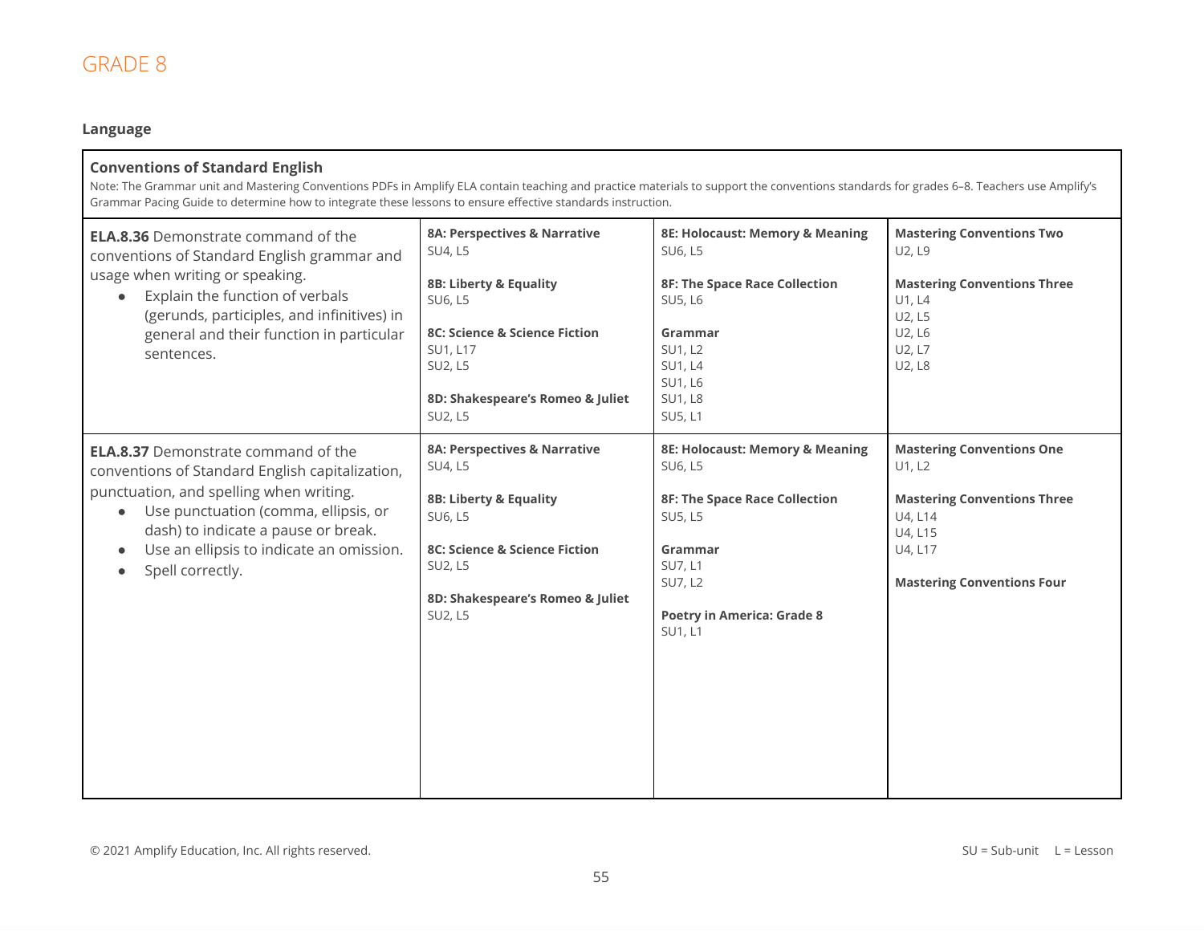# GRADE 8

## Language

| Conventions of Standard English<br>Note: The Grammar unit and Mastering Conventions PDFs in Amplify ELA contain teaching and practice materials to support the conventions standards for grades 6–8. Teachers use Amplify's Grammar Pacing Guide to determine how to integrate these lessons to ensure effective standards instruction. | | | |
|---|---|---|---|
| **ELA.8.36** Demonstrate command of the conventions of Standard English grammar and usage when writing or speaking.<br>• Explain the function of verbals (gerunds, participles, and infinitives) in general and their function in particular sentences. | **8A: Perspectives & Narrative**<br>SU4, L5<br><br>**8B: Liberty & Equality**<br>SU6, L5<br><br>**8C: Science & Science Fiction**<br>SU1, L17<br>SU2, L5<br><br>**8D: Shakespeare's Romeo & Juliet**<br>SU2, L5 | **8E: Holocaust: Memory & Meaning**<br>SU6, L5<br><br>**8F: The Space Race Collection**<br>SU5, L6<br><br>**Grammar**<br>SU1, L2<br>SU1, L4<br>SU1, L6<br>SU1, L8<br>SU5, L1 | **Mastering Conventions Two**<br>U2, L9<br><br>**Mastering Conventions Three**<br>U1, L4<br>U2, L5<br>U2, L6<br>U2, L7<br>U2, L8 |
| **ELA.8.37** Demonstrate command of the conventions of Standard English capitalization, punctuation, and spelling when writing.<br>• Use punctuation (comma, ellipsis, or dash) to indicate a pause or break.<br>• Use an ellipsis to indicate an omission.<br>• Spell correctly. | **8A: Perspectives & Narrative**<br>SU4, L5<br><br>**8B: Liberty & Equality**<br>SU6, L5<br><br>**8C: Science & Science Fiction**<br>SU2, L5<br><br>**8D: Shakespeare's Romeo & Juliet**<br>SU2, L5 | **8E: Holocaust: Memory & Meaning**<br>SU6, L5<br><br>**8F: The Space Race Collection**<br>SU5, L5<br><br>**Grammar**<br>SU7, L1<br>SU7, L2<br><br>**Poetry in America: Grade 8**<br>SU1, L1 | **Mastering Conventions One**<br>U1, L2<br><br>**Mastering Conventions Three**<br>U4, L14<br>U4, L15<br>U4, L17<br><br>**Mastering Conventions Four** |

© 2021 Amplify Education, Inc. All rights reserved.

SU = Sub-unit L = Lesson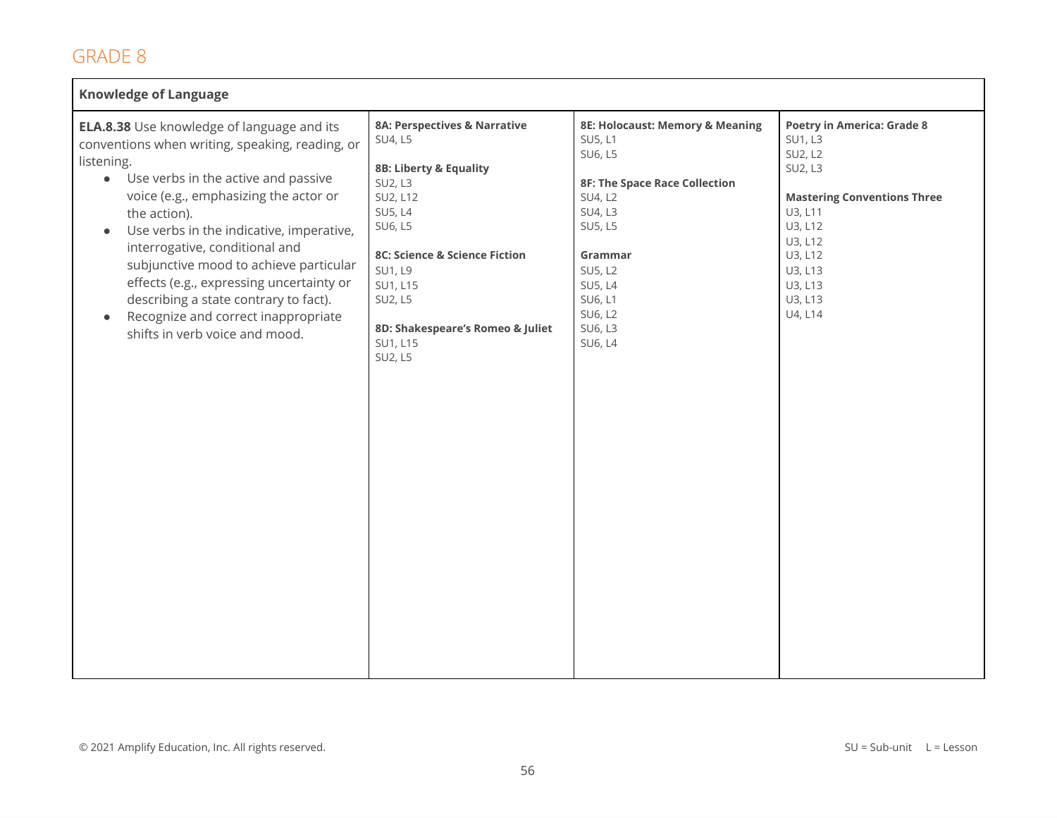## GRADE 8

| Knowledge of Language | | | |
|---|---|---|---|
| **ELA.8.38** Use knowledge of language and its conventions when writing, speaking, reading, or listening.<br>• Use verbs in the active and passive voice (e.g., emphasizing the actor or the action).<br>• Use verbs in the indicative, imperative, interrogative, conditional and subjunctive mood to achieve particular effects (e.g., expressing uncertainty or describing a state contrary to fact).<br>• Recognize and correct inappropriate shifts in verb voice and mood. | **8A: Perspectives & Narrative**<br>SU4, L5<br><br>**8B: Liberty & Equality**<br>SU2, L3<br>SU2, L12<br>SU5, L4<br>SU6, L5<br><br>**8C: Science & Science Fiction**<br>SU1, L9<br>SU1, L15<br>SU2, L5<br><br>**8D: Shakespeare's Romeo & Juliet**<br>SU1, L15<br>SU2, L5 | **8E: Holocaust: Memory & Meaning**<br>SU5, L1<br>SU6, L5<br><br>**8F: The Space Race Collection**<br>SU4, L2<br>SU4, L3<br>SU5, L5<br><br>**Grammar**<br>SU5, L2<br>SU5, L4<br>SU6, L1<br>SU6, L2<br>SU6, L3<br>SU6, L4 | **Poetry in America: Grade 8**<br>SU1, L3<br>SU2, L2<br>SU2, L3<br><br>**Mastering Conventions Three**<br>U3, L11<br>U3, L12<br>U3, L12<br>U3, L12<br>U3, L13<br>U3, L13<br>U3, L13<br>U4, L14 |

© 2021 Amplify Education, Inc. All rights reserved.

SU = Sub-unit  L = Lesson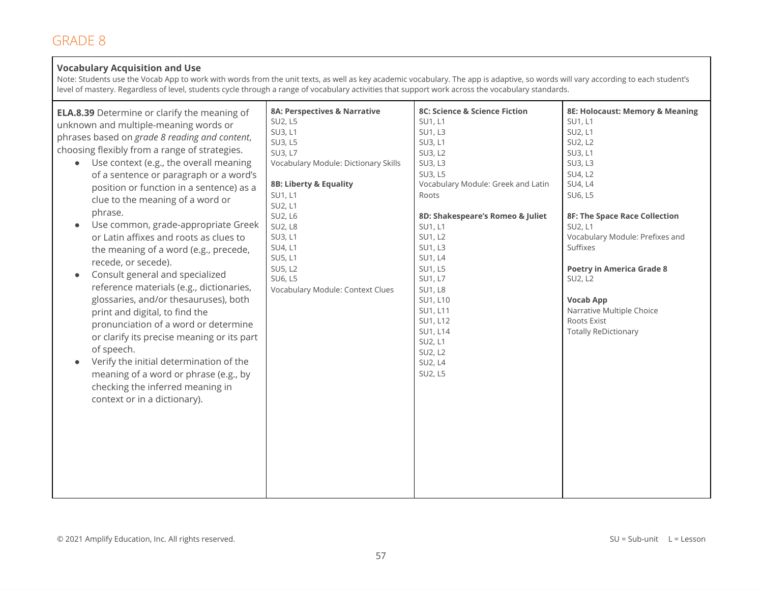## GRADE 8

**Vocabulary Acquisition and Use**

Note: Students use the Vocab App to work with words from the unit texts, as well as key academic vocabulary. The app is adaptive, so words will vary according to each student's level of mastery. Regardless of level, students cycle through a range of vocabulary activities that support work across the vocabulary standards.

| Standard | | | |
|---|---|---|---|
| **ELA.8.39** Determine or clarify the meaning of unknown and multiple-meaning words or phrases based on *grade 8 reading and content*, choosing flexibly from a range of strategies.<br>• Use context (e.g., the overall meaning of a sentence or paragraph or a word's position or function in a sentence) as a clue to the meaning of a word or phrase.<br>• Use common, grade-appropriate Greek or Latin affixes and roots as clues to the meaning of a word (e.g., precede, recede, or secede).<br>• Consult general and specialized reference materials (e.g., dictionaries, glossaries, and/or thesauruses), both print and digital, to find the pronunciation of a word or determine or clarify its precise meaning or its part of speech.<br>• Verify the initial determination of the meaning of a word or phrase (e.g., by checking the inferred meaning in context or in a dictionary). | **8A: Perspectives & Narrative**<br>SU2, L5<br>SU3, L1<br>SU3, L5<br>SU3, L7<br>Vocabulary Module: Dictionary Skills<br><br>**8B: Liberty & Equality**<br>SU1, L1<br>SU2, L1<br>SU2, L6<br>SU2, L8<br>SU3, L1<br>SU4, L1<br>SU5, L1<br>SU5, L2<br>SU6, L5<br>Vocabulary Module: Context Clues | **8C: Science & Science Fiction**<br>SU1, L1<br>SU1, L3<br>SU3, L1<br>SU3, L2<br>SU3, L3<br>SU3, L5<br>Vocabulary Module: Greek and Latin Roots<br><br>**8D: Shakespeare's Romeo & Juliet**<br>SU1, L1<br>SU1, L2<br>SU1, L3<br>SU1, L4<br>SU1, L5<br>SU1, L7<br>SU1, L8<br>SU1, L10<br>SU1, L11<br>SU1, L12<br>SU1, L14<br>SU2, L1<br>SU2, L2<br>SU2, L4<br>SU2, L5 | **8E: Holocaust: Memory & Meaning**<br>SU1, L1<br>SU2, L1<br>SU2, L2<br>SU3, L1<br>SU3, L3<br>SU4, L2<br>SU4, L4<br>SU6, L5<br><br>**8F: The Space Race Collection**<br>SU2, L1<br>Vocabulary Module: Prefixes and Suffixes<br><br>**Poetry in America Grade 8**<br>SU2, L2<br><br>**Vocab App**<br>Narrative Multiple Choice<br>Roots Exist<br>Totally ReDictionary |

© 2021 Amplify Education, Inc. All rights reserved.

SU = Sub-unit L = Lesson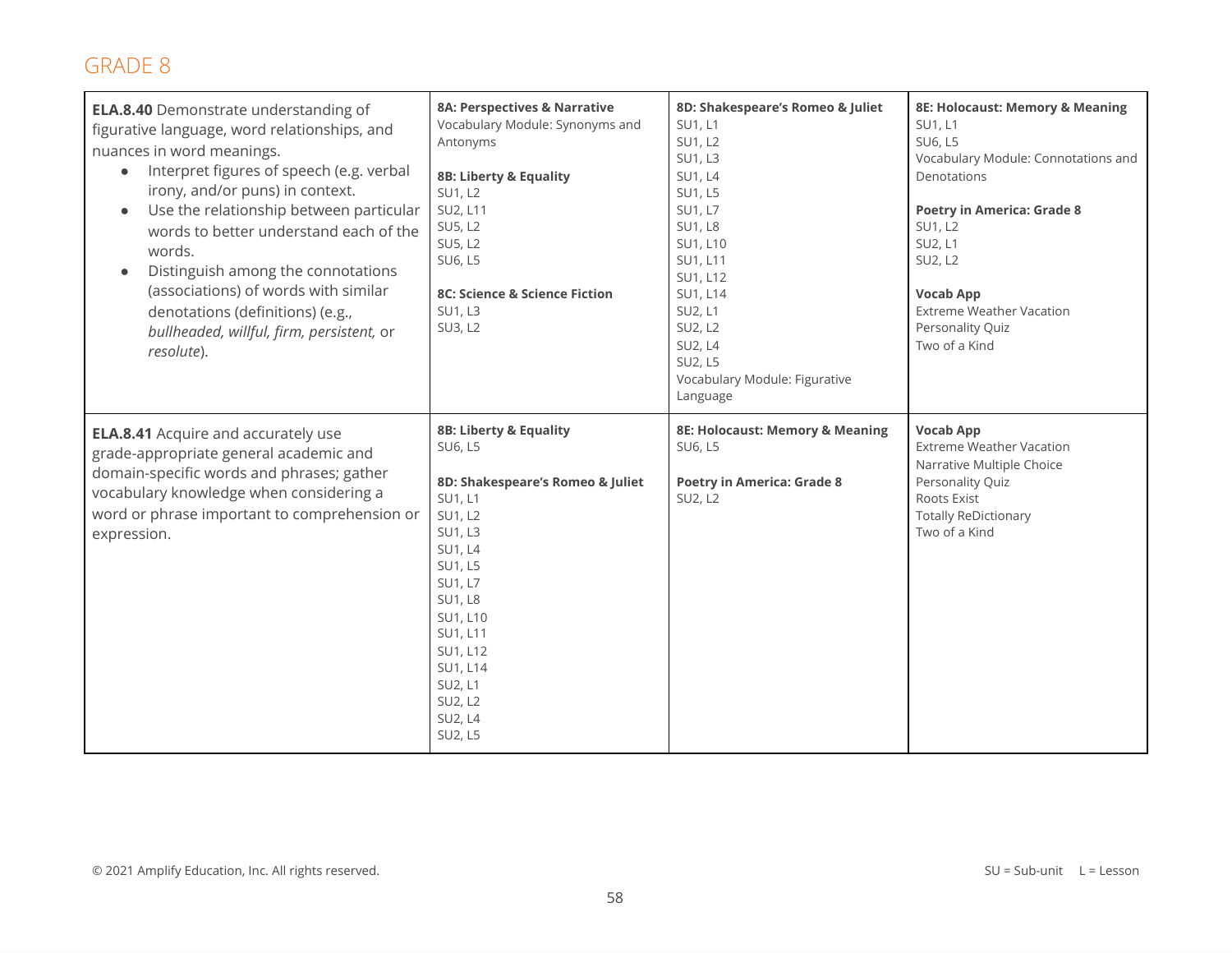## GRADE 8

| | | | |
|---|---|---|---|
| **ELA.8.40** Demonstrate understanding of figurative language, word relationships, and nuances in word meanings.<br>• Interpret figures of speech (e.g. verbal irony, and/or puns) in context.<br>• Use the relationship between particular words to better understand each of the words.<br>• Distinguish among the connotations (associations) of words with similar denotations (definitions) (e.g., *bullheaded, willful, firm, persistent,* or *resolute*). | **8A: Perspectives & Narrative**<br>Vocabulary Module: Synonyms and Antonyms<br><br>**8B: Liberty & Equality**<br>SU1, L2<br>SU2, L11<br>SU5, L2<br>SU5, L2<br>SU6, L5<br><br>**8C: Science & Science Fiction**<br>SU1, L3<br>SU3, L2 | **8D: Shakespeare's Romeo & Juliet**<br>SU1, L1<br>SU1, L2<br>SU1, L3<br>SU1, L4<br>SU1, L5<br>SU1, L7<br>SU1, L8<br>SU1, L10<br>SU1, L11<br>SU1, L12<br>SU1, L14<br>SU2, L1<br>SU2, L2<br>SU2, L4<br>SU2, L5<br>Vocabulary Module: Figurative Language | **8E: Holocaust: Memory & Meaning**<br>SU1, L1<br>SU6, L5<br>Vocabulary Module: Connotations and Denotations<br><br>**Poetry in America: Grade 8**<br>SU1, L2<br>SU2, L1<br>SU2, L2<br><br>**Vocab App**<br>Extreme Weather Vacation<br>Personality Quiz<br>Two of a Kind |
| **ELA.8.41** Acquire and accurately use grade-appropriate general academic and domain-specific words and phrases; gather vocabulary knowledge when considering a word or phrase important to comprehension or expression. | **8B: Liberty & Equality**<br>SU6, L5<br><br>**8D: Shakespeare's Romeo & Juliet**<br>SU1, L1<br>SU1, L2<br>SU1, L3<br>SU1, L4<br>SU1, L5<br>SU1, L7<br>SU1, L8<br>SU1, L10<br>SU1, L11<br>SU1, L12<br>SU1, L14<br>SU2, L1<br>SU2, L2<br>SU2, L4<br>SU2, L5 | **8E: Holocaust: Memory & Meaning**<br>SU6, L5<br><br>**Poetry in America: Grade 8**<br>SU2, L2 | **Vocab App**<br>Extreme Weather Vacation<br>Narrative Multiple Choice<br>Personality Quiz<br>Roots Exist<br>Totally ReDictionary<br>Two of a Kind |

© 2021 Amplify Education, Inc. All rights reserved.

SU = Sub-unit L = Lesson